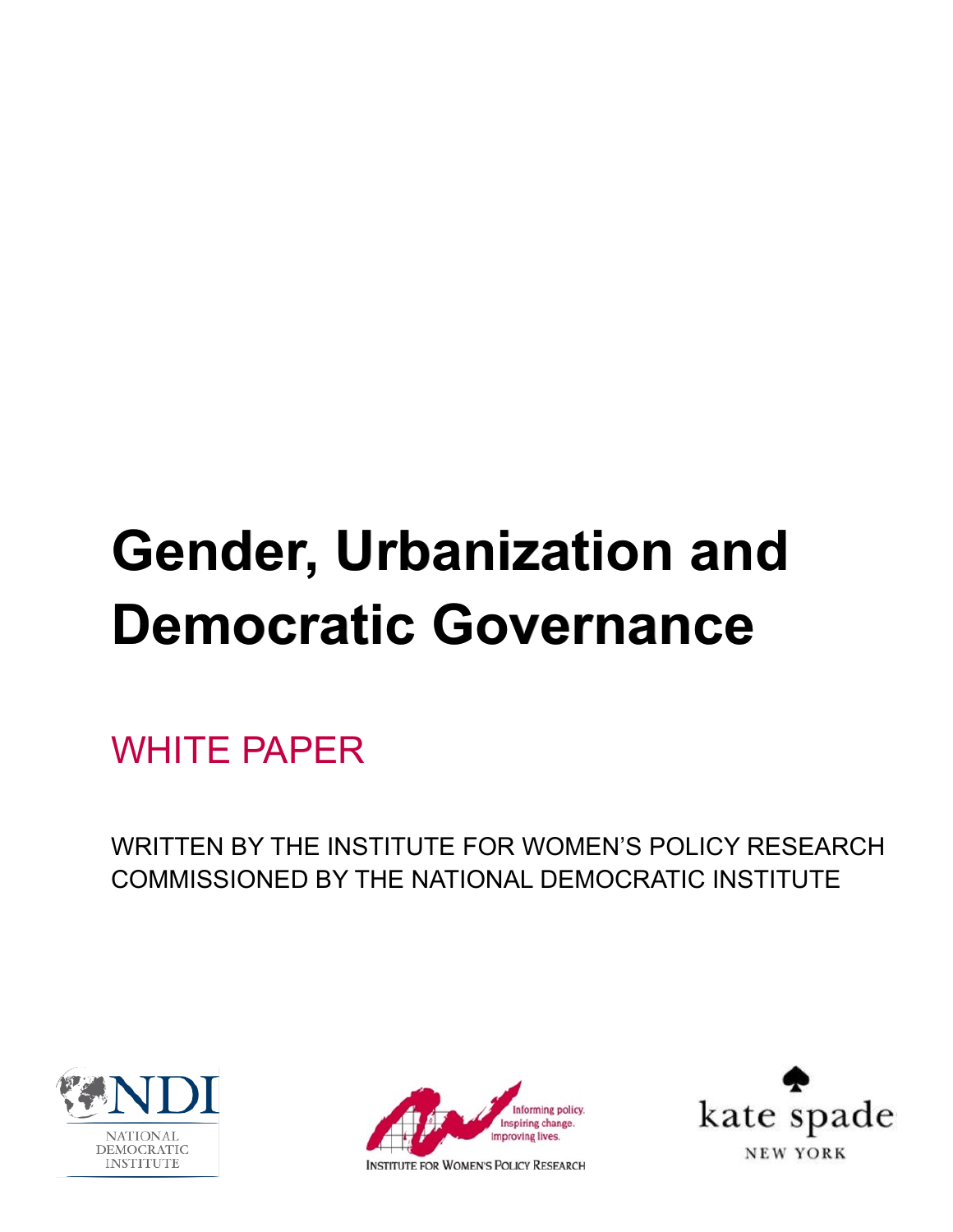# Gender, Urbanization and Democratic Governance

WHITE PAPER

WRITTEN BY THE INSTITUTE FOR WOMEN'S POLICY RESEARCH
COMMISSIONED BY THE NATIONAL DEMOCRATIC INSTITUTE

NDI NATIONAL DEMOCRATIC INSTITUTE

Informing policy. Inspiring change. Improving lives.
INSTITUTE FOR WOMEN'S POLICY RESEARCH

kate spade NEW YORK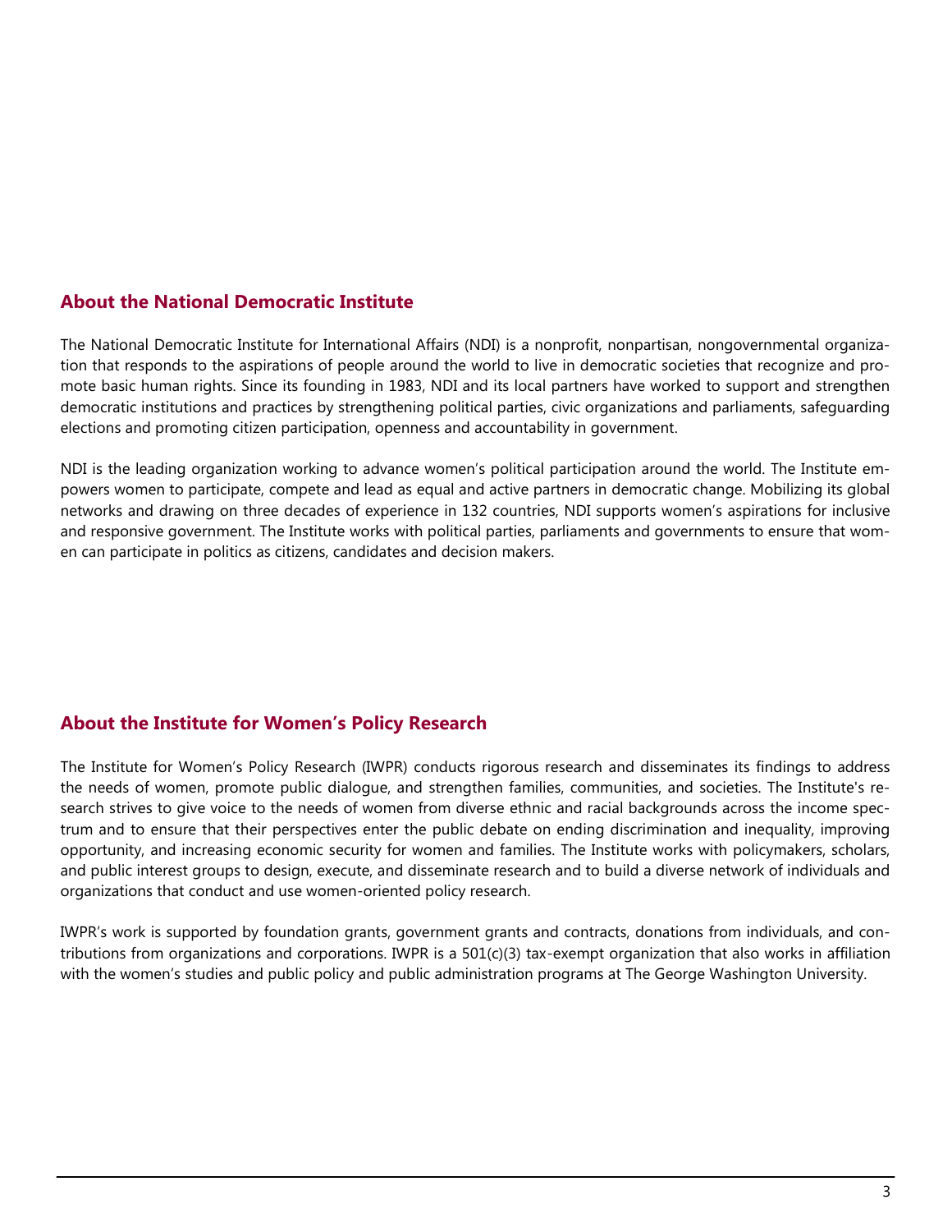## About the National Democratic Institute

The National Democratic Institute for International Affairs (NDI) is a nonprofit, nonpartisan, nongovernmental organization that responds to the aspirations of people around the world to live in democratic societies that recognize and promote basic human rights. Since its founding in 1983, NDI and its local partners have worked to support and strengthen democratic institutions and practices by strengthening political parties, civic organizations and parliaments, safeguarding elections and promoting citizen participation, openness and accountability in government.

NDI is the leading organization working to advance women's political participation around the world. The Institute empowers women to participate, compete and lead as equal and active partners in democratic change. Mobilizing its global networks and drawing on three decades of experience in 132 countries, NDI supports women's aspirations for inclusive and responsive government. The Institute works with political parties, parliaments and governments to ensure that women can participate in politics as citizens, candidates and decision makers.

## About the Institute for Women's Policy Research

The Institute for Women's Policy Research (IWPR) conducts rigorous research and disseminates its findings to address the needs of women, promote public dialogue, and strengthen families, communities, and societies. The Institute's research strives to give voice to the needs of women from diverse ethnic and racial backgrounds across the income spectrum and to ensure that their perspectives enter the public debate on ending discrimination and inequality, improving opportunity, and increasing economic security for women and families. The Institute works with policymakers, scholars, and public interest groups to design, execute, and disseminate research and to build a diverse network of individuals and organizations that conduct and use women-oriented policy research.

IWPR's work is supported by foundation grants, government grants and contracts, donations from individuals, and contributions from organizations and corporations. IWPR is a 501(c)(3) tax-exempt organization that also works in affiliation with the women's studies and public policy and public administration programs at The George Washington University.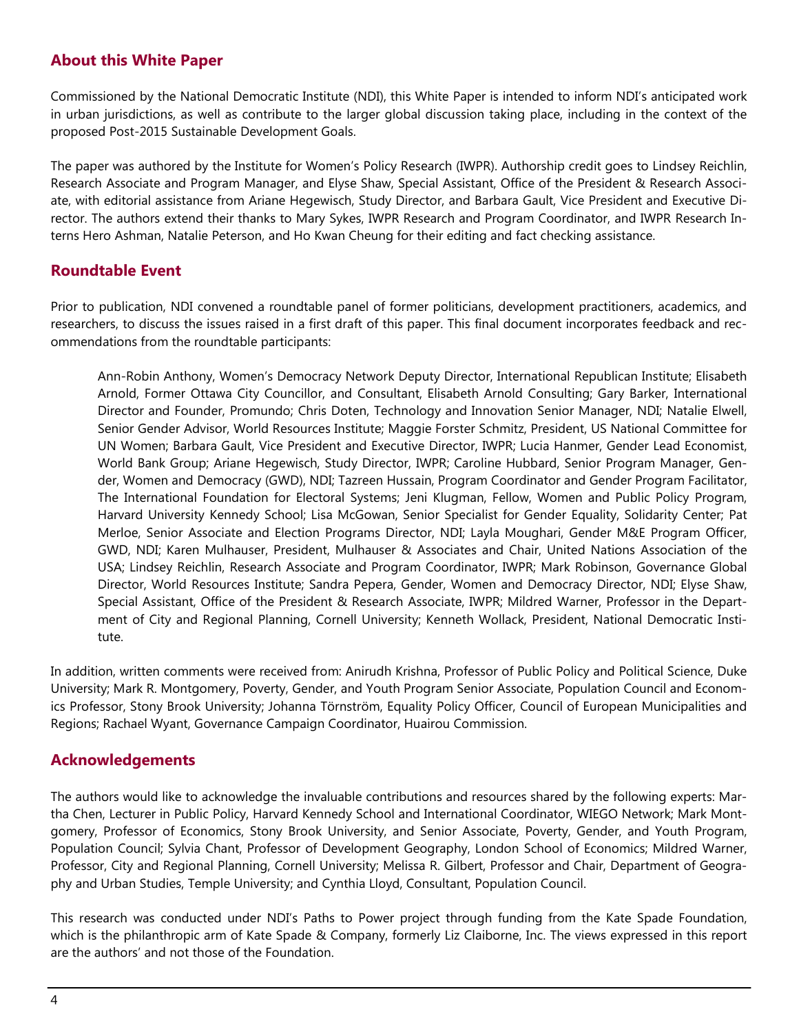## About this White Paper

Commissioned by the National Democratic Institute (NDI), this White Paper is intended to inform NDI's anticipated work in urban jurisdictions, as well as contribute to the larger global discussion taking place, including in the context of the proposed Post-2015 Sustainable Development Goals.

The paper was authored by the Institute for Women's Policy Research (IWPR). Authorship credit goes to Lindsey Reichlin, Research Associate and Program Manager, and Elyse Shaw, Special Assistant, Office of the President & Research Associate, with editorial assistance from Ariane Hegewisch, Study Director, and Barbara Gault, Vice President and Executive Director. The authors extend their thanks to Mary Sykes, IWPR Research and Program Coordinator, and IWPR Research Interns Hero Ashman, Natalie Peterson, and Ho Kwan Cheung for their editing and fact checking assistance.

## Roundtable Event

Prior to publication, NDI convened a roundtable panel of former politicians, development practitioners, academics, and researchers, to discuss the issues raised in a first draft of this paper. This final document incorporates feedback and recommendations from the roundtable participants:

> Ann-Robin Anthony, Women's Democracy Network Deputy Director, International Republican Institute; Elisabeth Arnold, Former Ottawa City Councillor, and Consultant, Elisabeth Arnold Consulting; Gary Barker, International Director and Founder, Promundo; Chris Doten, Technology and Innovation Senior Manager, NDI; Natalie Elwell, Senior Gender Advisor, World Resources Institute; Maggie Forster Schmitz, President, US National Committee for UN Women; Barbara Gault, Vice President and Executive Director, IWPR; Lucia Hanmer, Gender Lead Economist, World Bank Group; Ariane Hegewisch, Study Director, IWPR; Caroline Hubbard, Senior Program Manager, Gender, Women and Democracy (GWD), NDI; Tazreen Hussain, Program Coordinator and Gender Program Facilitator, The International Foundation for Electoral Systems; Jeni Klugman, Fellow, Women and Public Policy Program, Harvard University Kennedy School; Lisa McGowan, Senior Specialist for Gender Equality, Solidarity Center; Pat Merloe, Senior Associate and Election Programs Director, NDI; Layla Moughari, Gender M&E Program Officer, GWD, NDI; Karen Mulhauser, President, Mulhauser & Associates and Chair, United Nations Association of the USA; Lindsey Reichlin, Research Associate and Program Coordinator, IWPR; Mark Robinson, Governance Global Director, World Resources Institute; Sandra Pepera, Gender, Women and Democracy Director, NDI; Elyse Shaw, Special Assistant, Office of the President & Research Associate, IWPR; Mildred Warner, Professor in the Department of City and Regional Planning, Cornell University; Kenneth Wollack, President, National Democratic Institute.

In addition, written comments were received from: Anirudh Krishna, Professor of Public Policy and Political Science, Duke University; Mark R. Montgomery, Poverty, Gender, and Youth Program Senior Associate, Population Council and Economics Professor, Stony Brook University; Johanna Törnström, Equality Policy Officer, Council of European Municipalities and Regions; Rachael Wyant, Governance Campaign Coordinator, Huairou Commission.

## Acknowledgements

The authors would like to acknowledge the invaluable contributions and resources shared by the following experts: Martha Chen, Lecturer in Public Policy, Harvard Kennedy School and International Coordinator, WIEGO Network; Mark Montgomery, Professor of Economics, Stony Brook University, and Senior Associate, Poverty, Gender, and Youth Program, Population Council; Sylvia Chant, Professor of Development Geography, London School of Economics; Mildred Warner, Professor, City and Regional Planning, Cornell University; Melissa R. Gilbert, Professor and Chair, Department of Geography and Urban Studies, Temple University; and Cynthia Lloyd, Consultant, Population Council.

This research was conducted under NDI's Paths to Power project through funding from the Kate Spade Foundation, which is the philanthropic arm of Kate Spade & Company, formerly Liz Claiborne, Inc. The views expressed in this report are the authors' and not those of the Foundation.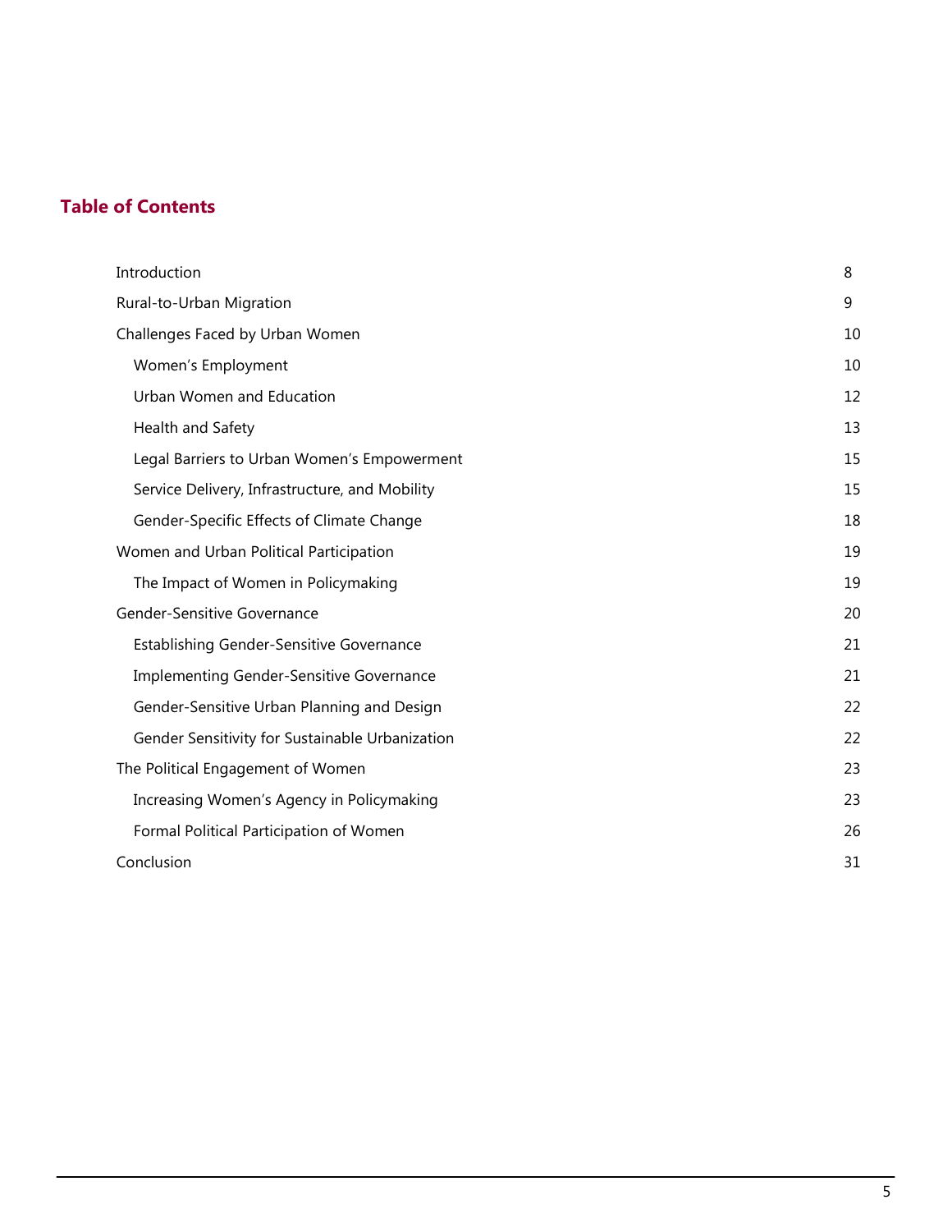## Table of Contents

| | |
|---|---|
| Introduction | 8 |
| Rural-to-Urban Migration | 9 |
| Challenges Faced by Urban Women | 10 |
| Women's Employment | 10 |
| Urban Women and Education | 12 |
| Health and Safety | 13 |
| Legal Barriers to Urban Women's Empowerment | 15 |
| Service Delivery, Infrastructure, and Mobility | 15 |
| Gender-Specific Effects of Climate Change | 18 |
| Women and Urban Political Participation | 19 |
| The Impact of Women in Policymaking | 19 |
| Gender-Sensitive Governance | 20 |
| Establishing Gender-Sensitive Governance | 21 |
| Implementing Gender-Sensitive Governance | 21 |
| Gender-Sensitive Urban Planning and Design | 22 |
| Gender Sensitivity for Sustainable Urbanization | 22 |
| The Political Engagement of Women | 23 |
| Increasing Women's Agency in Policymaking | 23 |
| Formal Political Participation of Women | 26 |
| Conclusion | 31 |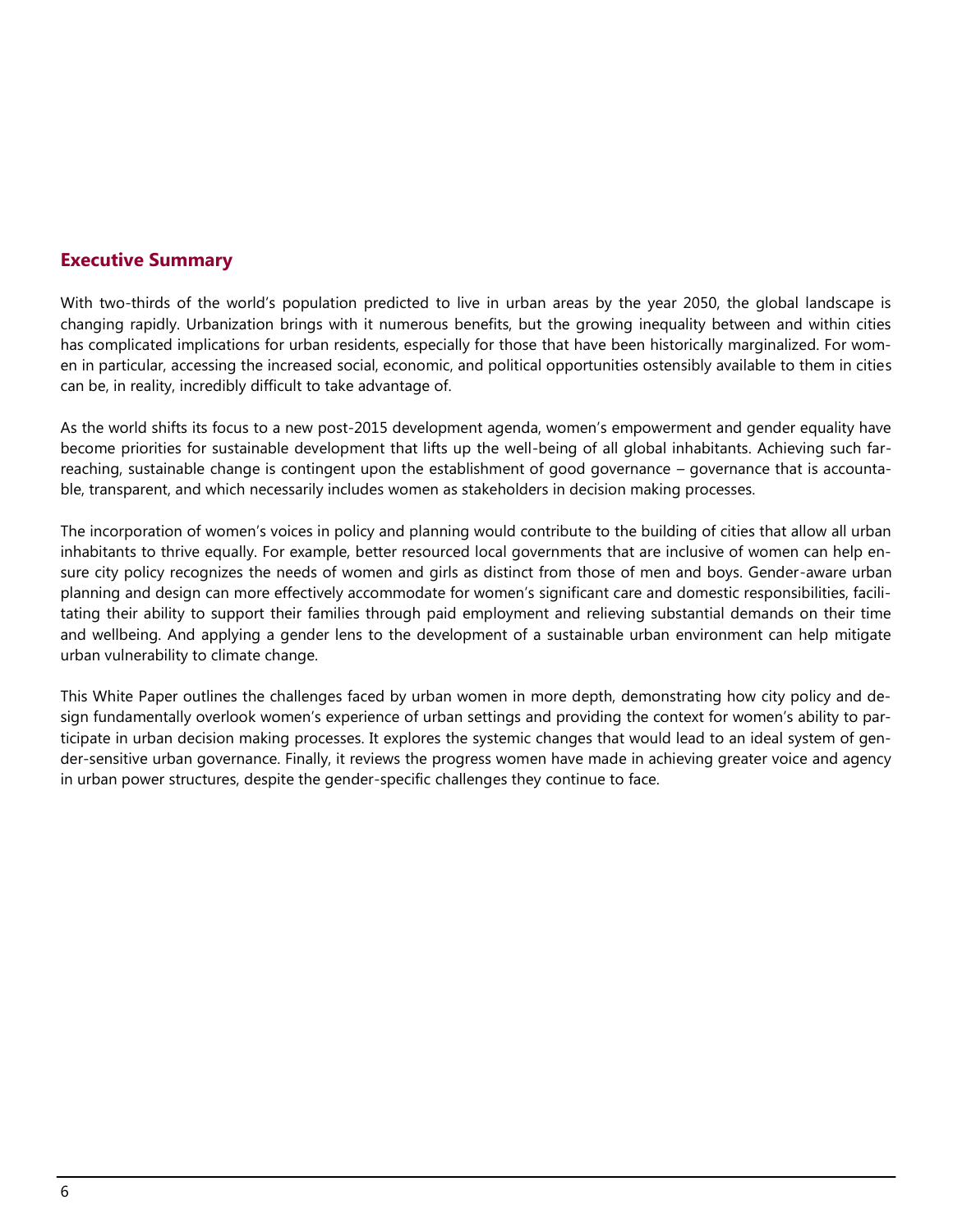## Executive Summary

With two-thirds of the world's population predicted to live in urban areas by the year 2050, the global landscape is changing rapidly. Urbanization brings with it numerous benefits, but the growing inequality between and within cities has complicated implications for urban residents, especially for those that have been historically marginalized. For women in particular, accessing the increased social, economic, and political opportunities ostensibly available to them in cities can be, in reality, incredibly difficult to take advantage of.

As the world shifts its focus to a new post-2015 development agenda, women's empowerment and gender equality have become priorities for sustainable development that lifts up the well-being of all global inhabitants. Achieving such far-reaching, sustainable change is contingent upon the establishment of good governance – governance that is accountable, transparent, and which necessarily includes women as stakeholders in decision making processes.

The incorporation of women's voices in policy and planning would contribute to the building of cities that allow all urban inhabitants to thrive equally. For example, better resourced local governments that are inclusive of women can help ensure city policy recognizes the needs of women and girls as distinct from those of men and boys. Gender-aware urban planning and design can more effectively accommodate for women's significant care and domestic responsibilities, facilitating their ability to support their families through paid employment and relieving substantial demands on their time and wellbeing. And applying a gender lens to the development of a sustainable urban environment can help mitigate urban vulnerability to climate change.

This White Paper outlines the challenges faced by urban women in more depth, demonstrating how city policy and design fundamentally overlook women's experience of urban settings and providing the context for women's ability to participate in urban decision making processes. It explores the systemic changes that would lead to an ideal system of gender-sensitive urban governance. Finally, it reviews the progress women have made in achieving greater voice and agency in urban power structures, despite the gender-specific challenges they continue to face.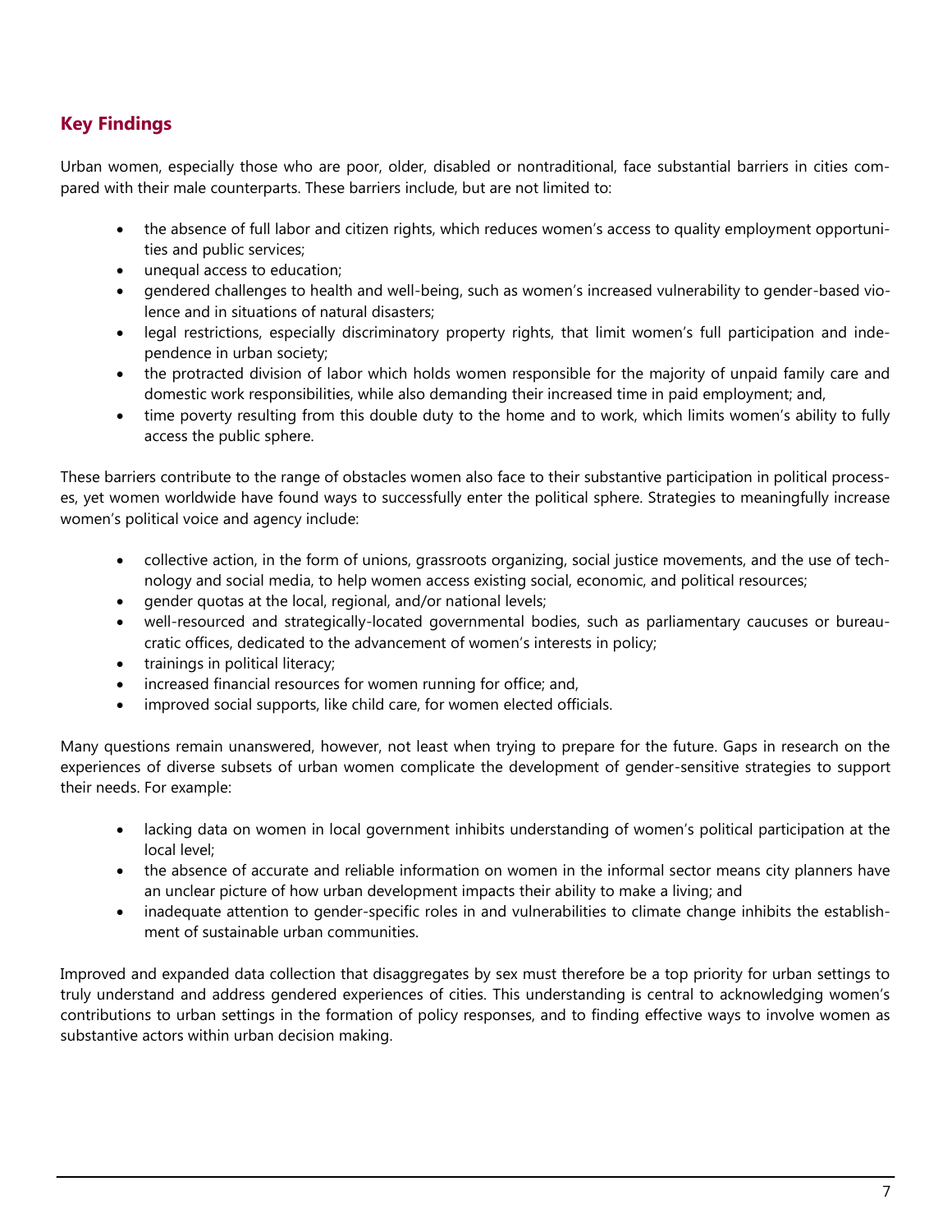## Key Findings

Urban women, especially those who are poor, older, disabled or nontraditional, face substantial barriers in cities compared with their male counterparts. These barriers include, but are not limited to:

- the absence of full labor and citizen rights, which reduces women's access to quality employment opportunities and public services;
- unequal access to education;
- gendered challenges to health and well-being, such as women's increased vulnerability to gender-based violence and in situations of natural disasters;
- legal restrictions, especially discriminatory property rights, that limit women's full participation and independence in urban society;
- the protracted division of labor which holds women responsible for the majority of unpaid family care and domestic work responsibilities, while also demanding their increased time in paid employment; and,
- time poverty resulting from this double duty to the home and to work, which limits women's ability to fully access the public sphere.

These barriers contribute to the range of obstacles women also face to their substantive participation in political processes, yet women worldwide have found ways to successfully enter the political sphere. Strategies to meaningfully increase women's political voice and agency include:

- collective action, in the form of unions, grassroots organizing, social justice movements, and the use of technology and social media, to help women access existing social, economic, and political resources;
- gender quotas at the local, regional, and/or national levels;
- well-resourced and strategically-located governmental bodies, such as parliamentary caucuses or bureaucratic offices, dedicated to the advancement of women's interests in policy;
- trainings in political literacy;
- increased financial resources for women running for office; and,
- improved social supports, like child care, for women elected officials.

Many questions remain unanswered, however, not least when trying to prepare for the future. Gaps in research on the experiences of diverse subsets of urban women complicate the development of gender-sensitive strategies to support their needs. For example:

- lacking data on women in local government inhibits understanding of women's political participation at the local level;
- the absence of accurate and reliable information on women in the informal sector means city planners have an unclear picture of how urban development impacts their ability to make a living; and
- inadequate attention to gender-specific roles in and vulnerabilities to climate change inhibits the establishment of sustainable urban communities.

Improved and expanded data collection that disaggregates by sex must therefore be a top priority for urban settings to truly understand and address gendered experiences of cities. This understanding is central to acknowledging women's contributions to urban settings in the formation of policy responses, and to finding effective ways to involve women as substantive actors within urban decision making.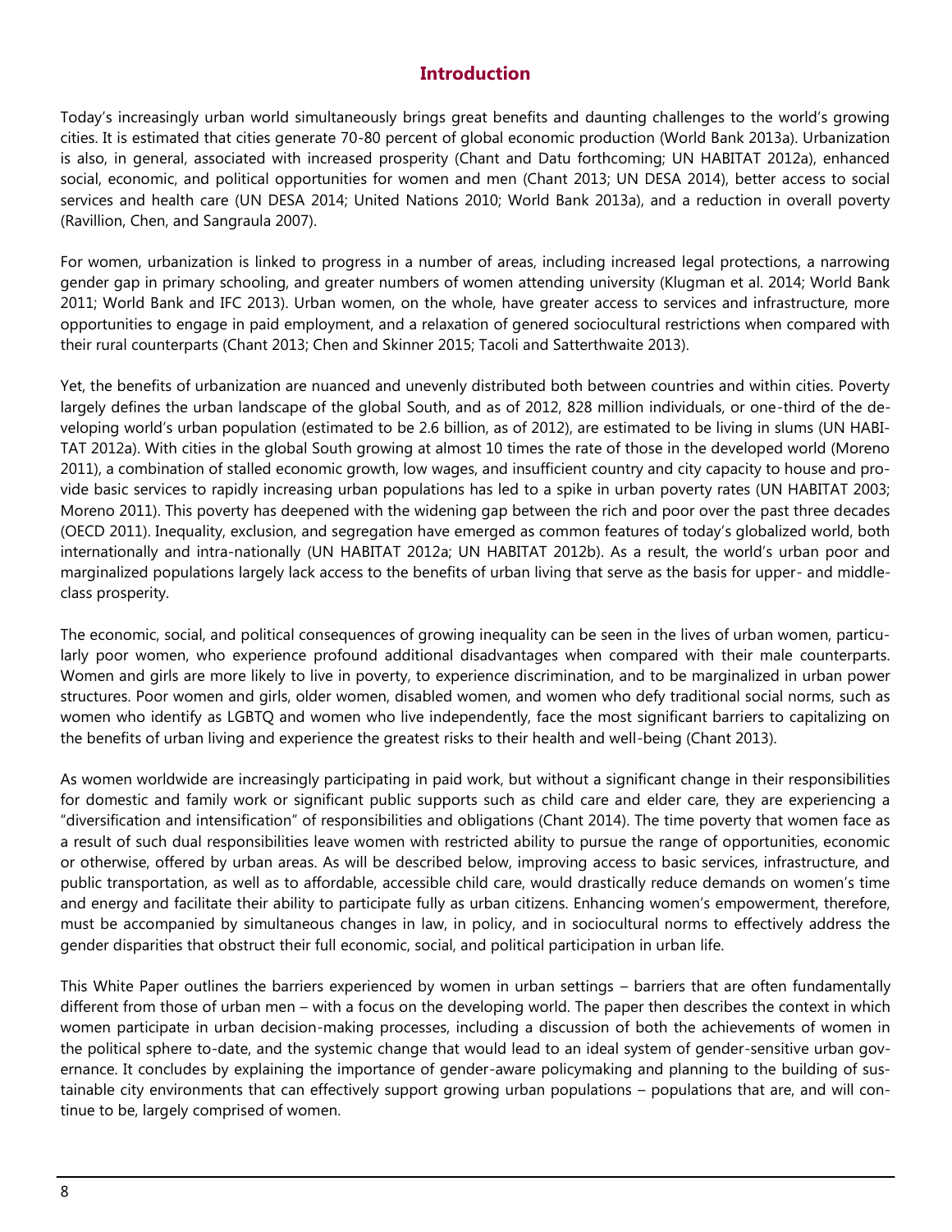## Introduction

Today's increasingly urban world simultaneously brings great benefits and daunting challenges to the world's growing cities. It is estimated that cities generate 70-80 percent of global economic production (World Bank 2013a). Urbanization is also, in general, associated with increased prosperity (Chant and Datu forthcoming; UN HABITAT 2012a), enhanced social, economic, and political opportunities for women and men (Chant 2013; UN DESA 2014), better access to social services and health care (UN DESA 2014; United Nations 2010; World Bank 2013a), and a reduction in overall poverty (Ravillion, Chen, and Sangraula 2007).

For women, urbanization is linked to progress in a number of areas, including increased legal protections, a narrowing gender gap in primary schooling, and greater numbers of women attending university (Klugman et al. 2014; World Bank 2011; World Bank and IFC 2013). Urban women, on the whole, have greater access to services and infrastructure, more opportunities to engage in paid employment, and a relaxation of genered sociocultural restrictions when compared with their rural counterparts (Chant 2013; Chen and Skinner 2015; Tacoli and Satterthwaite 2013).

Yet, the benefits of urbanization are nuanced and unevenly distributed both between countries and within cities. Poverty largely defines the urban landscape of the global South, and as of 2012, 828 million individuals, or one-third of the developing world's urban population (estimated to be 2.6 billion, as of 2012), are estimated to be living in slums (UN HABITAT 2012a). With cities in the global South growing at almost 10 times the rate of those in the developed world (Moreno 2011), a combination of stalled economic growth, low wages, and insufficient country and city capacity to house and provide basic services to rapidly increasing urban populations has led to a spike in urban poverty rates (UN HABITAT 2003; Moreno 2011). This poverty has deepened with the widening gap between the rich and poor over the past three decades (OECD 2011). Inequality, exclusion, and segregation have emerged as common features of today's globalized world, both internationally and intra-nationally (UN HABITAT 2012a; UN HABITAT 2012b). As a result, the world's urban poor and marginalized populations largely lack access to the benefits of urban living that serve as the basis for upper- and middle-class prosperity.

The economic, social, and political consequences of growing inequality can be seen in the lives of urban women, particularly poor women, who experience profound additional disadvantages when compared with their male counterparts. Women and girls are more likely to live in poverty, to experience discrimination, and to be marginalized in urban power structures. Poor women and girls, older women, disabled women, and women who defy traditional social norms, such as women who identify as LGBTQ and women who live independently, face the most significant barriers to capitalizing on the benefits of urban living and experience the greatest risks to their health and well-being (Chant 2013).

As women worldwide are increasingly participating in paid work, but without a significant change in their responsibilities for domestic and family work or significant public supports such as child care and elder care, they are experiencing a "diversification and intensification" of responsibilities and obligations (Chant 2014). The time poverty that women face as a result of such dual responsibilities leave women with restricted ability to pursue the range of opportunities, economic or otherwise, offered by urban areas. As will be described below, improving access to basic services, infrastructure, and public transportation, as well as to affordable, accessible child care, would drastically reduce demands on women's time and energy and facilitate their ability to participate fully as urban citizens. Enhancing women's empowerment, therefore, must be accompanied by simultaneous changes in law, in policy, and in sociocultural norms to effectively address the gender disparities that obstruct their full economic, social, and political participation in urban life.

This White Paper outlines the barriers experienced by women in urban settings – barriers that are often fundamentally different from those of urban men – with a focus on the developing world. The paper then describes the context in which women participate in urban decision-making processes, including a discussion of both the achievements of women in the political sphere to-date, and the systemic change that would lead to an ideal system of gender-sensitive urban governance. It concludes by explaining the importance of gender-aware policymaking and planning to the building of sustainable city environments that can effectively support growing urban populations – populations that are, and will continue to be, largely comprised of women.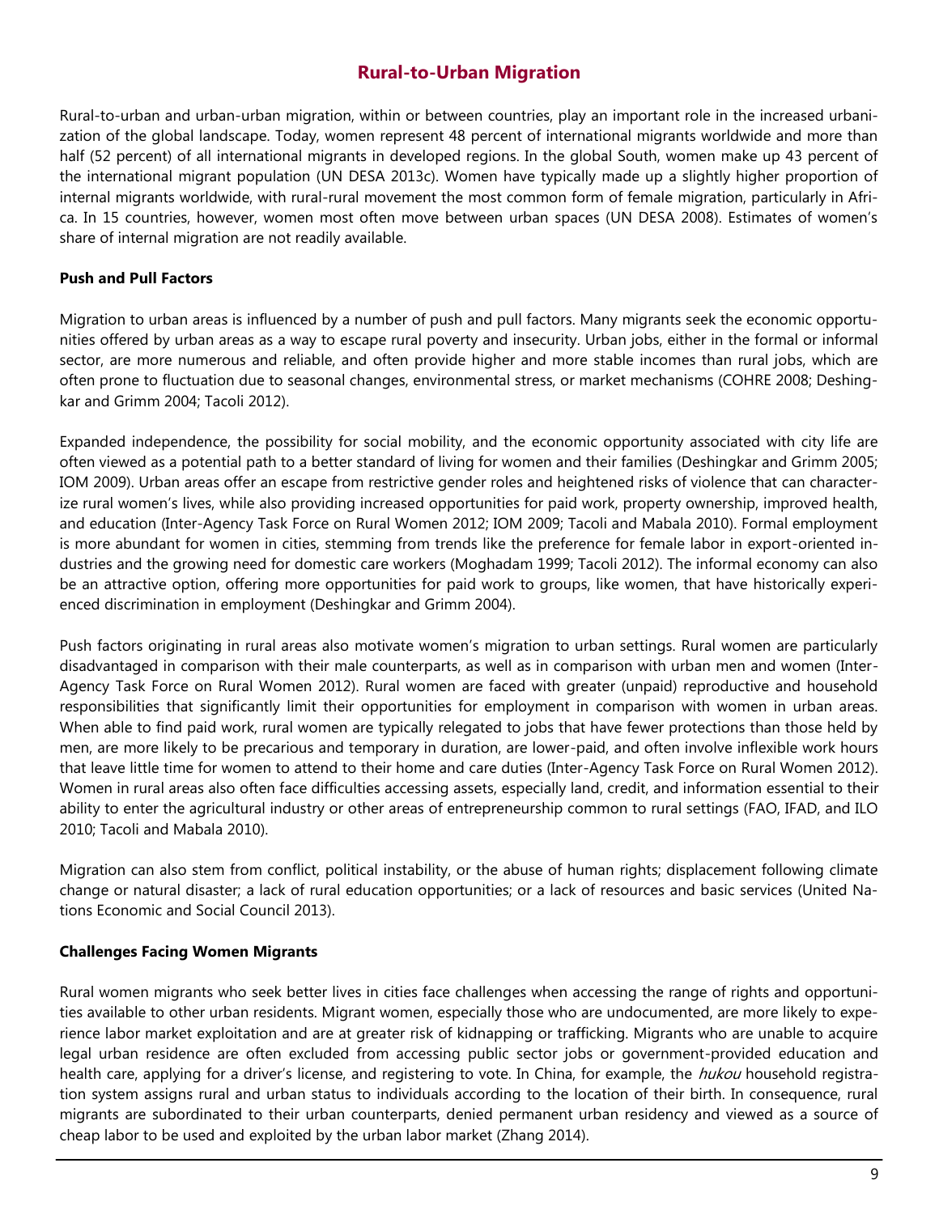## Rural-to-Urban Migration

Rural-to-urban and urban-urban migration, within or between countries, play an important role in the increased urbanization of the global landscape. Today, women represent 48 percent of international migrants worldwide and more than half (52 percent) of all international migrants in developed regions. In the global South, women make up 43 percent of the international migrant population (UN DESA 2013c). Women have typically made up a slightly higher proportion of internal migrants worldwide, with rural-rural movement the most common form of female migration, particularly in Africa. In 15 countries, however, women most often move between urban spaces (UN DESA 2008). Estimates of women's share of internal migration are not readily available.

### Push and Pull Factors

Migration to urban areas is influenced by a number of push and pull factors. Many migrants seek the economic opportunities offered by urban areas as a way to escape rural poverty and insecurity. Urban jobs, either in the formal or informal sector, are more numerous and reliable, and often provide higher and more stable incomes than rural jobs, which are often prone to fluctuation due to seasonal changes, environmental stress, or market mechanisms (COHRE 2008; Deshingkar and Grimm 2004; Tacoli 2012).

Expanded independence, the possibility for social mobility, and the economic opportunity associated with city life are often viewed as a potential path to a better standard of living for women and their families (Deshingkar and Grimm 2005; IOM 2009). Urban areas offer an escape from restrictive gender roles and heightened risks of violence that can characterize rural women's lives, while also providing increased opportunities for paid work, property ownership, improved health, and education (Inter-Agency Task Force on Rural Women 2012; IOM 2009; Tacoli and Mabala 2010). Formal employment is more abundant for women in cities, stemming from trends like the preference for female labor in export-oriented industries and the growing need for domestic care workers (Moghadam 1999; Tacoli 2012). The informal economy can also be an attractive option, offering more opportunities for paid work to groups, like women, that have historically experienced discrimination in employment (Deshingkar and Grimm 2004).

Push factors originating in rural areas also motivate women's migration to urban settings. Rural women are particularly disadvantaged in comparison with their male counterparts, as well as in comparison with urban men and women (Inter-Agency Task Force on Rural Women 2012). Rural women are faced with greater (unpaid) reproductive and household responsibilities that significantly limit their opportunities for employment in comparison with women in urban areas. When able to find paid work, rural women are typically relegated to jobs that have fewer protections than those held by men, are more likely to be precarious and temporary in duration, are lower-paid, and often involve inflexible work hours that leave little time for women to attend to their home and care duties (Inter-Agency Task Force on Rural Women 2012). Women in rural areas also often face difficulties accessing assets, especially land, credit, and information essential to their ability to enter the agricultural industry or other areas of entrepreneurship common to rural settings (FAO, IFAD, and ILO 2010; Tacoli and Mabala 2010).

Migration can also stem from conflict, political instability, or the abuse of human rights; displacement following climate change or natural disaster; a lack of rural education opportunities; or a lack of resources and basic services (United Nations Economic and Social Council 2013).

### Challenges Facing Women Migrants

Rural women migrants who seek better lives in cities face challenges when accessing the range of rights and opportunities available to other urban residents. Migrant women, especially those who are undocumented, are more likely to experience labor market exploitation and are at greater risk of kidnapping or trafficking. Migrants who are unable to acquire legal urban residence are often excluded from accessing public sector jobs or government-provided education and health care, applying for a driver's license, and registering to vote. In China, for example, the *hukou* household registration system assigns rural and urban status to individuals according to the location of their birth. In consequence, rural migrants are subordinated to their urban counterparts, denied permanent urban residency and viewed as a source of cheap labor to be used and exploited by the urban labor market (Zhang 2014).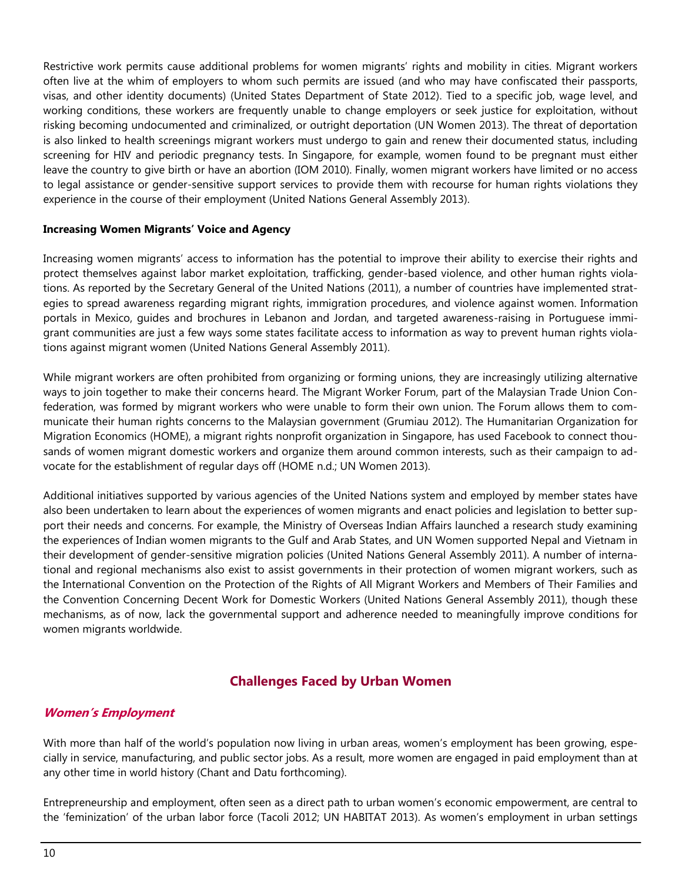Restrictive work permits cause additional problems for women migrants' rights and mobility in cities. Migrant workers often live at the whim of employers to whom such permits are issued (and who may have confiscated their passports, visas, and other identity documents) (United States Department of State 2012). Tied to a specific job, wage level, and working conditions, these workers are frequently unable to change employers or seek justice for exploitation, without risking becoming undocumented and criminalized, or outright deportation (UN Women 2013). The threat of deportation is also linked to health screenings migrant workers must undergo to gain and renew their documented status, including screening for HIV and periodic pregnancy tests. In Singapore, for example, women found to be pregnant must either leave the country to give birth or have an abortion (IOM 2010). Finally, women migrant workers have limited or no access to legal assistance or gender-sensitive support services to provide them with recourse for human rights violations they experience in the course of their employment (United Nations General Assembly 2013).

**Increasing Women Migrants' Voice and Agency**

Increasing women migrants' access to information has the potential to improve their ability to exercise their rights and protect themselves against labor market exploitation, trafficking, gender-based violence, and other human rights violations. As reported by the Secretary General of the United Nations (2011), a number of countries have implemented strategies to spread awareness regarding migrant rights, immigration procedures, and violence against women. Information portals in Mexico, guides and brochures in Lebanon and Jordan, and targeted awareness-raising in Portuguese immigrant communities are just a few ways some states facilitate access to information as way to prevent human rights violations against migrant women (United Nations General Assembly 2011).

While migrant workers are often prohibited from organizing or forming unions, they are increasingly utilizing alternative ways to join together to make their concerns heard. The Migrant Worker Forum, part of the Malaysian Trade Union Confederation, was formed by migrant workers who were unable to form their own union. The Forum allows them to communicate their human rights concerns to the Malaysian government (Grumiau 2012). The Humanitarian Organization for Migration Economics (HOME), a migrant rights nonprofit organization in Singapore, has used Facebook to connect thousands of women migrant domestic workers and organize them around common interests, such as their campaign to advocate for the establishment of regular days off (HOME n.d.; UN Women 2013).

Additional initiatives supported by various agencies of the United Nations system and employed by member states have also been undertaken to learn about the experiences of women migrants and enact policies and legislation to better support their needs and concerns. For example, the Ministry of Overseas Indian Affairs launched a research study examining the experiences of Indian women migrants to the Gulf and Arab States, and UN Women supported Nepal and Vietnam in their development of gender-sensitive migration policies (United Nations General Assembly 2011). A number of international and regional mechanisms also exist to assist governments in their protection of women migrant workers, such as the International Convention on the Protection of the Rights of All Migrant Workers and Members of Their Families and the Convention Concerning Decent Work for Domestic Workers (United Nations General Assembly 2011), though these mechanisms, as of now, lack the governmental support and adherence needed to meaningfully improve conditions for women migrants worldwide.

## Challenges Faced by Urban Women

### *Women's Employment*

With more than half of the world's population now living in urban areas, women's employment has been growing, especially in service, manufacturing, and public sector jobs. As a result, more women are engaged in paid employment than at any other time in world history (Chant and Datu forthcoming).

Entrepreneurship and employment, often seen as a direct path to urban women's economic empowerment, are central to the 'feminization' of the urban labor force (Tacoli 2012; UN HABITAT 2013). As women's employment in urban settings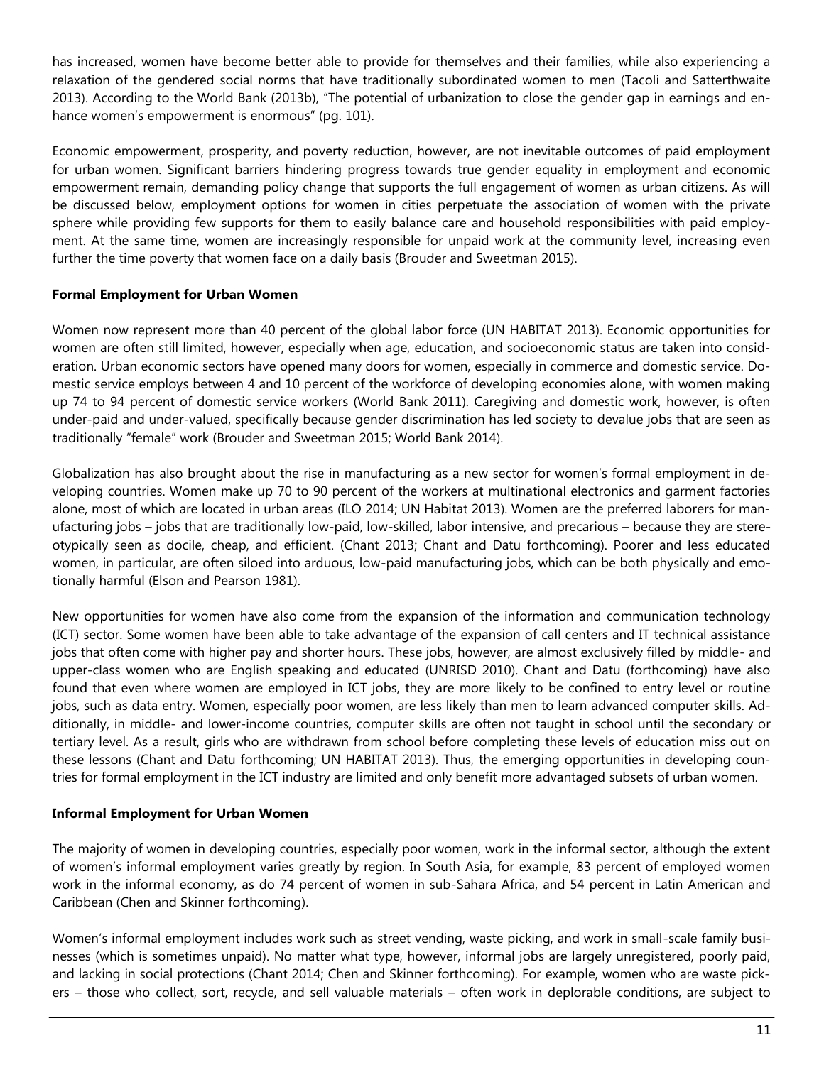has increased, women have become better able to provide for themselves and their families, while also experiencing a relaxation of the gendered social norms that have traditionally subordinated women to men (Tacoli and Satterthwaite 2013). According to the World Bank (2013b), "The potential of urbanization to close the gender gap in earnings and enhance women's empowerment is enormous" (pg. 101).

Economic empowerment, prosperity, and poverty reduction, however, are not inevitable outcomes of paid employment for urban women. Significant barriers hindering progress towards true gender equality in employment and economic empowerment remain, demanding policy change that supports the full engagement of women as urban citizens. As will be discussed below, employment options for women in cities perpetuate the association of women with the private sphere while providing few supports for them to easily balance care and household responsibilities with paid employment. At the same time, women are increasingly responsible for unpaid work at the community level, increasing even further the time poverty that women face on a daily basis (Brouder and Sweetman 2015).

**Formal Employment for Urban Women**

Women now represent more than 40 percent of the global labor force (UN HABITAT 2013). Economic opportunities for women are often still limited, however, especially when age, education, and socioeconomic status are taken into consideration. Urban economic sectors have opened many doors for women, especially in commerce and domestic service. Domestic service employs between 4 and 10 percent of the workforce of developing economies alone, with women making up 74 to 94 percent of domestic service workers (World Bank 2011). Caregiving and domestic work, however, is often under-paid and under-valued, specifically because gender discrimination has led society to devalue jobs that are seen as traditionally "female" work (Brouder and Sweetman 2015; World Bank 2014).

Globalization has also brought about the rise in manufacturing as a new sector for women's formal employment in developing countries. Women make up 70 to 90 percent of the workers at multinational electronics and garment factories alone, most of which are located in urban areas (ILO 2014; UN Habitat 2013). Women are the preferred laborers for manufacturing jobs – jobs that are traditionally low-paid, low-skilled, labor intensive, and precarious – because they are stereotypically seen as docile, cheap, and efficient. (Chant 2013; Chant and Datu forthcoming). Poorer and less educated women, in particular, are often siloed into arduous, low-paid manufacturing jobs, which can be both physically and emotionally harmful (Elson and Pearson 1981).

New opportunities for women have also come from the expansion of the information and communication technology (ICT) sector. Some women have been able to take advantage of the expansion of call centers and IT technical assistance jobs that often come with higher pay and shorter hours. These jobs, however, are almost exclusively filled by middle- and upper-class women who are English speaking and educated (UNRISD 2010). Chant and Datu (forthcoming) have also found that even where women are employed in ICT jobs, they are more likely to be confined to entry level or routine jobs, such as data entry. Women, especially poor women, are less likely than men to learn advanced computer skills. Additionally, in middle- and lower-income countries, computer skills are often not taught in school until the secondary or tertiary level. As a result, girls who are withdrawn from school before completing these levels of education miss out on these lessons (Chant and Datu forthcoming; UN HABITAT 2013). Thus, the emerging opportunities in developing countries for formal employment in the ICT industry are limited and only benefit more advantaged subsets of urban women.

**Informal Employment for Urban Women**

The majority of women in developing countries, especially poor women, work in the informal sector, although the extent of women's informal employment varies greatly by region. In South Asia, for example, 83 percent of employed women work in the informal economy, as do 74 percent of women in sub-Sahara Africa, and 54 percent in Latin American and Caribbean (Chen and Skinner forthcoming).

Women's informal employment includes work such as street vending, waste picking, and work in small-scale family businesses (which is sometimes unpaid). No matter what type, however, informal jobs are largely unregistered, poorly paid, and lacking in social protections (Chant 2014; Chen and Skinner forthcoming). For example, women who are waste pickers – those who collect, sort, recycle, and sell valuable materials – often work in deplorable conditions, are subject to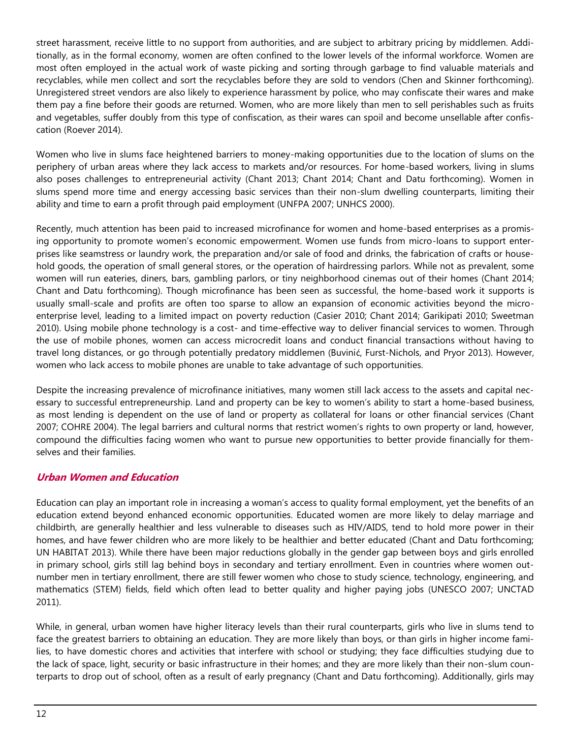street harassment, receive little to no support from authorities, and are subject to arbitrary pricing by middlemen. Additionally, as in the formal economy, women are often confined to the lower levels of the informal workforce. Women are most often employed in the actual work of waste picking and sorting through garbage to find valuable materials and recyclables, while men collect and sort the recyclables before they are sold to vendors (Chen and Skinner forthcoming). Unregistered street vendors are also likely to experience harassment by police, who may confiscate their wares and make them pay a fine before their goods are returned. Women, who are more likely than men to sell perishables such as fruits and vegetables, suffer doubly from this type of confiscation, as their wares can spoil and become unsellable after confiscation (Roever 2014).

Women who live in slums face heightened barriers to money-making opportunities due to the location of slums on the periphery of urban areas where they lack access to markets and/or resources. For home-based workers, living in slums also poses challenges to entrepreneurial activity (Chant 2013; Chant 2014; Chant and Datu forthcoming). Women in slums spend more time and energy accessing basic services than their non-slum dwelling counterparts, limiting their ability and time to earn a profit through paid employment (UNFPA 2007; UNHCS 2000).

Recently, much attention has been paid to increased microfinance for women and home-based enterprises as a promising opportunity to promote women's economic empowerment. Women use funds from micro-loans to support enterprises like seamstress or laundry work, the preparation and/or sale of food and drinks, the fabrication of crafts or household goods, the operation of small general stores, or the operation of hairdressing parlors. While not as prevalent, some women will run eateries, diners, bars, gambling parlors, or tiny neighborhood cinemas out of their homes (Chant 2014; Chant and Datu forthcoming). Though microfinance has been seen as successful, the home-based work it supports is usually small-scale and profits are often too sparse to allow an expansion of economic activities beyond the micro-enterprise level, leading to a limited impact on poverty reduction (Casier 2010; Chant 2014; Garikipati 2010; Sweetman 2010). Using mobile phone technology is a cost- and time-effective way to deliver financial services to women. Through the use of mobile phones, women can access microcredit loans and conduct financial transactions without having to travel long distances, or go through potentially predatory middlemen (Buvinić, Furst-Nichols, and Pryor 2013). However, women who lack access to mobile phones are unable to take advantage of such opportunities.

Despite the increasing prevalence of microfinance initiatives, many women still lack access to the assets and capital necessary to successful entrepreneurship. Land and property can be key to women's ability to start a home-based business, as most lending is dependent on the use of land or property as collateral for loans or other financial services (Chant 2007; COHRE 2004). The legal barriers and cultural norms that restrict women's rights to own property or land, however, compound the difficulties facing women who want to pursue new opportunities to better provide financially for themselves and their families.

### Urban Women and Education

Education can play an important role in increasing a woman's access to quality formal employment, yet the benefits of an education extend beyond enhanced economic opportunities. Educated women are more likely to delay marriage and childbirth, are generally healthier and less vulnerable to diseases such as HIV/AIDS, tend to hold more power in their homes, and have fewer children who are more likely to be healthier and better educated (Chant and Datu forthcoming; UN HABITAT 2013). While there have been major reductions globally in the gender gap between boys and girls enrolled in primary school, girls still lag behind boys in secondary and tertiary enrollment. Even in countries where women outnumber men in tertiary enrollment, there are still fewer women who chose to study science, technology, engineering, and mathematics (STEM) fields, field which often lead to better quality and higher paying jobs (UNESCO 2007; UNCTAD 2011).

While, in general, urban women have higher literacy levels than their rural counterparts, girls who live in slums tend to face the greatest barriers to obtaining an education. They are more likely than boys, or than girls in higher income families, to have domestic chores and activities that interfere with school or studying; they face difficulties studying due to the lack of space, light, security or basic infrastructure in their homes; and they are more likely than their non-slum counterparts to drop out of school, often as a result of early pregnancy (Chant and Datu forthcoming). Additionally, girls may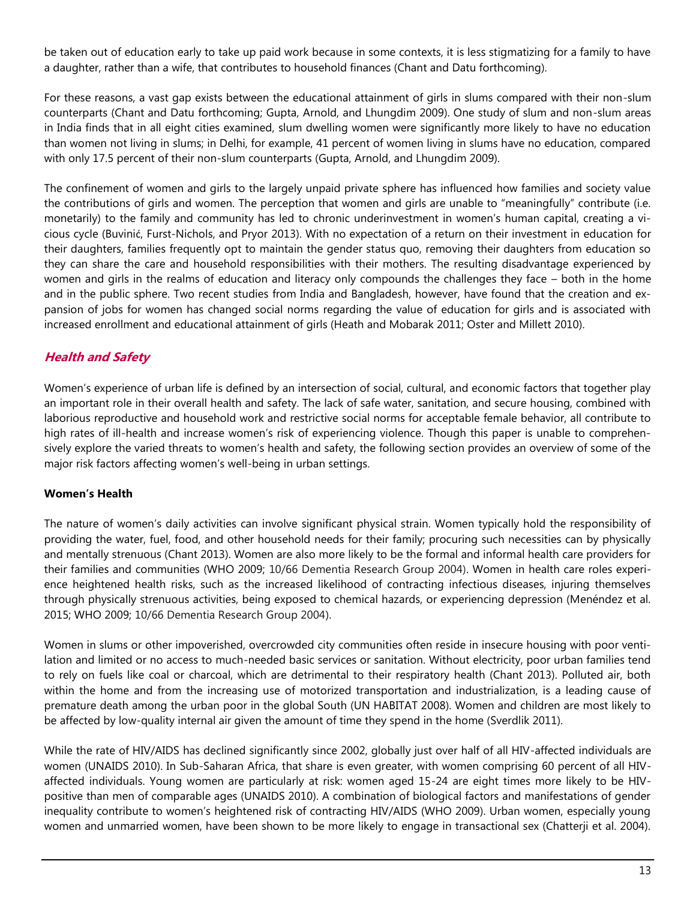be taken out of education early to take up paid work because in some contexts, it is less stigmatizing for a family to have a daughter, rather than a wife, that contributes to household finances (Chant and Datu forthcoming).

For these reasons, a vast gap exists between the educational attainment of girls in slums compared with their non-slum counterparts (Chant and Datu forthcoming; Gupta, Arnold, and Lhungdim 2009). One study of slum and non-slum areas in India finds that in all eight cities examined, slum dwelling women were significantly more likely to have no education than women not living in slums; in Delhi, for example, 41 percent of women living in slums have no education, compared with only 17.5 percent of their non-slum counterparts (Gupta, Arnold, and Lhungdim 2009).

The confinement of women and girls to the largely unpaid private sphere has influenced how families and society value the contributions of girls and women. The perception that women and girls are unable to "meaningfully" contribute (i.e. monetarily) to the family and community has led to chronic underinvestment in women's human capital, creating a vicious cycle (Buvinić, Furst-Nichols, and Pryor 2013). With no expectation of a return on their investment in education for their daughters, families frequently opt to maintain the gender status quo, removing their daughters from education so they can share the care and household responsibilities with their mothers. The resulting disadvantage experienced by women and girls in the realms of education and literacy only compounds the challenges they face – both in the home and in the public sphere. Two recent studies from India and Bangladesh, however, have found that the creation and expansion of jobs for women has changed social norms regarding the value of education for girls and is associated with increased enrollment and educational attainment of girls (Heath and Mobarak 2011; Oster and Millett 2010).

## *Health and Safety*

Women's experience of urban life is defined by an intersection of social, cultural, and economic factors that together play an important role in their overall health and safety. The lack of safe water, sanitation, and secure housing, combined with laborious reproductive and household work and restrictive social norms for acceptable female behavior, all contribute to high rates of ill-health and increase women's risk of experiencing violence. Though this paper is unable to comprehensively explore the varied threats to women's health and safety, the following section provides an overview of some of the major risk factors affecting women's well-being in urban settings.

### Women's Health

The nature of women's daily activities can involve significant physical strain. Women typically hold the responsibility of providing the water, fuel, food, and other household needs for their family; procuring such necessities can by physically and mentally strenuous (Chant 2013). Women are also more likely to be the formal and informal health care providers for their families and communities (WHO 2009; 10/66 Dementia Research Group 2004). Women in health care roles experience heightened health risks, such as the increased likelihood of contracting infectious diseases, injuring themselves through physically strenuous activities, being exposed to chemical hazards, or experiencing depression (Menéndez et al. 2015; WHO 2009; 10/66 Dementia Research Group 2004).

Women in slums or other impoverished, overcrowded city communities often reside in insecure housing with poor ventilation and limited or no access to much-needed basic services or sanitation. Without electricity, poor urban families tend to rely on fuels like coal or charcoal, which are detrimental to their respiratory health (Chant 2013). Polluted air, both within the home and from the increasing use of motorized transportation and industrialization, is a leading cause of premature death among the urban poor in the global South (UN HABITAT 2008). Women and children are most likely to be affected by low-quality internal air given the amount of time they spend in the home (Sverdlik 2011).

While the rate of HIV/AIDS has declined significantly since 2002, globally just over half of all HIV-affected individuals are women (UNAIDS 2010). In Sub-Saharan Africa, that share is even greater, with women comprising 60 percent of all HIV-affected individuals. Young women are particularly at risk: women aged 15-24 are eight times more likely to be HIV-positive than men of comparable ages (UNAIDS 2010). A combination of biological factors and manifestations of gender inequality contribute to women's heightened risk of contracting HIV/AIDS (WHO 2009). Urban women, especially young women and unmarried women, have been shown to be more likely to engage in transactional sex (Chatterji et al. 2004).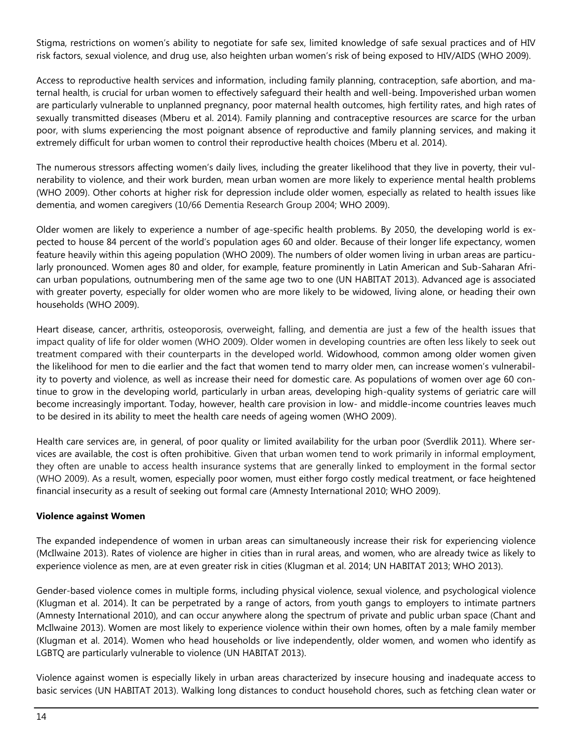Stigma, restrictions on women's ability to negotiate for safe sex, limited knowledge of safe sexual practices and of HIV risk factors, sexual violence, and drug use, also heighten urban women's risk of being exposed to HIV/AIDS (WHO 2009).

Access to reproductive health services and information, including family planning, contraception, safe abortion, and maternal health, is crucial for urban women to effectively safeguard their health and well-being. Impoverished urban women are particularly vulnerable to unplanned pregnancy, poor maternal health outcomes, high fertility rates, and high rates of sexually transmitted diseases (Mberu et al. 2014). Family planning and contraceptive resources are scarce for the urban poor, with slums experiencing the most poignant absence of reproductive and family planning services, and making it extremely difficult for urban women to control their reproductive health choices (Mberu et al. 2014).

The numerous stressors affecting women's daily lives, including the greater likelihood that they live in poverty, their vulnerability to violence, and their work burden, mean urban women are more likely to experience mental health problems (WHO 2009). Other cohorts at higher risk for depression include older women, especially as related to health issues like dementia, and women caregivers (10/66 Dementia Research Group 2004; WHO 2009).

Older women are likely to experience a number of age-specific health problems. By 2050, the developing world is expected to house 84 percent of the world's population ages 60 and older. Because of their longer life expectancy, women feature heavily within this ageing population (WHO 2009). The numbers of older women living in urban areas are particularly pronounced. Women ages 80 and older, for example, feature prominently in Latin American and Sub-Saharan African urban populations, outnumbering men of the same age two to one (UN HABITAT 2013). Advanced age is associated with greater poverty, especially for older women who are more likely to be widowed, living alone, or heading their own households (WHO 2009).

Heart disease, cancer, arthritis, osteoporosis, overweight, falling, and dementia are just a few of the health issues that impact quality of life for older women (WHO 2009). Older women in developing countries are often less likely to seek out treatment compared with their counterparts in the developed world. Widowhood, common among older women given the likelihood for men to die earlier and the fact that women tend to marry older men, can increase women's vulnerability to poverty and violence, as well as increase their need for domestic care. As populations of women over age 60 continue to grow in the developing world, particularly in urban areas, developing high-quality systems of geriatric care will become increasingly important. Today, however, health care provision in low- and middle-income countries leaves much to be desired in its ability to meet the health care needs of ageing women (WHO 2009).

Health care services are, in general, of poor quality or limited availability for the urban poor (Sverdlik 2011). Where services are available, the cost is often prohibitive. Given that urban women tend to work primarily in informal employment, they often are unable to access health insurance systems that are generally linked to employment in the formal sector (WHO 2009). As a result, women, especially poor women, must either forgo costly medical treatment, or face heightened financial insecurity as a result of seeking out formal care (Amnesty International 2010; WHO 2009).

**Violence against Women**

The expanded independence of women in urban areas can simultaneously increase their risk for experiencing violence (McIlwaine 2013). Rates of violence are higher in cities than in rural areas, and women, who are already twice as likely to experience violence as men, are at even greater risk in cities (Klugman et al. 2014; UN HABITAT 2013; WHO 2013).

Gender-based violence comes in multiple forms, including physical violence, sexual violence, and psychological violence (Klugman et al. 2014). It can be perpetrated by a range of actors, from youth gangs to employers to intimate partners (Amnesty International 2010), and can occur anywhere along the spectrum of private and public urban space (Chant and McIlwaine 2013). Women are most likely to experience violence within their own homes, often by a male family member (Klugman et al. 2014). Women who head households or live independently, older women, and women who identify as LGBTQ are particularly vulnerable to violence (UN HABITAT 2013).

Violence against women is especially likely in urban areas characterized by insecure housing and inadequate access to basic services (UN HABITAT 2013). Walking long distances to conduct household chores, such as fetching clean water or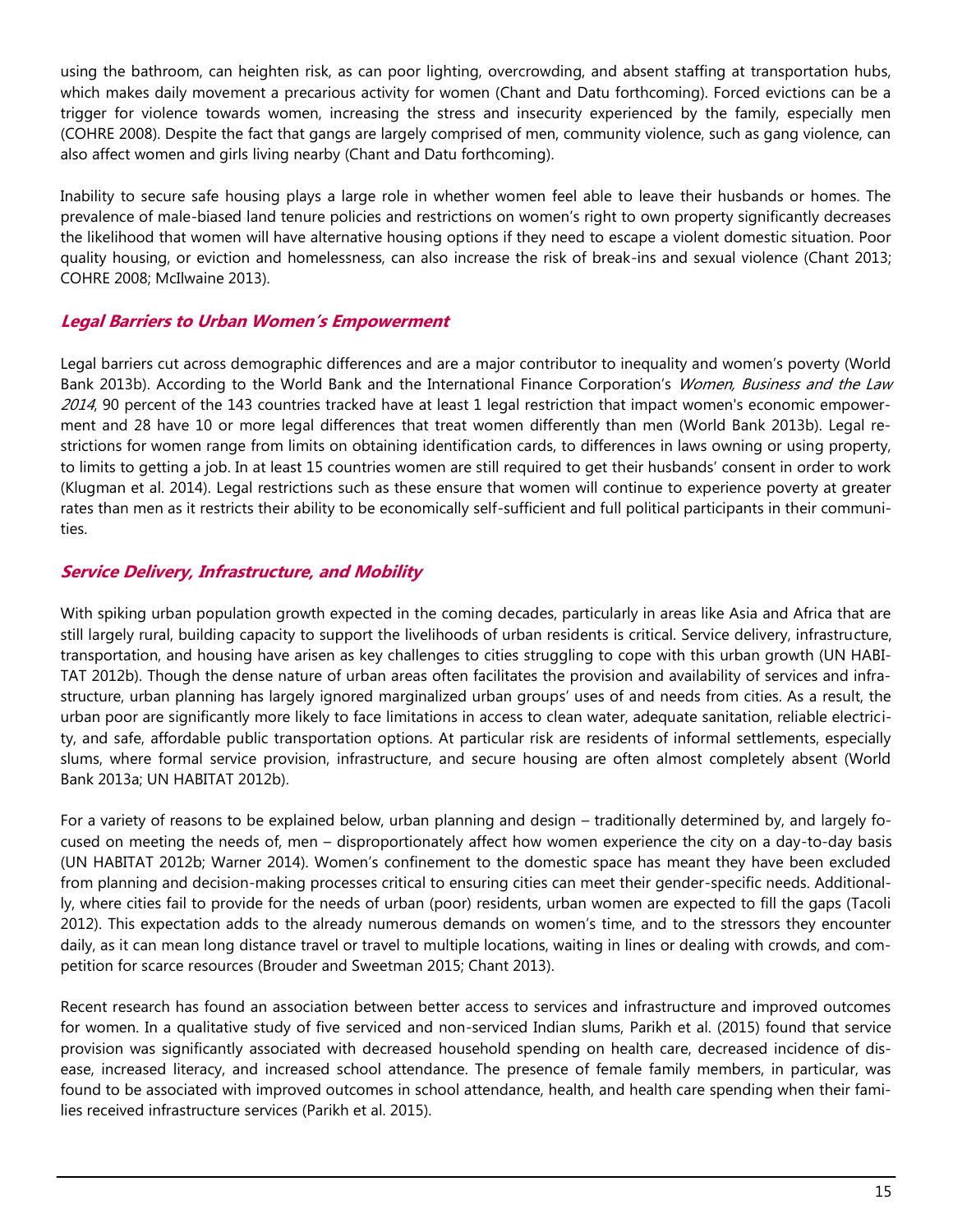using the bathroom, can heighten risk, as can poor lighting, overcrowding, and absent staffing at transportation hubs, which makes daily movement a precarious activity for women (Chant and Datu forthcoming). Forced evictions can be a trigger for violence towards women, increasing the stress and insecurity experienced by the family, especially men (COHRE 2008). Despite the fact that gangs are largely comprised of men, community violence, such as gang violence, can also affect women and girls living nearby (Chant and Datu forthcoming).

Inability to secure safe housing plays a large role in whether women feel able to leave their husbands or homes. The prevalence of male-biased land tenure policies and restrictions on women's right to own property significantly decreases the likelihood that women will have alternative housing options if they need to escape a violent domestic situation. Poor quality housing, or eviction and homelessness, can also increase the risk of break-ins and sexual violence (Chant 2013; COHRE 2008; McIlwaine 2013).

### *Legal Barriers to Urban Women's Empowerment*

Legal barriers cut across demographic differences and are a major contributor to inequality and women's poverty (World Bank 2013b). According to the World Bank and the International Finance Corporation's *Women, Business and the Law 2014*, 90 percent of the 143 countries tracked have at least 1 legal restriction that impact women's economic empowerment and 28 have 10 or more legal differences that treat women differently than men (World Bank 2013b). Legal restrictions for women range from limits on obtaining identification cards, to differences in laws owning or using property, to limits to getting a job. In at least 15 countries women are still required to get their husbands' consent in order to work (Klugman et al. 2014). Legal restrictions such as these ensure that women will continue to experience poverty at greater rates than men as it restricts their ability to be economically self-sufficient and full political participants in their communities.

### *Service Delivery, Infrastructure, and Mobility*

With spiking urban population growth expected in the coming decades, particularly in areas like Asia and Africa that are still largely rural, building capacity to support the livelihoods of urban residents is critical. Service delivery, infrastructure, transportation, and housing have arisen as key challenges to cities struggling to cope with this urban growth (UN HABITAT 2012b). Though the dense nature of urban areas often facilitates the provision and availability of services and infrastructure, urban planning has largely ignored marginalized urban groups' uses of and needs from cities. As a result, the urban poor are significantly more likely to face limitations in access to clean water, adequate sanitation, reliable electricity, and safe, affordable public transportation options. At particular risk are residents of informal settlements, especially slums, where formal service provision, infrastructure, and secure housing are often almost completely absent (World Bank 2013a; UN HABITAT 2012b).

For a variety of reasons to be explained below, urban planning and design – traditionally determined by, and largely focused on meeting the needs of, men – disproportionately affect how women experience the city on a day-to-day basis (UN HABITAT 2012b; Warner 2014). Women's confinement to the domestic space has meant they have been excluded from planning and decision-making processes critical to ensuring cities can meet their gender-specific needs. Additionally, where cities fail to provide for the needs of urban (poor) residents, urban women are expected to fill the gaps (Tacoli 2012). This expectation adds to the already numerous demands on women's time, and to the stressors they encounter daily, as it can mean long distance travel or travel to multiple locations, waiting in lines or dealing with crowds, and competition for scarce resources (Brouder and Sweetman 2015; Chant 2013).

Recent research has found an association between better access to services and infrastructure and improved outcomes for women. In a qualitative study of five serviced and non-serviced Indian slums, Parikh et al. (2015) found that service provision was significantly associated with decreased household spending on health care, decreased incidence of disease, increased literacy, and increased school attendance. The presence of female family members, in particular, was found to be associated with improved outcomes in school attendance, health, and health care spending when their families received infrastructure services (Parikh et al. 2015).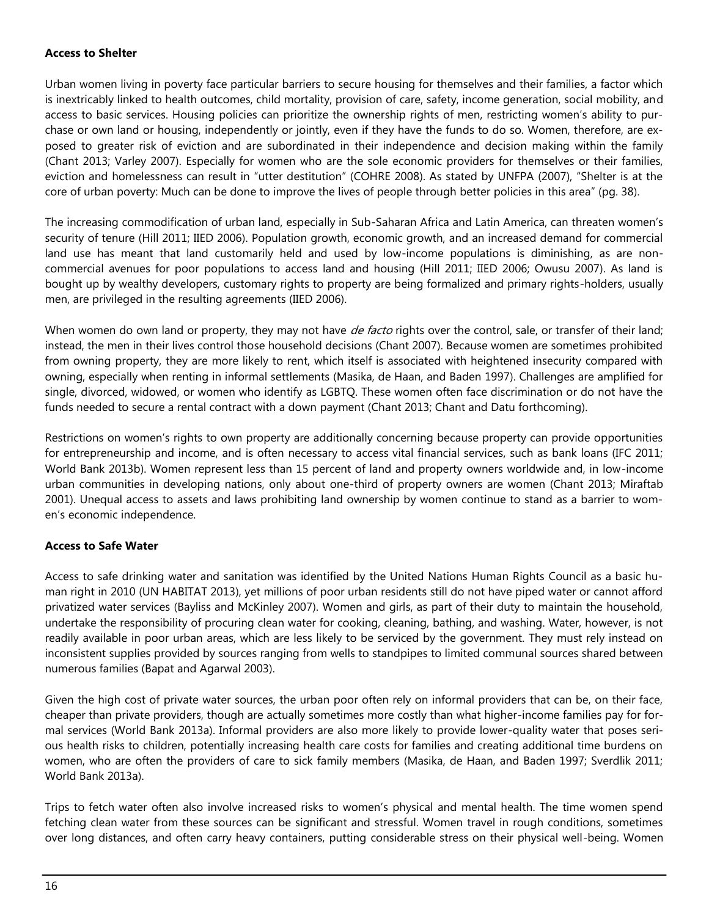**Access to Shelter**

Urban women living in poverty face particular barriers to secure housing for themselves and their families, a factor which is inextricably linked to health outcomes, child mortality, provision of care, safety, income generation, social mobility, and access to basic services. Housing policies can prioritize the ownership rights of men, restricting women's ability to purchase or own land or housing, independently or jointly, even if they have the funds to do so. Women, therefore, are exposed to greater risk of eviction and are subordinated in their independence and decision making within the family (Chant 2013; Varley 2007). Especially for women who are the sole economic providers for themselves or their families, eviction and homelessness can result in "utter destitution" (COHRE 2008). As stated by UNFPA (2007), "Shelter is at the core of urban poverty: Much can be done to improve the lives of people through better policies in this area" (pg. 38).

The increasing commodification of urban land, especially in Sub-Saharan Africa and Latin America, can threaten women's security of tenure (Hill 2011; IIED 2006). Population growth, economic growth, and an increased demand for commercial land use has meant that land customarily held and used by low-income populations is diminishing, as are non-commercial avenues for poor populations to access land and housing (Hill 2011; IIED 2006; Owusu 2007). As land is bought up by wealthy developers, customary rights to property are being formalized and primary rights-holders, usually men, are privileged in the resulting agreements (IIED 2006).

When women do own land or property, they may not have *de facto* rights over the control, sale, or transfer of their land; instead, the men in their lives control those household decisions (Chant 2007). Because women are sometimes prohibited from owning property, they are more likely to rent, which itself is associated with heightened insecurity compared with owning, especially when renting in informal settlements (Masika, de Haan, and Baden 1997). Challenges are amplified for single, divorced, widowed, or women who identify as LGBTQ. These women often face discrimination or do not have the funds needed to secure a rental contract with a down payment (Chant 2013; Chant and Datu forthcoming).

Restrictions on women's rights to own property are additionally concerning because property can provide opportunities for entrepreneurship and income, and is often necessary to access vital financial services, such as bank loans (IFC 2011; World Bank 2013b). Women represent less than 15 percent of land and property owners worldwide and, in low-income urban communities in developing nations, only about one-third of property owners are women (Chant 2013; Miraftab 2001). Unequal access to assets and laws prohibiting land ownership by women continue to stand as a barrier to women's economic independence.

**Access to Safe Water**

Access to safe drinking water and sanitation was identified by the United Nations Human Rights Council as a basic human right in 2010 (UN HABITAT 2013), yet millions of poor urban residents still do not have piped water or cannot afford privatized water services (Bayliss and McKinley 2007). Women and girls, as part of their duty to maintain the household, undertake the responsibility of procuring clean water for cooking, cleaning, bathing, and washing. Water, however, is not readily available in poor urban areas, which are less likely to be serviced by the government. They must rely instead on inconsistent supplies provided by sources ranging from wells to standpipes to limited communal sources shared between numerous families (Bapat and Agarwal 2003).

Given the high cost of private water sources, the urban poor often rely on informal providers that can be, on their face, cheaper than private providers, though are actually sometimes more costly than what higher-income families pay for formal services (World Bank 2013a). Informal providers are also more likely to provide lower-quality water that poses serious health risks to children, potentially increasing health care costs for families and creating additional time burdens on women, who are often the providers of care to sick family members (Masika, de Haan, and Baden 1997; Sverdlik 2011; World Bank 2013a).

Trips to fetch water often also involve increased risks to women's physical and mental health. The time women spend fetching clean water from these sources can be significant and stressful. Women travel in rough conditions, sometimes over long distances, and often carry heavy containers, putting considerable stress on their physical well-being. Women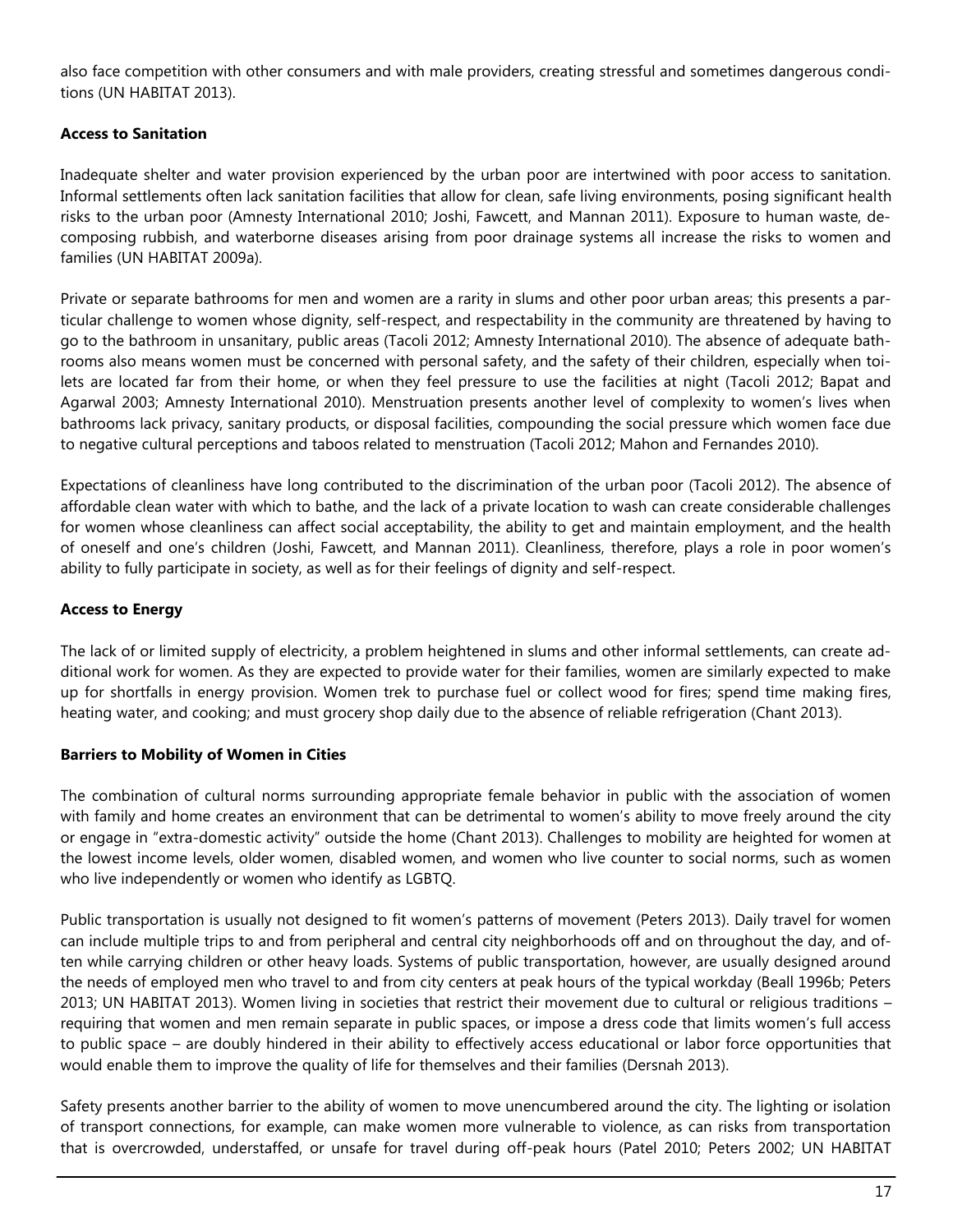also face competition with other consumers and with male providers, creating stressful and sometimes dangerous conditions (UN HABITAT 2013).

**Access to Sanitation**

Inadequate shelter and water provision experienced by the urban poor are intertwined with poor access to sanitation. Informal settlements often lack sanitation facilities that allow for clean, safe living environments, posing significant health risks to the urban poor (Amnesty International 2010; Joshi, Fawcett, and Mannan 2011). Exposure to human waste, decomposing rubbish, and waterborne diseases arising from poor drainage systems all increase the risks to women and families (UN HABITAT 2009a).

Private or separate bathrooms for men and women are a rarity in slums and other poor urban areas; this presents a particular challenge to women whose dignity, self-respect, and respectability in the community are threatened by having to go to the bathroom in unsanitary, public areas (Tacoli 2012; Amnesty International 2010). The absence of adequate bathrooms also means women must be concerned with personal safety, and the safety of their children, especially when toilets are located far from their home, or when they feel pressure to use the facilities at night (Tacoli 2012; Bapat and Agarwal 2003; Amnesty International 2010). Menstruation presents another level of complexity to women's lives when bathrooms lack privacy, sanitary products, or disposal facilities, compounding the social pressure which women face due to negative cultural perceptions and taboos related to menstruation (Tacoli 2012; Mahon and Fernandes 2010).

Expectations of cleanliness have long contributed to the discrimination of the urban poor (Tacoli 2012). The absence of affordable clean water with which to bathe, and the lack of a private location to wash can create considerable challenges for women whose cleanliness can affect social acceptability, the ability to get and maintain employment, and the health of oneself and one's children (Joshi, Fawcett, and Mannan 2011). Cleanliness, therefore, plays a role in poor women's ability to fully participate in society, as well as for their feelings of dignity and self-respect.

**Access to Energy**

The lack of or limited supply of electricity, a problem heightened in slums and other informal settlements, can create additional work for women. As they are expected to provide water for their families, women are similarly expected to make up for shortfalls in energy provision. Women trek to purchase fuel or collect wood for fires; spend time making fires, heating water, and cooking; and must grocery shop daily due to the absence of reliable refrigeration (Chant 2013).

**Barriers to Mobility of Women in Cities**

The combination of cultural norms surrounding appropriate female behavior in public with the association of women with family and home creates an environment that can be detrimental to women's ability to move freely around the city or engage in "extra-domestic activity" outside the home (Chant 2013). Challenges to mobility are heighted for women at the lowest income levels, older women, disabled women, and women who live counter to social norms, such as women who live independently or women who identify as LGBTQ.

Public transportation is usually not designed to fit women's patterns of movement (Peters 2013). Daily travel for women can include multiple trips to and from peripheral and central city neighborhoods off and on throughout the day, and often while carrying children or other heavy loads. Systems of public transportation, however, are usually designed around the needs of employed men who travel to and from city centers at peak hours of the typical workday (Beall 1996b; Peters 2013; UN HABITAT 2013). Women living in societies that restrict their movement due to cultural or religious traditions – requiring that women and men remain separate in public spaces, or impose a dress code that limits women's full access to public space – are doubly hindered in their ability to effectively access educational or labor force opportunities that would enable them to improve the quality of life for themselves and their families (Dersnah 2013).

Safety presents another barrier to the ability of women to move unencumbered around the city. The lighting or isolation of transport connections, for example, can make women more vulnerable to violence, as can risks from transportation that is overcrowded, understaffed, or unsafe for travel during off-peak hours (Patel 2010; Peters 2002; UN HABITAT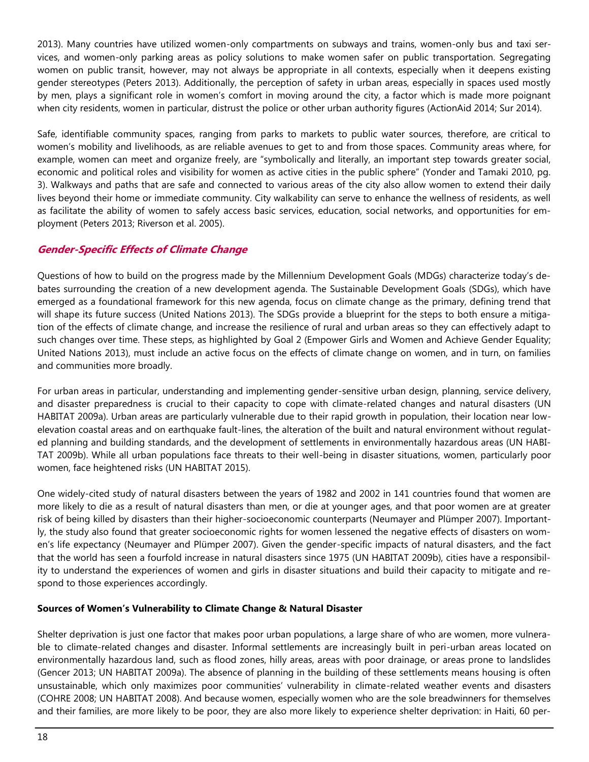2013). Many countries have utilized women-only compartments on subways and trains, women-only bus and taxi services, and women-only parking areas as policy solutions to make women safer on public transportation. Segregating women on public transit, however, may not always be appropriate in all contexts, especially when it deepens existing gender stereotypes (Peters 2013). Additionally, the perception of safety in urban areas, especially in spaces used mostly by men, plays a significant role in women's comfort in moving around the city, a factor which is made more poignant when city residents, women in particular, distrust the police or other urban authority figures (ActionAid 2014; Sur 2014).

Safe, identifiable community spaces, ranging from parks to markets to public water sources, therefore, are critical to women's mobility and livelihoods, as are reliable avenues to get to and from those spaces. Community areas where, for example, women can meet and organize freely, are "symbolically and literally, an important step towards greater social, economic and political roles and visibility for women as active cities in the public sphere" (Yonder and Tamaki 2010, pg. 3). Walkways and paths that are safe and connected to various areas of the city also allow women to extend their daily lives beyond their home or immediate community. City walkability can serve to enhance the wellness of residents, as well as facilitate the ability of women to safely access basic services, education, social networks, and opportunities for employment (Peters 2013; Riverson et al. 2005).

## *Gender-Specific Effects of Climate Change*

Questions of how to build on the progress made by the Millennium Development Goals (MDGs) characterize today's debates surrounding the creation of a new development agenda. The Sustainable Development Goals (SDGs), which have emerged as a foundational framework for this new agenda, focus on climate change as the primary, defining trend that will shape its future success (United Nations 2013). The SDGs provide a blueprint for the steps to both ensure a mitigation of the effects of climate change, and increase the resilience of rural and urban areas so they can effectively adapt to such changes over time. These steps, as highlighted by Goal 2 (Empower Girls and Women and Achieve Gender Equality; United Nations 2013), must include an active focus on the effects of climate change on women, and in turn, on families and communities more broadly.

For urban areas in particular, understanding and implementing gender-sensitive urban design, planning, service delivery, and disaster preparedness is crucial to their capacity to cope with climate-related changes and natural disasters (UN HABITAT 2009a). Urban areas are particularly vulnerable due to their rapid growth in population, their location near low-elevation coastal areas and on earthquake fault-lines, the alteration of the built and natural environment without regulated planning and building standards, and the development of settlements in environmentally hazardous areas (UN HABITAT 2009b). While all urban populations face threats to their well-being in disaster situations, women, particularly poor women, face heightened risks (UN HABITAT 2015).

One widely-cited study of natural disasters between the years of 1982 and 2002 in 141 countries found that women are more likely to die as a result of natural disasters than men, or die at younger ages, and that poor women are at greater risk of being killed by disasters than their higher-socioeconomic counterparts (Neumayer and Plümper 2007). Importantly, the study also found that greater socioeconomic rights for women lessened the negative effects of disasters on women's life expectancy (Neumayer and Plümper 2007). Given the gender-specific impacts of natural disasters, and the fact that the world has seen a fourfold increase in natural disasters since 1975 (UN HABITAT 2009b), cities have a responsibility to understand the experiences of women and girls in disaster situations and build their capacity to mitigate and respond to those experiences accordingly.

### Sources of Women's Vulnerability to Climate Change & Natural Disaster

Shelter deprivation is just one factor that makes poor urban populations, a large share of who are women, more vulnerable to climate-related changes and disaster. Informal settlements are increasingly built in peri-urban areas located on environmentally hazardous land, such as flood zones, hilly areas, areas with poor drainage, or areas prone to landslides (Gencer 2013; UN HABITAT 2009a). The absence of planning in the building of these settlements means housing is often unsustainable, which only maximizes poor communities' vulnerability in climate-related weather events and disasters (COHRE 2008; UN HABITAT 2008). And because women, especially women who are the sole breadwinners for themselves and their families, are more likely to be poor, they are also more likely to experience shelter deprivation: in Haiti, 60 per-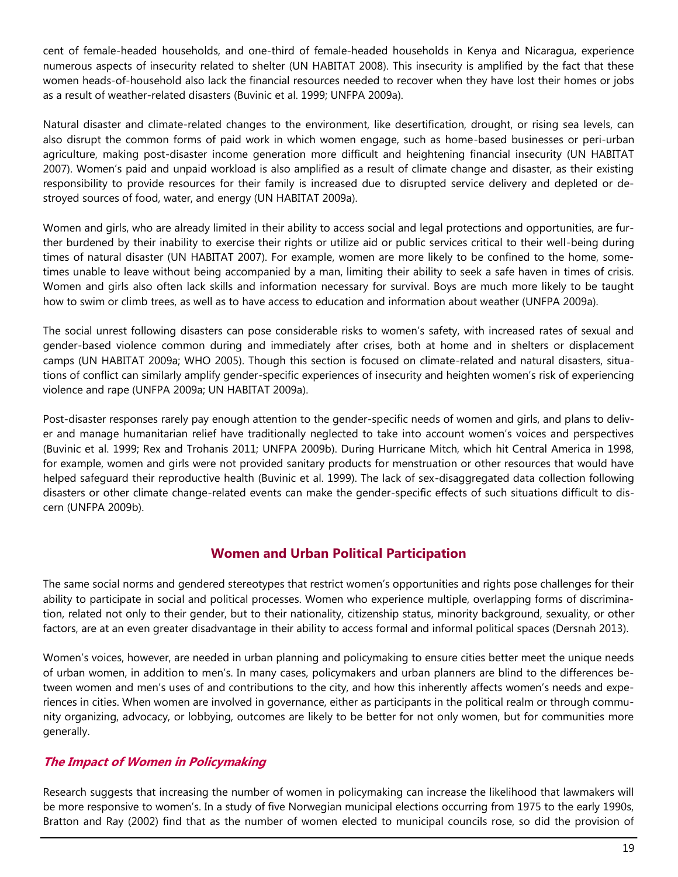cent of female-headed households, and one-third of female-headed households in Kenya and Nicaragua, experience numerous aspects of insecurity related to shelter (UN HABITAT 2008). This insecurity is amplified by the fact that these women heads-of-household also lack the financial resources needed to recover when they have lost their homes or jobs as a result of weather-related disasters (Buvinic et al. 1999; UNFPA 2009a).

Natural disaster and climate-related changes to the environment, like desertification, drought, or rising sea levels, can also disrupt the common forms of paid work in which women engage, such as home-based businesses or peri-urban agriculture, making post-disaster income generation more difficult and heightening financial insecurity (UN HABITAT 2007). Women's paid and unpaid workload is also amplified as a result of climate change and disaster, as their existing responsibility to provide resources for their family is increased due to disrupted service delivery and depleted or destroyed sources of food, water, and energy (UN HABITAT 2009a).

Women and girls, who are already limited in their ability to access social and legal protections and opportunities, are further burdened by their inability to exercise their rights or utilize aid or public services critical to their well-being during times of natural disaster (UN HABITAT 2007). For example, women are more likely to be confined to the home, sometimes unable to leave without being accompanied by a man, limiting their ability to seek a safe haven in times of crisis. Women and girls also often lack skills and information necessary for survival. Boys are much more likely to be taught how to swim or climb trees, as well as to have access to education and information about weather (UNFPA 2009a).

The social unrest following disasters can pose considerable risks to women's safety, with increased rates of sexual and gender-based violence common during and immediately after crises, both at home and in shelters or displacement camps (UN HABITAT 2009a; WHO 2005). Though this section is focused on climate-related and natural disasters, situations of conflict can similarly amplify gender-specific experiences of insecurity and heighten women's risk of experiencing violence and rape (UNFPA 2009a; UN HABITAT 2009a).

Post-disaster responses rarely pay enough attention to the gender-specific needs of women and girls, and plans to deliver and manage humanitarian relief have traditionally neglected to take into account women's voices and perspectives (Buvinic et al. 1999; Rex and Trohanis 2011; UNFPA 2009b). During Hurricane Mitch, which hit Central America in 1998, for example, women and girls were not provided sanitary products for menstruation or other resources that would have helped safeguard their reproductive health (Buvinic et al. 1999). The lack of sex-disaggregated data collection following disasters or other climate change-related events can make the gender-specific effects of such situations difficult to discern (UNFPA 2009b).

## Women and Urban Political Participation

The same social norms and gendered stereotypes that restrict women's opportunities and rights pose challenges for their ability to participate in social and political processes. Women who experience multiple, overlapping forms of discrimination, related not only to their gender, but to their nationality, citizenship status, minority background, sexuality, or other factors, are at an even greater disadvantage in their ability to access formal and informal political spaces (Dersnah 2013).

Women's voices, however, are needed in urban planning and policymaking to ensure cities better meet the unique needs of urban women, in addition to men's. In many cases, policymakers and urban planners are blind to the differences between women and men's uses of and contributions to the city, and how this inherently affects women's needs and experiences in cities. When women are involved in governance, either as participants in the political realm or through community organizing, advocacy, or lobbying, outcomes are likely to be better for not only women, but for communities more generally.

### *The Impact of Women in Policymaking*

Research suggests that increasing the number of women in policymaking can increase the likelihood that lawmakers will be more responsive to women's. In a study of five Norwegian municipal elections occurring from 1975 to the early 1990s, Bratton and Ray (2002) find that as the number of women elected to municipal councils rose, so did the provision of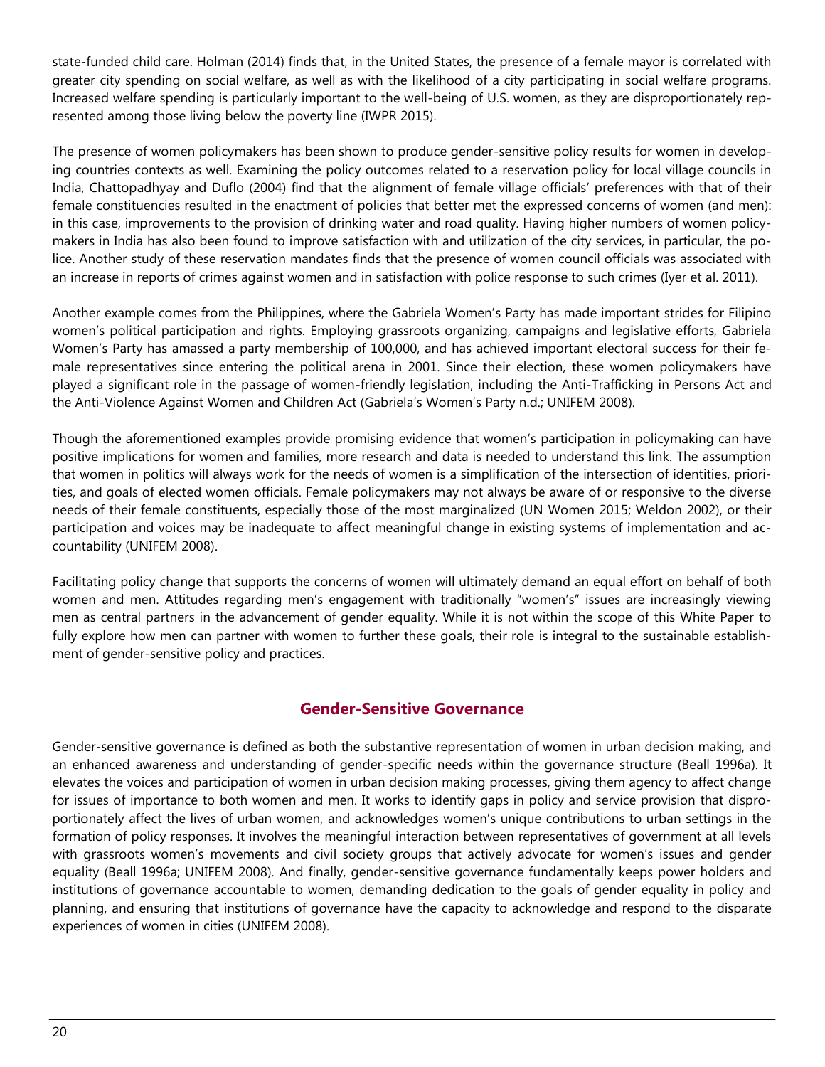state-funded child care. Holman (2014) finds that, in the United States, the presence of a female mayor is correlated with greater city spending on social welfare, as well as with the likelihood of a city participating in social welfare programs. Increased welfare spending is particularly important to the well-being of U.S. women, as they are disproportionately represented among those living below the poverty line (IWPR 2015).

The presence of women policymakers has been shown to produce gender-sensitive policy results for women in developing countries contexts as well. Examining the policy outcomes related to a reservation policy for local village councils in India, Chattopadhyay and Duflo (2004) find that the alignment of female village officials' preferences with that of their female constituencies resulted in the enactment of policies that better met the expressed concerns of women (and men): in this case, improvements to the provision of drinking water and road quality. Having higher numbers of women policymakers in India has also been found to improve satisfaction with and utilization of the city services, in particular, the police. Another study of these reservation mandates finds that the presence of women council officials was associated with an increase in reports of crimes against women and in satisfaction with police response to such crimes (Iyer et al. 2011).

Another example comes from the Philippines, where the Gabriela Women's Party has made important strides for Filipino women's political participation and rights. Employing grassroots organizing, campaigns and legislative efforts, Gabriela Women's Party has amassed a party membership of 100,000, and has achieved important electoral success for their female representatives since entering the political arena in 2001. Since their election, these women policymakers have played a significant role in the passage of women-friendly legislation, including the Anti-Trafficking in Persons Act and the Anti-Violence Against Women and Children Act (Gabriela's Women's Party n.d.; UNIFEM 2008).

Though the aforementioned examples provide promising evidence that women's participation in policymaking can have positive implications for women and families, more research and data is needed to understand this link. The assumption that women in politics will always work for the needs of women is a simplification of the intersection of identities, priorities, and goals of elected women officials. Female policymakers may not always be aware of or responsive to the diverse needs of their female constituents, especially those of the most marginalized (UN Women 2015; Weldon 2002), or their participation and voices may be inadequate to affect meaningful change in existing systems of implementation and accountability (UNIFEM 2008).

Facilitating policy change that supports the concerns of women will ultimately demand an equal effort on behalf of both women and men. Attitudes regarding men's engagement with traditionally "women's" issues are increasingly viewing men as central partners in the advancement of gender equality. While it is not within the scope of this White Paper to fully explore how men can partner with women to further these goals, their role is integral to the sustainable establishment of gender-sensitive policy and practices.

## Gender-Sensitive Governance

Gender-sensitive governance is defined as both the substantive representation of women in urban decision making, and an enhanced awareness and understanding of gender-specific needs within the governance structure (Beall 1996a). It elevates the voices and participation of women in urban decision making processes, giving them agency to affect change for issues of importance to both women and men. It works to identify gaps in policy and service provision that disproportionately affect the lives of urban women, and acknowledges women's unique contributions to urban settings in the formation of policy responses. It involves the meaningful interaction between representatives of government at all levels with grassroots women's movements and civil society groups that actively advocate for women's issues and gender equality (Beall 1996a; UNIFEM 2008). And finally, gender-sensitive governance fundamentally keeps power holders and institutions of governance accountable to women, demanding dedication to the goals of gender equality in policy and planning, and ensuring that institutions of governance have the capacity to acknowledge and respond to the disparate experiences of women in cities (UNIFEM 2008).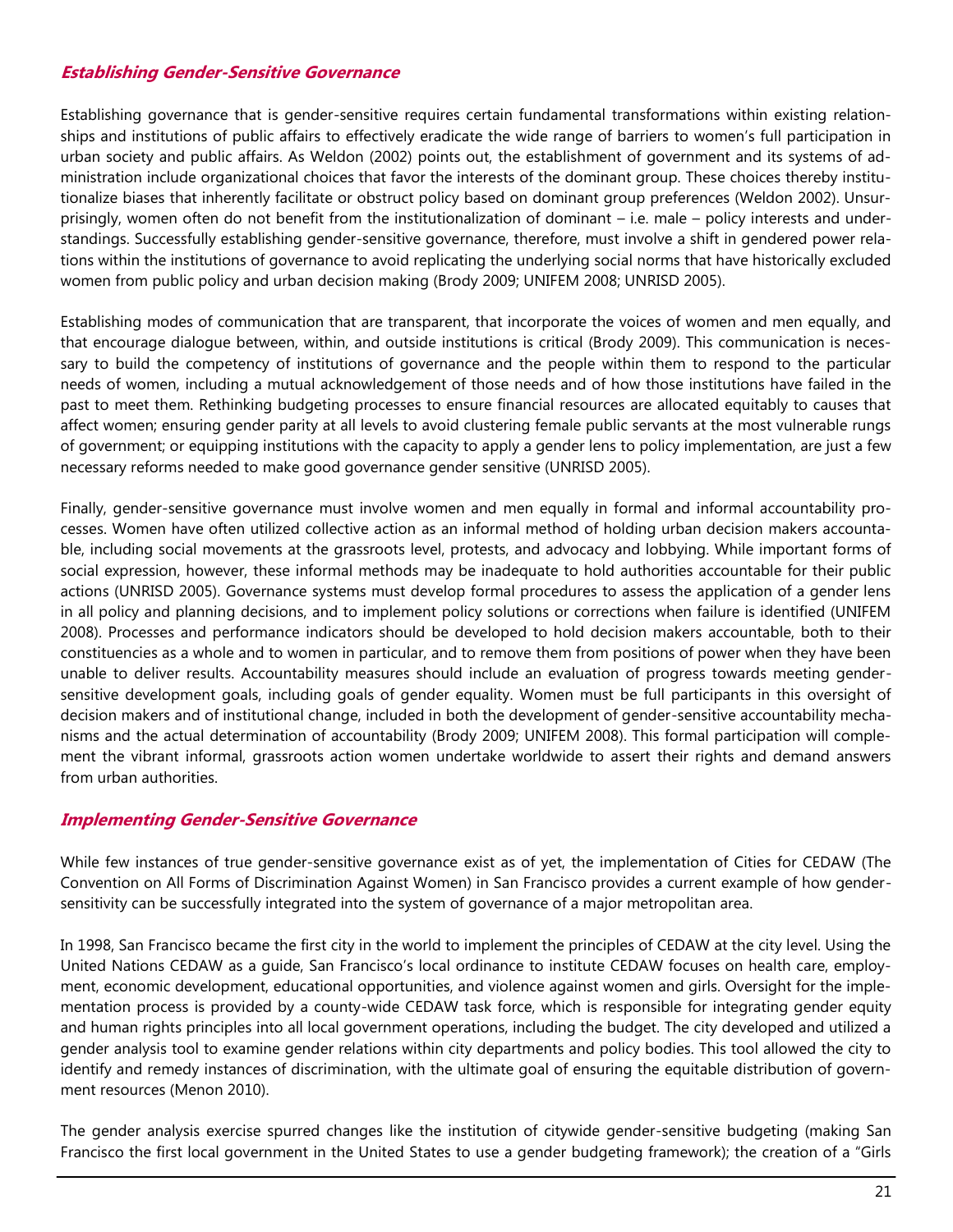### *Establishing Gender-Sensitive Governance*

Establishing governance that is gender-sensitive requires certain fundamental transformations within existing relationships and institutions of public affairs to effectively eradicate the wide range of barriers to women's full participation in urban society and public affairs. As Weldon (2002) points out, the establishment of government and its systems of administration include organizational choices that favor the interests of the dominant group. These choices thereby institutionalize biases that inherently facilitate or obstruct policy based on dominant group preferences (Weldon 2002). Unsurprisingly, women often do not benefit from the institutionalization of dominant – i.e. male – policy interests and understandings. Successfully establishing gender-sensitive governance, therefore, must involve a shift in gendered power relations within the institutions of governance to avoid replicating the underlying social norms that have historically excluded women from public policy and urban decision making (Brody 2009; UNIFEM 2008; UNRISD 2005).

Establishing modes of communication that are transparent, that incorporate the voices of women and men equally, and that encourage dialogue between, within, and outside institutions is critical (Brody 2009). This communication is necessary to build the competency of institutions of governance and the people within them to respond to the particular needs of women, including a mutual acknowledgement of those needs and of how those institutions have failed in the past to meet them. Rethinking budgeting processes to ensure financial resources are allocated equitably to causes that affect women; ensuring gender parity at all levels to avoid clustering female public servants at the most vulnerable rungs of government; or equipping institutions with the capacity to apply a gender lens to policy implementation, are just a few necessary reforms needed to make good governance gender sensitive (UNRISD 2005).

Finally, gender-sensitive governance must involve women and men equally in formal and informal accountability processes. Women have often utilized collective action as an informal method of holding urban decision makers accountable, including social movements at the grassroots level, protests, and advocacy and lobbying. While important forms of social expression, however, these informal methods may be inadequate to hold authorities accountable for their public actions (UNRISD 2005). Governance systems must develop formal procedures to assess the application of a gender lens in all policy and planning decisions, and to implement policy solutions or corrections when failure is identified (UNIFEM 2008). Processes and performance indicators should be developed to hold decision makers accountable, both to their constituencies as a whole and to women in particular, and to remove them from positions of power when they have been unable to deliver results. Accountability measures should include an evaluation of progress towards meeting gender-sensitive development goals, including goals of gender equality. Women must be full participants in this oversight of decision makers and of institutional change, included in both the development of gender-sensitive accountability mechanisms and the actual determination of accountability (Brody 2009; UNIFEM 2008). This formal participation will complement the vibrant informal, grassroots action women undertake worldwide to assert their rights and demand answers from urban authorities.

### *Implementing Gender-Sensitive Governance*

While few instances of true gender-sensitive governance exist as of yet, the implementation of Cities for CEDAW (The Convention on All Forms of Discrimination Against Women) in San Francisco provides a current example of how gender-sensitivity can be successfully integrated into the system of governance of a major metropolitan area.

In 1998, San Francisco became the first city in the world to implement the principles of CEDAW at the city level. Using the United Nations CEDAW as a guide, San Francisco's local ordinance to institute CEDAW focuses on health care, employment, economic development, educational opportunities, and violence against women and girls. Oversight for the implementation process is provided by a county-wide CEDAW task force, which is responsible for integrating gender equity and human rights principles into all local government operations, including the budget. The city developed and utilized a gender analysis tool to examine gender relations within city departments and policy bodies. This tool allowed the city to identify and remedy instances of discrimination, with the ultimate goal of ensuring the equitable distribution of government resources (Menon 2010).

The gender analysis exercise spurred changes like the institution of citywide gender-sensitive budgeting (making San Francisco the first local government in the United States to use a gender budgeting framework); the creation of a "Girls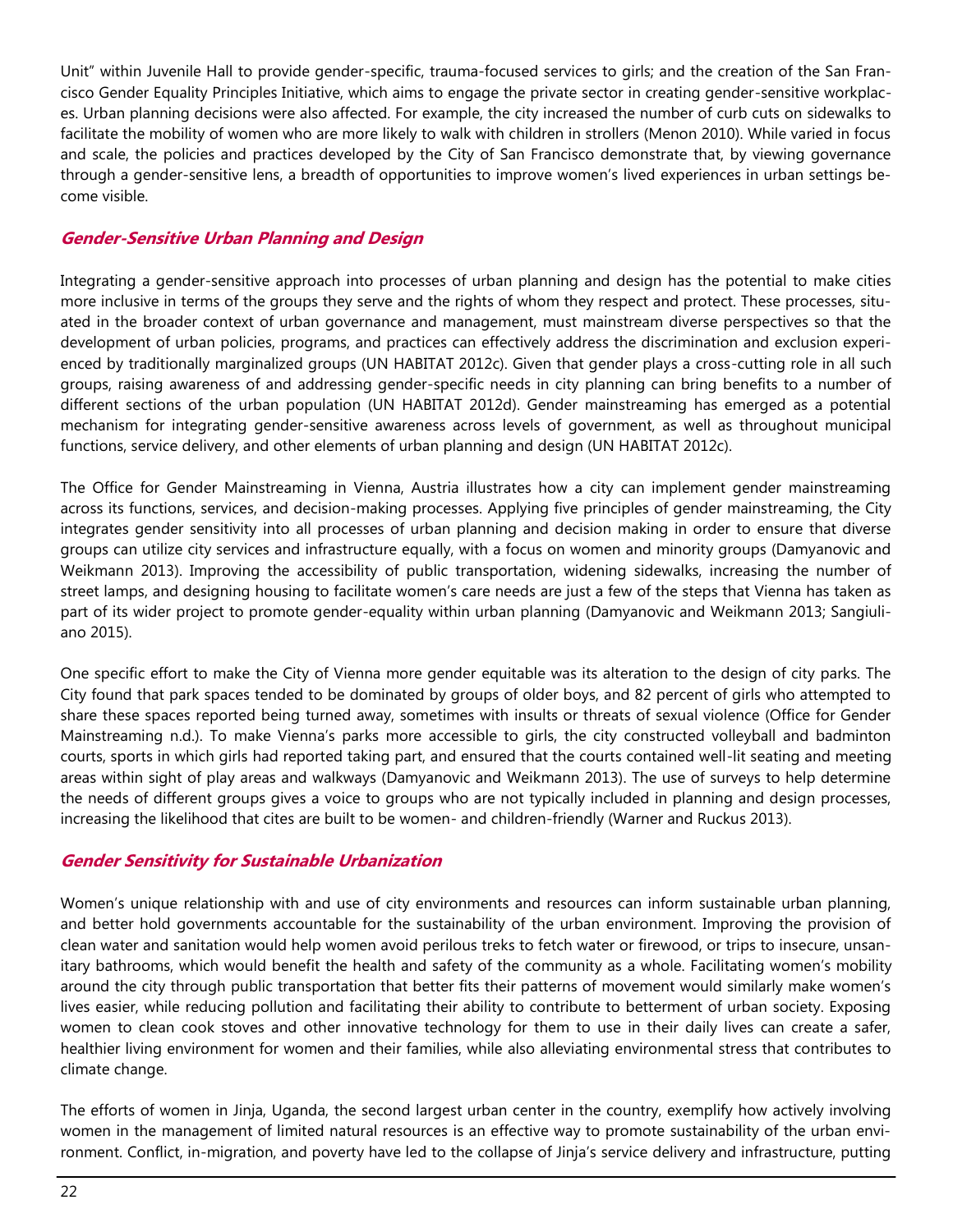Unit" within Juvenile Hall to provide gender-specific, trauma-focused services to girls; and the creation of the San Francisco Gender Equality Principles Initiative, which aims to engage the private sector in creating gender-sensitive workplaces. Urban planning decisions were also affected. For example, the city increased the number of curb cuts on sidewalks to facilitate the mobility of women who are more likely to walk with children in strollers (Menon 2010). While varied in focus and scale, the policies and practices developed by the City of San Francisco demonstrate that, by viewing governance through a gender-sensitive lens, a breadth of opportunities to improve women's lived experiences in urban settings become visible.

### *Gender-Sensitive Urban Planning and Design*

Integrating a gender-sensitive approach into processes of urban planning and design has the potential to make cities more inclusive in terms of the groups they serve and the rights of whom they respect and protect. These processes, situated in the broader context of urban governance and management, must mainstream diverse perspectives so that the development of urban policies, programs, and practices can effectively address the discrimination and exclusion experienced by traditionally marginalized groups (UN HABITAT 2012c). Given that gender plays a cross-cutting role in all such groups, raising awareness of and addressing gender-specific needs in city planning can bring benefits to a number of different sections of the urban population (UN HABITAT 2012d). Gender mainstreaming has emerged as a potential mechanism for integrating gender-sensitive awareness across levels of government, as well as throughout municipal functions, service delivery, and other elements of urban planning and design (UN HABITAT 2012c).

The Office for Gender Mainstreaming in Vienna, Austria illustrates how a city can implement gender mainstreaming across its functions, services, and decision-making processes. Applying five principles of gender mainstreaming, the City integrates gender sensitivity into all processes of urban planning and decision making in order to ensure that diverse groups can utilize city services and infrastructure equally, with a focus on women and minority groups (Damyanovic and Weikmann 2013). Improving the accessibility of public transportation, widening sidewalks, increasing the number of street lamps, and designing housing to facilitate women's care needs are just a few of the steps that Vienna has taken as part of its wider project to promote gender-equality within urban planning (Damyanovic and Weikmann 2013; Sangiuliano 2015).

One specific effort to make the City of Vienna more gender equitable was its alteration to the design of city parks. The City found that park spaces tended to be dominated by groups of older boys, and 82 percent of girls who attempted to share these spaces reported being turned away, sometimes with insults or threats of sexual violence (Office for Gender Mainstreaming n.d.). To make Vienna's parks more accessible to girls, the city constructed volleyball and badminton courts, sports in which girls had reported taking part, and ensured that the courts contained well-lit seating and meeting areas within sight of play areas and walkways (Damyanovic and Weikmann 2013). The use of surveys to help determine the needs of different groups gives a voice to groups who are not typically included in planning and design processes, increasing the likelihood that cites are built to be women- and children-friendly (Warner and Ruckus 2013).

### *Gender Sensitivity for Sustainable Urbanization*

Women's unique relationship with and use of city environments and resources can inform sustainable urban planning, and better hold governments accountable for the sustainability of the urban environment. Improving the provision of clean water and sanitation would help women avoid perilous treks to fetch water or firewood, or trips to insecure, unsanitary bathrooms, which would benefit the health and safety of the community as a whole. Facilitating women's mobility around the city through public transportation that better fits their patterns of movement would similarly make women's lives easier, while reducing pollution and facilitating their ability to contribute to betterment of urban society. Exposing women to clean cook stoves and other innovative technology for them to use in their daily lives can create a safer, healthier living environment for women and their families, while also alleviating environmental stress that contributes to climate change.

The efforts of women in Jinja, Uganda, the second largest urban center in the country, exemplify how actively involving women in the management of limited natural resources is an effective way to promote sustainability of the urban environment. Conflict, in-migration, and poverty have led to the collapse of Jinja's service delivery and infrastructure, putting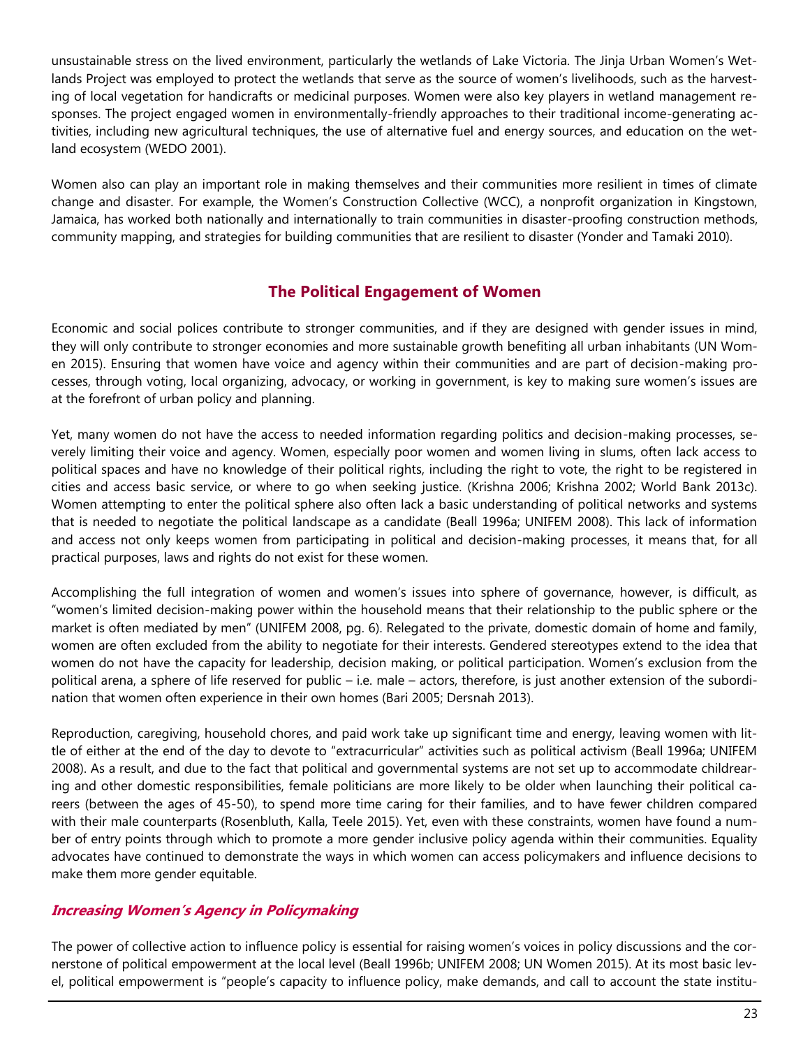unsustainable stress on the lived environment, particularly the wetlands of Lake Victoria. The Jinja Urban Women's Wetlands Project was employed to protect the wetlands that serve as the source of women's livelihoods, such as the harvesting of local vegetation for handicrafts or medicinal purposes. Women were also key players in wetland management responses. The project engaged women in environmentally-friendly approaches to their traditional income-generating activities, including new agricultural techniques, the use of alternative fuel and energy sources, and education on the wetland ecosystem (WEDO 2001).

Women also can play an important role in making themselves and their communities more resilient in times of climate change and disaster. For example, the Women's Construction Collective (WCC), a nonprofit organization in Kingstown, Jamaica, has worked both nationally and internationally to train communities in disaster-proofing construction methods, community mapping, and strategies for building communities that are resilient to disaster (Yonder and Tamaki 2010).

## The Political Engagement of Women

Economic and social polices contribute to stronger communities, and if they are designed with gender issues in mind, they will only contribute to stronger economies and more sustainable growth benefiting all urban inhabitants (UN Women 2015). Ensuring that women have voice and agency within their communities and are part of decision-making processes, through voting, local organizing, advocacy, or working in government, is key to making sure women's issues are at the forefront of urban policy and planning.

Yet, many women do not have the access to needed information regarding politics and decision-making processes, severely limiting their voice and agency. Women, especially poor women and women living in slums, often lack access to political spaces and have no knowledge of their political rights, including the right to vote, the right to be registered in cities and access basic service, or where to go when seeking justice. (Krishna 2006; Krishna 2002; World Bank 2013c). Women attempting to enter the political sphere also often lack a basic understanding of political networks and systems that is needed to negotiate the political landscape as a candidate (Beall 1996a; UNIFEM 2008). This lack of information and access not only keeps women from participating in political and decision-making processes, it means that, for all practical purposes, laws and rights do not exist for these women.

Accomplishing the full integration of women and women's issues into sphere of governance, however, is difficult, as "women's limited decision-making power within the household means that their relationship to the public sphere or the market is often mediated by men" (UNIFEM 2008, pg. 6). Relegated to the private, domestic domain of home and family, women are often excluded from the ability to negotiate for their interests. Gendered stereotypes extend to the idea that women do not have the capacity for leadership, decision making, or political participation. Women's exclusion from the political arena, a sphere of life reserved for public – i.e. male – actors, therefore, is just another extension of the subordination that women often experience in their own homes (Bari 2005; Dersnah 2013).

Reproduction, caregiving, household chores, and paid work take up significant time and energy, leaving women with little of either at the end of the day to devote to "extracurricular" activities such as political activism (Beall 1996a; UNIFEM 2008). As a result, and due to the fact that political and governmental systems are not set up to accommodate childrearing and other domestic responsibilities, female politicians are more likely to be older when launching their political careers (between the ages of 45-50), to spend more time caring for their families, and to have fewer children compared with their male counterparts (Rosenbluth, Kalla, Teele 2015). Yet, even with these constraints, women have found a number of entry points through which to promote a more gender inclusive policy agenda within their communities. Equality advocates have continued to demonstrate the ways in which women can access policymakers and influence decisions to make them more gender equitable.

### *Increasing Women's Agency in Policymaking*

The power of collective action to influence policy is essential for raising women's voices in policy discussions and the cornerstone of political empowerment at the local level (Beall 1996b; UNIFEM 2008; UN Women 2015). At its most basic level, political empowerment is "people's capacity to influence policy, make demands, and call to account the state institu-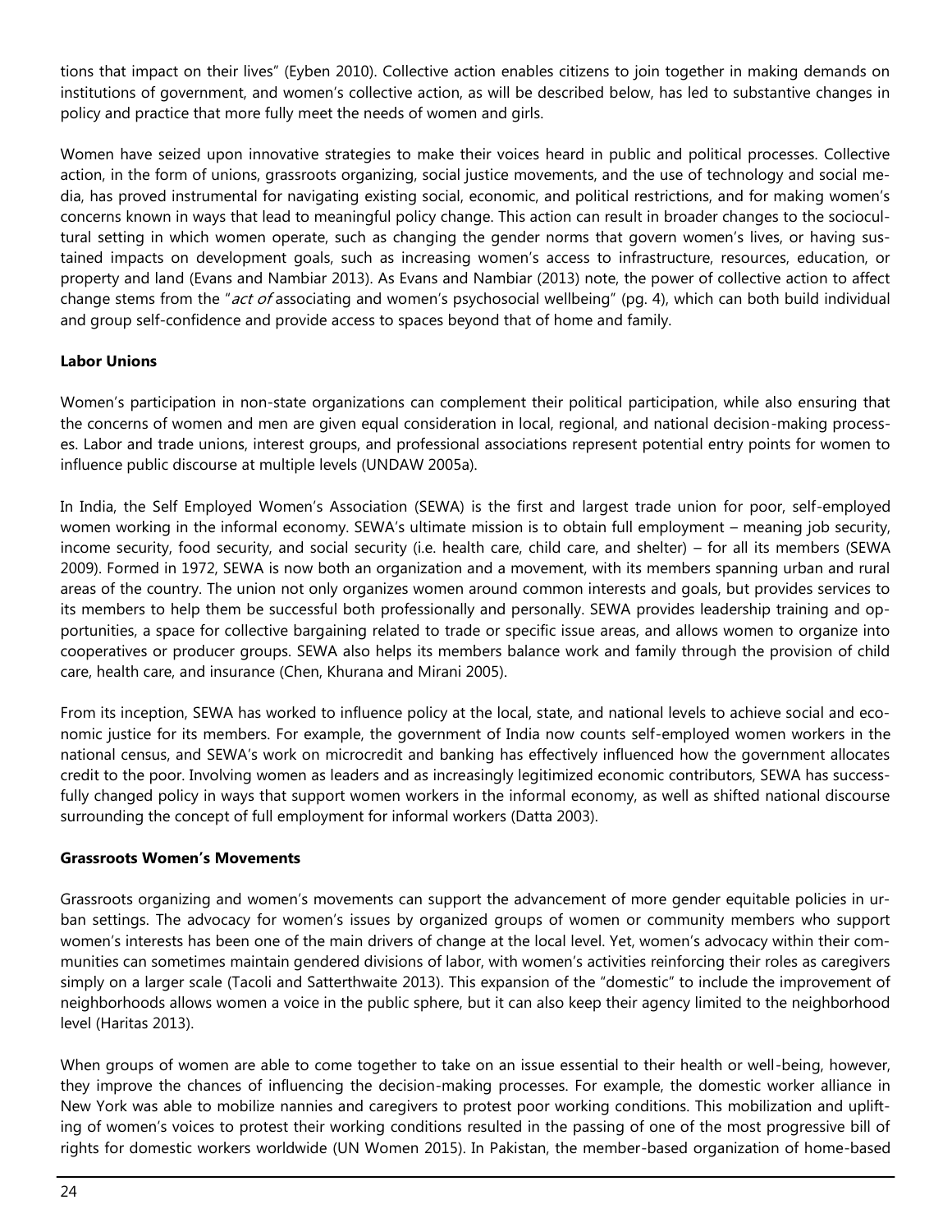tions that impact on their lives" (Eyben 2010). Collective action enables citizens to join together in making demands on institutions of government, and women's collective action, as will be described below, has led to substantive changes in policy and practice that more fully meet the needs of women and girls.

Women have seized upon innovative strategies to make their voices heard in public and political processes. Collective action, in the form of unions, grassroots organizing, social justice movements, and the use of technology and social media, has proved instrumental for navigating existing social, economic, and political restrictions, and for making women's concerns known in ways that lead to meaningful policy change. This action can result in broader changes to the sociocultural setting in which women operate, such as changing the gender norms that govern women's lives, or having sustained impacts on development goals, such as increasing women's access to infrastructure, resources, education, or property and land (Evans and Nambiar 2013). As Evans and Nambiar (2013) note, the power of collective action to affect change stems from the "*act of* associating and women's psychosocial wellbeing" (pg. 4), which can both build individual and group self-confidence and provide access to spaces beyond that of home and family.

**Labor Unions**

Women's participation in non-state organizations can complement their political participation, while also ensuring that the concerns of women and men are given equal consideration in local, regional, and national decision-making processes. Labor and trade unions, interest groups, and professional associations represent potential entry points for women to influence public discourse at multiple levels (UNDAW 2005a).

In India, the Self Employed Women's Association (SEWA) is the first and largest trade union for poor, self-employed women working in the informal economy. SEWA's ultimate mission is to obtain full employment – meaning job security, income security, food security, and social security (i.e. health care, child care, and shelter) – for all its members (SEWA 2009). Formed in 1972, SEWA is now both an organization and a movement, with its members spanning urban and rural areas of the country. The union not only organizes women around common interests and goals, but provides services to its members to help them be successful both professionally and personally. SEWA provides leadership training and opportunities, a space for collective bargaining related to trade or specific issue areas, and allows women to organize into cooperatives or producer groups. SEWA also helps its members balance work and family through the provision of child care, health care, and insurance (Chen, Khurana and Mirani 2005).

From its inception, SEWA has worked to influence policy at the local, state, and national levels to achieve social and economic justice for its members. For example, the government of India now counts self-employed women workers in the national census, and SEWA's work on microcredit and banking has effectively influenced how the government allocates credit to the poor. Involving women as leaders and as increasingly legitimized economic contributors, SEWA has successfully changed policy in ways that support women workers in the informal economy, as well as shifted national discourse surrounding the concept of full employment for informal workers (Datta 2003).

**Grassroots Women's Movements**

Grassroots organizing and women's movements can support the advancement of more gender equitable policies in urban settings. The advocacy for women's issues by organized groups of women or community members who support women's interests has been one of the main drivers of change at the local level. Yet, women's advocacy within their communities can sometimes maintain gendered divisions of labor, with women's activities reinforcing their roles as caregivers simply on a larger scale (Tacoli and Satterthwaite 2013). This expansion of the "domestic" to include the improvement of neighborhoods allows women a voice in the public sphere, but it can also keep their agency limited to the neighborhood level (Haritas 2013).

When groups of women are able to come together to take on an issue essential to their health or well-being, however, they improve the chances of influencing the decision-making processes. For example, the domestic worker alliance in New York was able to mobilize nannies and caregivers to protest poor working conditions. This mobilization and uplifting of women's voices to protest their working conditions resulted in the passing of one of the most progressive bill of rights for domestic workers worldwide (UN Women 2015). In Pakistan, the member-based organization of home-based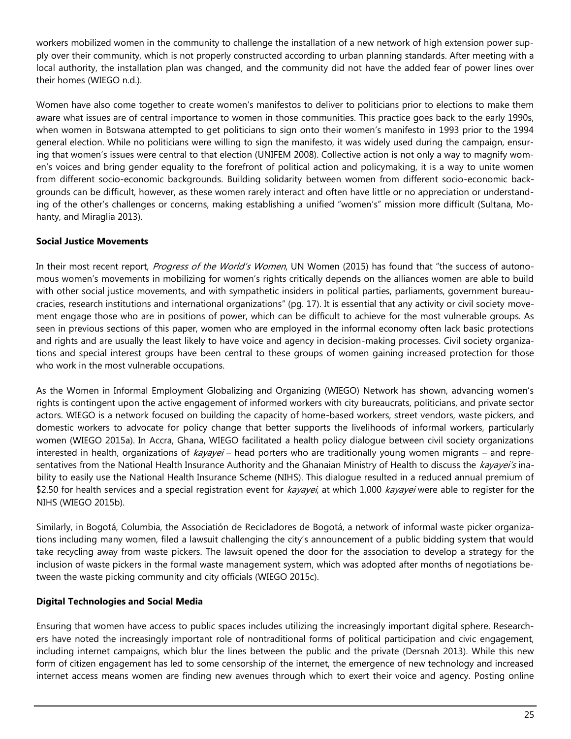workers mobilized women in the community to challenge the installation of a new network of high extension power supply over their community, which is not properly constructed according to urban planning standards. After meeting with a local authority, the installation plan was changed, and the community did not have the added fear of power lines over their homes (WIEGO n.d.).

Women have also come together to create women's manifestos to deliver to politicians prior to elections to make them aware what issues are of central importance to women in those communities. This practice goes back to the early 1990s, when women in Botswana attempted to get politicians to sign onto their women's manifesto in 1993 prior to the 1994 general election. While no politicians were willing to sign the manifesto, it was widely used during the campaign, ensuring that women's issues were central to that election (UNIFEM 2008). Collective action is not only a way to magnify women's voices and bring gender equality to the forefront of political action and policymaking, it is a way to unite women from different socio-economic backgrounds. Building solidarity between women from different socio-economic backgrounds can be difficult, however, as these women rarely interact and often have little or no appreciation or understanding of the other's challenges or concerns, making establishing a unified "women's" mission more difficult (Sultana, Mohanty, and Miraglia 2013).

**Social Justice Movements**

In their most recent report, *Progress of the World's Women*, UN Women (2015) has found that "the success of autonomous women's movements in mobilizing for women's rights critically depends on the alliances women are able to build with other social justice movements, and with sympathetic insiders in political parties, parliaments, government bureaucracies, research institutions and international organizations" (pg. 17). It is essential that any activity or civil society movement engage those who are in positions of power, which can be difficult to achieve for the most vulnerable groups. As seen in previous sections of this paper, women who are employed in the informal economy often lack basic protections and rights and are usually the least likely to have voice and agency in decision-making processes. Civil society organizations and special interest groups have been central to these groups of women gaining increased protection for those who work in the most vulnerable occupations.

As the Women in Informal Employment Globalizing and Organizing (WIEGO) Network has shown, advancing women's rights is contingent upon the active engagement of informed workers with city bureaucrats, politicians, and private sector actors. WIEGO is a network focused on building the capacity of home-based workers, street vendors, waste pickers, and domestic workers to advocate for policy change that better supports the livelihoods of informal workers, particularly women (WIEGO 2015a). In Accra, Ghana, WIEGO facilitated a health policy dialogue between civil society organizations interested in health, organizations of *kayayei* – head porters who are traditionally young women migrants – and representatives from the National Health Insurance Authority and the Ghanaian Ministry of Health to discuss the *kayayei's* inability to easily use the National Health Insurance Scheme (NIHS). This dialogue resulted in a reduced annual premium of $2.50 for health services and a special registration event for *kayayei*, at which 1,000 *kayayei* were able to register for the NIHS (WIEGO 2015b).

Similarly, in Bogotá, Columbia, the Associatión de Recicladores de Bogotá, a network of informal waste picker organizations including many women, filed a lawsuit challenging the city's announcement of a public bidding system that would take recycling away from waste pickers. The lawsuit opened the door for the association to develop a strategy for the inclusion of waste pickers in the formal waste management system, which was adopted after months of negotiations between the waste picking community and city officials (WIEGO 2015c).

**Digital Technologies and Social Media**

Ensuring that women have access to public spaces includes utilizing the increasingly important digital sphere. Researchers have noted the increasingly important role of nontraditional forms of political participation and civic engagement, including internet campaigns, which blur the lines between the public and the private (Dersnah 2013). While this new form of citizen engagement has led to some censorship of the internet, the emergence of new technology and increased internet access means women are finding new avenues through which to exert their voice and agency. Posting online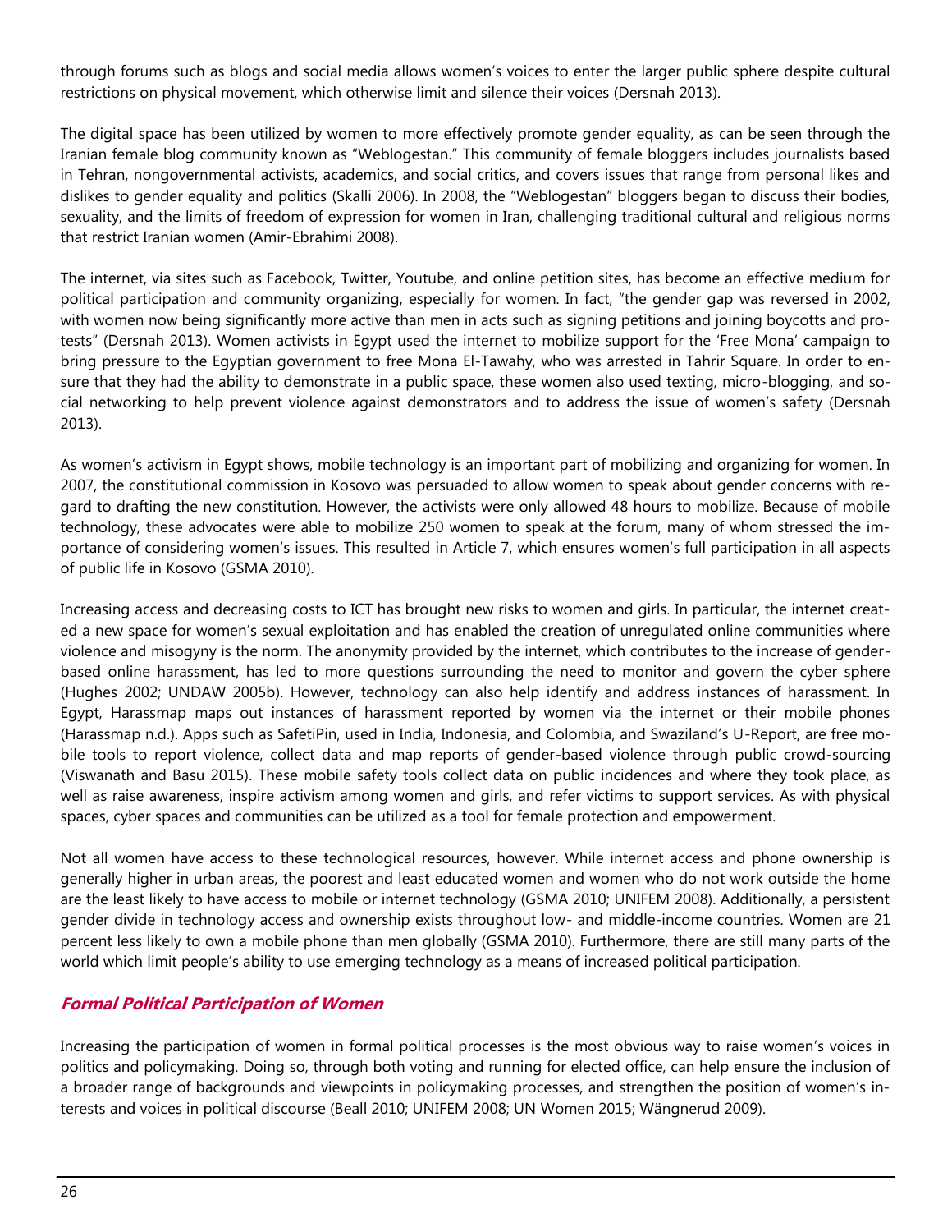through forums such as blogs and social media allows women's voices to enter the larger public sphere despite cultural restrictions on physical movement, which otherwise limit and silence their voices (Dersnah 2013).

The digital space has been utilized by women to more effectively promote gender equality, as can be seen through the Iranian female blog community known as "Weblogestan." This community of female bloggers includes journalists based in Tehran, nongovernmental activists, academics, and social critics, and covers issues that range from personal likes and dislikes to gender equality and politics (Skalli 2006). In 2008, the "Weblogestan" bloggers began to discuss their bodies, sexuality, and the limits of freedom of expression for women in Iran, challenging traditional cultural and religious norms that restrict Iranian women (Amir-Ebrahimi 2008).

The internet, via sites such as Facebook, Twitter, Youtube, and online petition sites, has become an effective medium for political participation and community organizing, especially for women. In fact, "the gender gap was reversed in 2002, with women now being significantly more active than men in acts such as signing petitions and joining boycotts and protests" (Dersnah 2013). Women activists in Egypt used the internet to mobilize support for the 'Free Mona' campaign to bring pressure to the Egyptian government to free Mona El-Tawahy, who was arrested in Tahrir Square. In order to ensure that they had the ability to demonstrate in a public space, these women also used texting, micro-blogging, and social networking to help prevent violence against demonstrators and to address the issue of women's safety (Dersnah 2013).

As women's activism in Egypt shows, mobile technology is an important part of mobilizing and organizing for women. In 2007, the constitutional commission in Kosovo was persuaded to allow women to speak about gender concerns with regard to drafting the new constitution. However, the activists were only allowed 48 hours to mobilize. Because of mobile technology, these advocates were able to mobilize 250 women to speak at the forum, many of whom stressed the importance of considering women's issues. This resulted in Article 7, which ensures women's full participation in all aspects of public life in Kosovo (GSMA 2010).

Increasing access and decreasing costs to ICT has brought new risks to women and girls. In particular, the internet created a new space for women's sexual exploitation and has enabled the creation of unregulated online communities where violence and misogyny is the norm. The anonymity provided by the internet, which contributes to the increase of gender-based online harassment, has led to more questions surrounding the need to monitor and govern the cyber sphere (Hughes 2002; UNDAW 2005b). However, technology can also help identify and address instances of harassment. In Egypt, Harassmap maps out instances of harassment reported by women via the internet or their mobile phones (Harassmap n.d.). Apps such as SafetiPin, used in India, Indonesia, and Colombia, and Swaziland's U-Report, are free mobile tools to report violence, collect data and map reports of gender-based violence through public crowd-sourcing (Viswanath and Basu 2015). These mobile safety tools collect data on public incidences and where they took place, as well as raise awareness, inspire activism among women and girls, and refer victims to support services. As with physical spaces, cyber spaces and communities can be utilized as a tool for female protection and empowerment.

Not all women have access to these technological resources, however. While internet access and phone ownership is generally higher in urban areas, the poorest and least educated women and women who do not work outside the home are the least likely to have access to mobile or internet technology (GSMA 2010; UNIFEM 2008). Additionally, a persistent gender divide in technology access and ownership exists throughout low- and middle-income countries. Women are 21 percent less likely to own a mobile phone than men globally (GSMA 2010). Furthermore, there are still many parts of the world which limit people's ability to use emerging technology as a means of increased political participation.

## Formal Political Participation of Women

Increasing the participation of women in formal political processes is the most obvious way to raise women's voices in politics and policymaking. Doing so, through both voting and running for elected office, can help ensure the inclusion of a broader range of backgrounds and viewpoints in policymaking processes, and strengthen the position of women's interests and voices in political discourse (Beall 2010; UNIFEM 2008; UN Women 2015; Wängnerud 2009).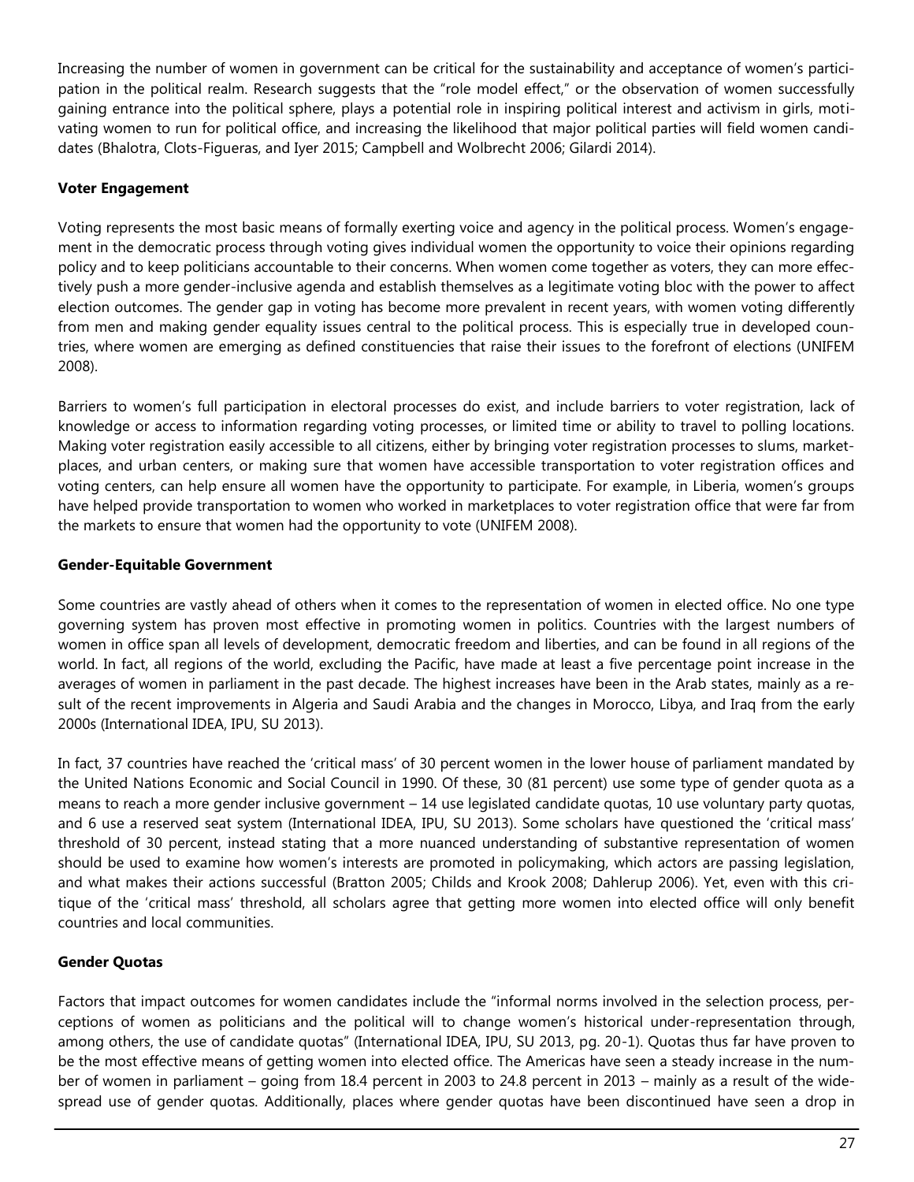Increasing the number of women in government can be critical for the sustainability and acceptance of women's participation in the political realm. Research suggests that the "role model effect," or the observation of women successfully gaining entrance into the political sphere, plays a potential role in inspiring political interest and activism in girls, motivating women to run for political office, and increasing the likelihood that major political parties will field women candidates (Bhalotra, Clots-Figueras, and Iyer 2015; Campbell and Wolbrecht 2006; Gilardi 2014).

**Voter Engagement**

Voting represents the most basic means of formally exerting voice and agency in the political process. Women's engagement in the democratic process through voting gives individual women the opportunity to voice their opinions regarding policy and to keep politicians accountable to their concerns. When women come together as voters, they can more effectively push a more gender-inclusive agenda and establish themselves as a legitimate voting bloc with the power to affect election outcomes. The gender gap in voting has become more prevalent in recent years, with women voting differently from men and making gender equality issues central to the political process. This is especially true in developed countries, where women are emerging as defined constituencies that raise their issues to the forefront of elections (UNIFEM 2008).

Barriers to women's full participation in electoral processes do exist, and include barriers to voter registration, lack of knowledge or access to information regarding voting processes, or limited time or ability to travel to polling locations. Making voter registration easily accessible to all citizens, either by bringing voter registration processes to slums, marketplaces, and urban centers, or making sure that women have accessible transportation to voter registration offices and voting centers, can help ensure all women have the opportunity to participate. For example, in Liberia, women's groups have helped provide transportation to women who worked in marketplaces to voter registration office that were far from the markets to ensure that women had the opportunity to vote (UNIFEM 2008).

**Gender-Equitable Government**

Some countries are vastly ahead of others when it comes to the representation of women in elected office. No one type governing system has proven most effective in promoting women in politics. Countries with the largest numbers of women in office span all levels of development, democratic freedom and liberties, and can be found in all regions of the world. In fact, all regions of the world, excluding the Pacific, have made at least a five percentage point increase in the averages of women in parliament in the past decade. The highest increases have been in the Arab states, mainly as a result of the recent improvements in Algeria and Saudi Arabia and the changes in Morocco, Libya, and Iraq from the early 2000s (International IDEA, IPU, SU 2013).

In fact, 37 countries have reached the 'critical mass' of 30 percent women in the lower house of parliament mandated by the United Nations Economic and Social Council in 1990. Of these, 30 (81 percent) use some type of gender quota as a means to reach a more gender inclusive government – 14 use legislated candidate quotas, 10 use voluntary party quotas, and 6 use a reserved seat system (International IDEA, IPU, SU 2013). Some scholars have questioned the 'critical mass' threshold of 30 percent, instead stating that a more nuanced understanding of substantive representation of women should be used to examine how women's interests are promoted in policymaking, which actors are passing legislation, and what makes their actions successful (Bratton 2005; Childs and Krook 2008; Dahlerup 2006). Yet, even with this critique of the 'critical mass' threshold, all scholars agree that getting more women into elected office will only benefit countries and local communities.

**Gender Quotas**

Factors that impact outcomes for women candidates include the "informal norms involved in the selection process, perceptions of women as politicians and the political will to change women's historical under-representation through, among others, the use of candidate quotas" (International IDEA, IPU, SU 2013, pg. 20-1). Quotas thus far have proven to be the most effective means of getting women into elected office. The Americas have seen a steady increase in the number of women in parliament – going from 18.4 percent in 2003 to 24.8 percent in 2013 – mainly as a result of the widespread use of gender quotas. Additionally, places where gender quotas have been discontinued have seen a drop in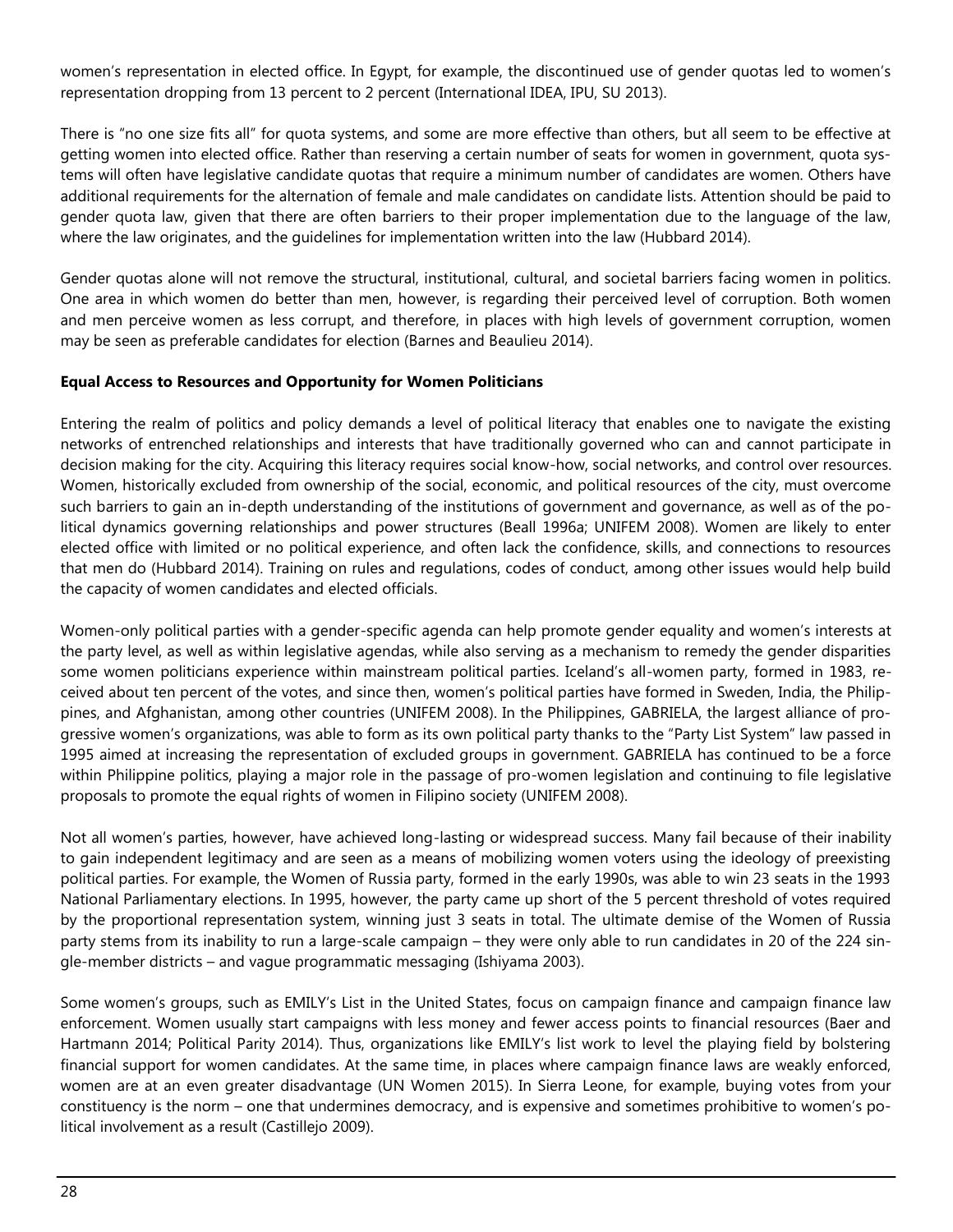women's representation in elected office. In Egypt, for example, the discontinued use of gender quotas led to women's representation dropping from 13 percent to 2 percent (International IDEA, IPU, SU 2013).

There is "no one size fits all" for quota systems, and some are more effective than others, but all seem to be effective at getting women into elected office. Rather than reserving a certain number of seats for women in government, quota systems will often have legislative candidate quotas that require a minimum number of candidates are women. Others have additional requirements for the alternation of female and male candidates on candidate lists. Attention should be paid to gender quota law, given that there are often barriers to their proper implementation due to the language of the law, where the law originates, and the guidelines for implementation written into the law (Hubbard 2014).

Gender quotas alone will not remove the structural, institutional, cultural, and societal barriers facing women in politics. One area in which women do better than men, however, is regarding their perceived level of corruption. Both women and men perceive women as less corrupt, and therefore, in places with high levels of government corruption, women may be seen as preferable candidates for election (Barnes and Beaulieu 2014).

**Equal Access to Resources and Opportunity for Women Politicians**

Entering the realm of politics and policy demands a level of political literacy that enables one to navigate the existing networks of entrenched relationships and interests that have traditionally governed who can and cannot participate in decision making for the city. Acquiring this literacy requires social know-how, social networks, and control over resources. Women, historically excluded from ownership of the social, economic, and political resources of the city, must overcome such barriers to gain an in-depth understanding of the institutions of government and governance, as well as of the political dynamics governing relationships and power structures (Beall 1996a; UNIFEM 2008). Women are likely to enter elected office with limited or no political experience, and often lack the confidence, skills, and connections to resources that men do (Hubbard 2014). Training on rules and regulations, codes of conduct, among other issues would help build the capacity of women candidates and elected officials.

Women-only political parties with a gender-specific agenda can help promote gender equality and women's interests at the party level, as well as within legislative agendas, while also serving as a mechanism to remedy the gender disparities some women politicians experience within mainstream political parties. Iceland's all-women party, formed in 1983, received about ten percent of the votes, and since then, women's political parties have formed in Sweden, India, the Philippines, and Afghanistan, among other countries (UNIFEM 2008). In the Philippines, GABRIELA, the largest alliance of progressive women's organizations, was able to form as its own political party thanks to the "Party List System" law passed in 1995 aimed at increasing the representation of excluded groups in government. GABRIELA has continued to be a force within Philippine politics, playing a major role in the passage of pro-women legislation and continuing to file legislative proposals to promote the equal rights of women in Filipino society (UNIFEM 2008).

Not all women's parties, however, have achieved long-lasting or widespread success. Many fail because of their inability to gain independent legitimacy and are seen as a means of mobilizing women voters using the ideology of preexisting political parties. For example, the Women of Russia party, formed in the early 1990s, was able to win 23 seats in the 1993 National Parliamentary elections. In 1995, however, the party came up short of the 5 percent threshold of votes required by the proportional representation system, winning just 3 seats in total. The ultimate demise of the Women of Russia party stems from its inability to run a large-scale campaign – they were only able to run candidates in 20 of the 224 single-member districts – and vague programmatic messaging (Ishiyama 2003).

Some women's groups, such as EMILY's List in the United States, focus on campaign finance and campaign finance law enforcement. Women usually start campaigns with less money and fewer access points to financial resources (Baer and Hartmann 2014; Political Parity 2014). Thus, organizations like EMILY's list work to level the playing field by bolstering financial support for women candidates. At the same time, in places where campaign finance laws are weakly enforced, women are at an even greater disadvantage (UN Women 2015). In Sierra Leone, for example, buying votes from your constituency is the norm – one that undermines democracy, and is expensive and sometimes prohibitive to women's political involvement as a result (Castillejo 2009).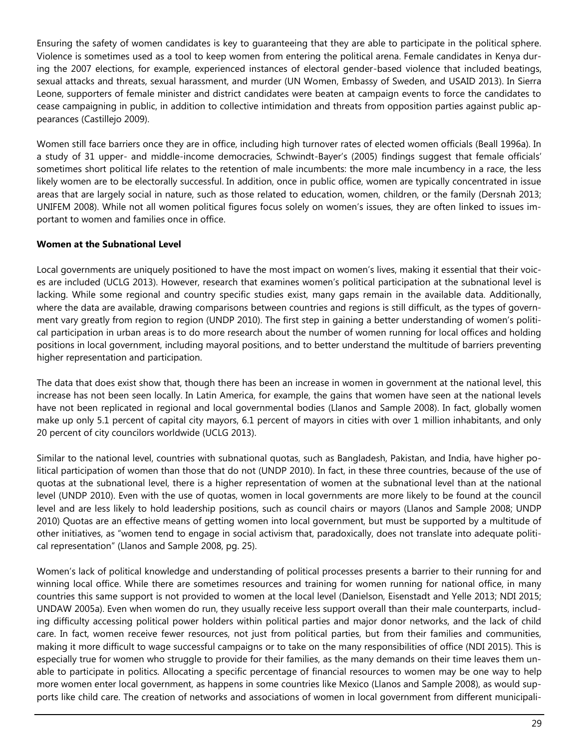Ensuring the safety of women candidates is key to guaranteeing that they are able to participate in the political sphere. Violence is sometimes used as a tool to keep women from entering the political arena. Female candidates in Kenya during the 2007 elections, for example, experienced instances of electoral gender-based violence that included beatings, sexual attacks and threats, sexual harassment, and murder (UN Women, Embassy of Sweden, and USAID 2013). In Sierra Leone, supporters of female minister and district candidates were beaten at campaign events to force the candidates to cease campaigning in public, in addition to collective intimidation and threats from opposition parties against public appearances (Castillejo 2009).

Women still face barriers once they are in office, including high turnover rates of elected women officials (Beall 1996a). In a study of 31 upper- and middle-income democracies, Schwindt-Bayer's (2005) findings suggest that female officials' sometimes short political life relates to the retention of male incumbents: the more male incumbency in a race, the less likely women are to be electorally successful. In addition, once in public office, women are typically concentrated in issue areas that are largely social in nature, such as those related to education, women, children, or the family (Dersnah 2013; UNIFEM 2008). While not all women political figures focus solely on women's issues, they are often linked to issues important to women and families once in office.

**Women at the Subnational Level**

Local governments are uniquely positioned to have the most impact on women's lives, making it essential that their voices are included (UCLG 2013). However, research that examines women's political participation at the subnational level is lacking. While some regional and country specific studies exist, many gaps remain in the available data. Additionally, where the data are available, drawing comparisons between countries and regions is still difficult, as the types of government vary greatly from region to region (UNDP 2010). The first step in gaining a better understanding of women's political participation in urban areas is to do more research about the number of women running for local offices and holding positions in local government, including mayoral positions, and to better understand the multitude of barriers preventing higher representation and participation.

The data that does exist show that, though there has been an increase in women in government at the national level, this increase has not been seen locally. In Latin America, for example, the gains that women have seen at the national levels have not been replicated in regional and local governmental bodies (Llanos and Sample 2008). In fact, globally women make up only 5.1 percent of capital city mayors, 6.1 percent of mayors in cities with over 1 million inhabitants, and only 20 percent of city councilors worldwide (UCLG 2013).

Similar to the national level, countries with subnational quotas, such as Bangladesh, Pakistan, and India, have higher political participation of women than those that do not (UNDP 2010). In fact, in these three countries, because of the use of quotas at the subnational level, there is a higher representation of women at the subnational level than at the national level (UNDP 2010). Even with the use of quotas, women in local governments are more likely to be found at the council level and are less likely to hold leadership positions, such as council chairs or mayors (Llanos and Sample 2008; UNDP 2010) Quotas are an effective means of getting women into local government, but must be supported by a multitude of other initiatives, as "women tend to engage in social activism that, paradoxically, does not translate into adequate political representation" (Llanos and Sample 2008, pg. 25).

Women's lack of political knowledge and understanding of political processes presents a barrier to their running for and winning local office. While there are sometimes resources and training for women running for national office, in many countries this same support is not provided to women at the local level (Danielson, Eisenstadt and Yelle 2013; NDI 2015; UNDAW 2005a). Even when women do run, they usually receive less support overall than their male counterparts, including difficulty accessing political power holders within political parties and major donor networks, and the lack of child care. In fact, women receive fewer resources, not just from political parties, but from their families and communities, making it more difficult to wage successful campaigns or to take on the many responsibilities of office (NDI 2015). This is especially true for women who struggle to provide for their families, as the many demands on their time leaves them unable to participate in politics. Allocating a specific percentage of financial resources to women may be one way to help more women enter local government, as happens in some countries like Mexico (Llanos and Sample 2008), as would supports like child care. The creation of networks and associations of women in local government from different municipali-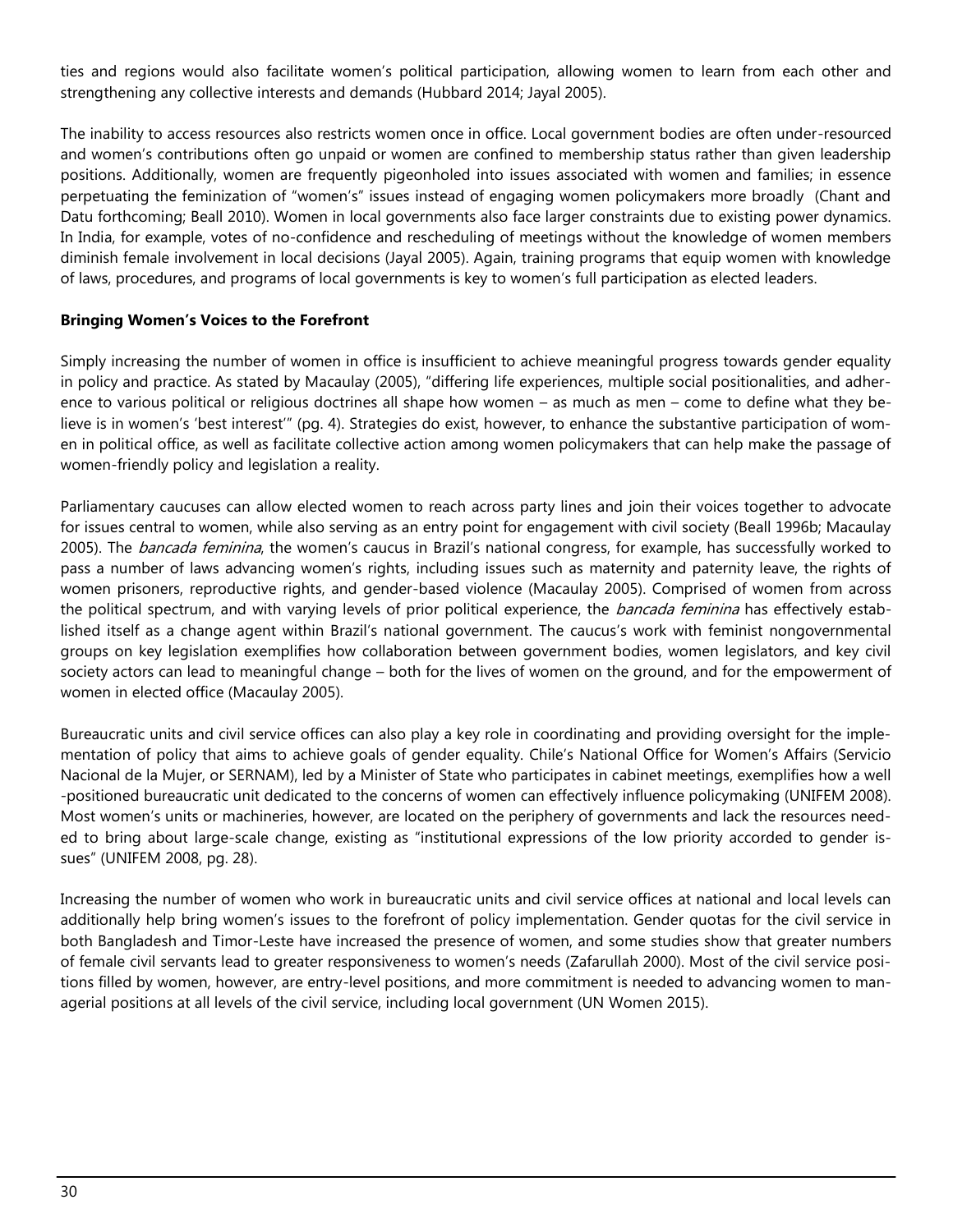ties and regions would also facilitate women's political participation, allowing women to learn from each other and strengthening any collective interests and demands (Hubbard 2014; Jayal 2005).

The inability to access resources also restricts women once in office. Local government bodies are often under-resourced and women's contributions often go unpaid or women are confined to membership status rather than given leadership positions. Additionally, women are frequently pigeonholed into issues associated with women and families; in essence perpetuating the feminization of "women's" issues instead of engaging women policymakers more broadly (Chant and Datu forthcoming; Beall 2010). Women in local governments also face larger constraints due to existing power dynamics. In India, for example, votes of no-confidence and rescheduling of meetings without the knowledge of women members diminish female involvement in local decisions (Jayal 2005). Again, training programs that equip women with knowledge of laws, procedures, and programs of local governments is key to women's full participation as elected leaders.

**Bringing Women's Voices to the Forefront**

Simply increasing the number of women in office is insufficient to achieve meaningful progress towards gender equality in policy and practice. As stated by Macaulay (2005), "differing life experiences, multiple social positionalities, and adherence to various political or religious doctrines all shape how women – as much as men – come to define what they believe is in women's 'best interest'" (pg. 4). Strategies do exist, however, to enhance the substantive participation of women in political office, as well as facilitate collective action among women policymakers that can help make the passage of women-friendly policy and legislation a reality.

Parliamentary caucuses can allow elected women to reach across party lines and join their voices together to advocate for issues central to women, while also serving as an entry point for engagement with civil society (Beall 1996b; Macaulay 2005). The *bancada feminina*, the women's caucus in Brazil's national congress, for example, has successfully worked to pass a number of laws advancing women's rights, including issues such as maternity and paternity leave, the rights of women prisoners, reproductive rights, and gender-based violence (Macaulay 2005). Comprised of women from across the political spectrum, and with varying levels of prior political experience, the *bancada feminina* has effectively established itself as a change agent within Brazil's national government. The caucus's work with feminist nongovernmental groups on key legislation exemplifies how collaboration between government bodies, women legislators, and key civil society actors can lead to meaningful change – both for the lives of women on the ground, and for the empowerment of women in elected office (Macaulay 2005).

Bureaucratic units and civil service offices can also play a key role in coordinating and providing oversight for the implementation of policy that aims to achieve goals of gender equality. Chile's National Office for Women's Affairs (Servicio Nacional de la Mujer, or SERNAM), led by a Minister of State who participates in cabinet meetings, exemplifies how a well-positioned bureaucratic unit dedicated to the concerns of women can effectively influence policymaking (UNIFEM 2008). Most women's units or machineries, however, are located on the periphery of governments and lack the resources needed to bring about large-scale change, existing as "institutional expressions of the low priority accorded to gender issues" (UNIFEM 2008, pg. 28).

Increasing the number of women who work in bureaucratic units and civil service offices at national and local levels can additionally help bring women's issues to the forefront of policy implementation. Gender quotas for the civil service in both Bangladesh and Timor-Leste have increased the presence of women, and some studies show that greater numbers of female civil servants lead to greater responsiveness to women's needs (Zafarullah 2000). Most of the civil service positions filled by women, however, are entry-level positions, and more commitment is needed to advancing women to managerial positions at all levels of the civil service, including local government (UN Women 2015).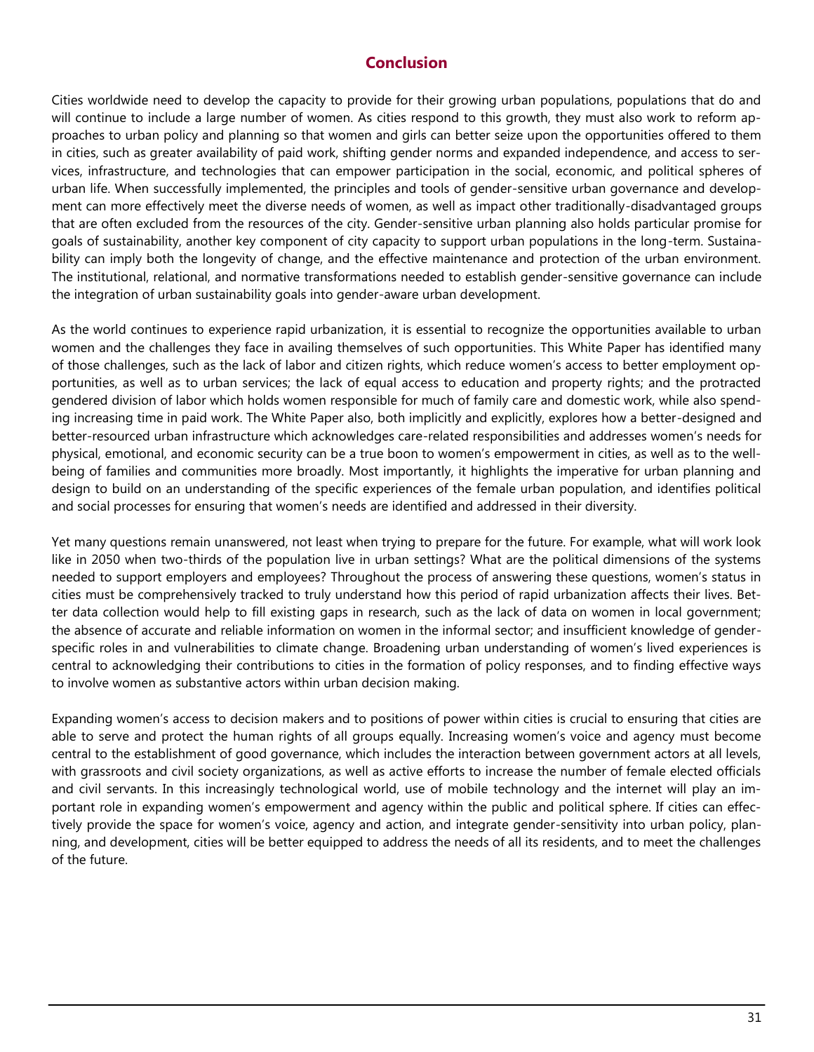## Conclusion

Cities worldwide need to develop the capacity to provide for their growing urban populations, populations that do and will continue to include a large number of women. As cities respond to this growth, they must also work to reform approaches to urban policy and planning so that women and girls can better seize upon the opportunities offered to them in cities, such as greater availability of paid work, shifting gender norms and expanded independence, and access to services, infrastructure, and technologies that can empower participation in the social, economic, and political spheres of urban life. When successfully implemented, the principles and tools of gender-sensitive urban governance and development can more effectively meet the diverse needs of women, as well as impact other traditionally-disadvantaged groups that are often excluded from the resources of the city. Gender-sensitive urban planning also holds particular promise for goals of sustainability, another key component of city capacity to support urban populations in the long-term. Sustainability can imply both the longevity of change, and the effective maintenance and protection of the urban environment. The institutional, relational, and normative transformations needed to establish gender-sensitive governance can include the integration of urban sustainability goals into gender-aware urban development.

As the world continues to experience rapid urbanization, it is essential to recognize the opportunities available to urban women and the challenges they face in availing themselves of such opportunities. This White Paper has identified many of those challenges, such as the lack of labor and citizen rights, which reduce women's access to better employment opportunities, as well as to urban services; the lack of equal access to education and property rights; and the protracted gendered division of labor which holds women responsible for much of family care and domestic work, while also spending increasing time in paid work. The White Paper also, both implicitly and explicitly, explores how a better-designed and better-resourced urban infrastructure which acknowledges care-related responsibilities and addresses women's needs for physical, emotional, and economic security can be a true boon to women's empowerment in cities, as well as to the wellbeing of families and communities more broadly. Most importantly, it highlights the imperative for urban planning and design to build on an understanding of the specific experiences of the female urban population, and identifies political and social processes for ensuring that women's needs are identified and addressed in their diversity.

Yet many questions remain unanswered, not least when trying to prepare for the future. For example, what will work look like in 2050 when two-thirds of the population live in urban settings? What are the political dimensions of the systems needed to support employers and employees? Throughout the process of answering these questions, women's status in cities must be comprehensively tracked to truly understand how this period of rapid urbanization affects their lives. Better data collection would help to fill existing gaps in research, such as the lack of data on women in local government; the absence of accurate and reliable information on women in the informal sector; and insufficient knowledge of gender-specific roles in and vulnerabilities to climate change. Broadening urban understanding of women's lived experiences is central to acknowledging their contributions to cities in the formation of policy responses, and to finding effective ways to involve women as substantive actors within urban decision making.

Expanding women's access to decision makers and to positions of power within cities is crucial to ensuring that cities are able to serve and protect the human rights of all groups equally. Increasing women's voice and agency must become central to the establishment of good governance, which includes the interaction between government actors at all levels, with grassroots and civil society organizations, as well as active efforts to increase the number of female elected officials and civil servants. In this increasingly technological world, use of mobile technology and the internet will play an important role in expanding women's empowerment and agency within the public and political sphere. If cities can effectively provide the space for women's voice, agency and action, and integrate gender-sensitivity into urban policy, planning, and development, cities will be better equipped to address the needs of all its residents, and to meet the challenges of the future.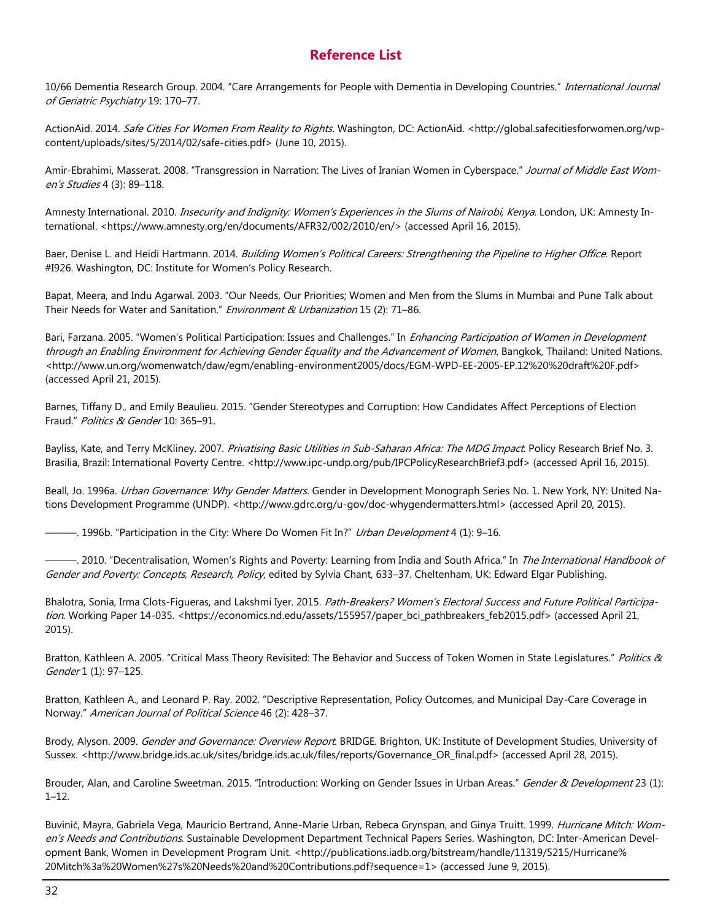## Reference List

10/66 Dementia Research Group. 2004. "Care Arrangements for People with Dementia in Developing Countries." *International Journal of Geriatric Psychiatry* 19: 170–77.

ActionAid. 2014. *Safe Cities For Women From Reality to Rights*. Washington, DC: ActionAid. <http://global.safecitiesforwomen.org/wp-content/uploads/sites/5/2014/02/safe-cities.pdf> (June 10, 2015).

Amir-Ebrahimi, Masserat. 2008. "Transgression in Narration: The Lives of Iranian Women in Cyberspace." *Journal of Middle East Women's Studies* 4 (3): 89–118.

Amnesty International. 2010. *Insecurity and Indignity: Women's Experiences in the Slums of Nairobi, Kenya*. London, UK: Amnesty International. <https://www.amnesty.org/en/documents/AFR32/002/2010/en/> (accessed April 16, 2015).

Baer, Denise L. and Heidi Hartmann. 2014. *Building Women's Political Careers: Strengthening the Pipeline to Higher Office*. Report #I926. Washington, DC: Institute for Women's Policy Research.

Bapat, Meera, and Indu Agarwal. 2003. "Our Needs, Our Priorities; Women and Men from the Slums in Mumbai and Pune Talk about Their Needs for Water and Sanitation." *Environment & Urbanization* 15 (2): 71–86.

Bari, Farzana. 2005. "Women's Political Participation: Issues and Challenges." In *Enhancing Participation of Women in Development through an Enabling Environment for Achieving Gender Equality and the Advancement of Women*. Bangkok, Thailand: United Nations. <http://www.un.org/womenwatch/daw/egm/enabling-environment2005/docs/EGM-WPD-EE-2005-EP.12%20%20draft%20F.pdf> (accessed April 21, 2015).

Barnes, Tiffany D., and Emily Beaulieu. 2015. "Gender Stereotypes and Corruption: How Candidates Affect Perceptions of Election Fraud." *Politics & Gender* 10: 365–91.

Bayliss, Kate, and Terry McKliney. 2007. *Privatising Basic Utilities in Sub-Saharan Africa: The MDG Impact*. Policy Research Brief No. 3. Brasilia, Brazil: International Poverty Centre. <http://www.ipc-undp.org/pub/IPCPolicyResearchBrief3.pdf> (accessed April 16, 2015).

Beall, Jo. 1996a. *Urban Governance: Why Gender Matters*. Gender in Development Monograph Series No. 1. New York, NY: United Nations Development Programme (UNDP). <http://www.gdrc.org/u-gov/doc-whygendermatters.html> (accessed April 20, 2015).

———. 1996b. "Participation in the City: Where Do Women Fit In?" *Urban Development* 4 (1): 9–16.

———. 2010. "Decentralisation, Women's Rights and Poverty: Learning from India and South Africa." In *The International Handbook of Gender and Poverty: Concepts, Research, Policy*, edited by Sylvia Chant, 633–37. Cheltenham, UK: Edward Elgar Publishing.

Bhalotra, Sonia, Irma Clots-Figueras, and Lakshmi Iyer. 2015. *Path-Breakers? Women's Electoral Success and Future Political Participation*. Working Paper 14-035. <https://economics.nd.edu/assets/155957/paper_bci_pathbreakers_feb2015.pdf> (accessed April 21, 2015).

Bratton, Kathleen A. 2005. "Critical Mass Theory Revisited: The Behavior and Success of Token Women in State Legislatures." *Politics & Gender* 1 (1): 97–125.

Bratton, Kathleen A., and Leonard P. Ray. 2002. "Descriptive Representation, Policy Outcomes, and Municipal Day-Care Coverage in Norway." *American Journal of Political Science* 46 (2): 428–37.

Brody, Alyson. 2009. *Gender and Governance: Overview Report*. BRIDGE. Brighton, UK: Institute of Development Studies, University of Sussex. <http://www.bridge.ids.ac.uk/sites/bridge.ids.ac.uk/files/reports/Governance_OR_final.pdf> (accessed April 28, 2015).

Brouder, Alan, and Caroline Sweetman. 2015. "Introduction: Working on Gender Issues in Urban Areas." *Gender & Development* 23 (1): 1–12.

Buvinić, Mayra, Gabriela Vega, Mauricio Bertrand, Anne-Marie Urban, Rebeca Grynspan, and Ginya Truitt. 1999. *Hurricane Mitch: Women's Needs and Contributions*. Sustainable Development Department Technical Papers Series. Washington, DC: Inter-American Development Bank, Women in Development Program Unit. <http://publications.iadb.org/bitstream/handle/11319/5215/Hurricane%20Mitch%3a%20Women%27s%20Needs%20and%20Contributions.pdf?sequence=1> (accessed June 9, 2015).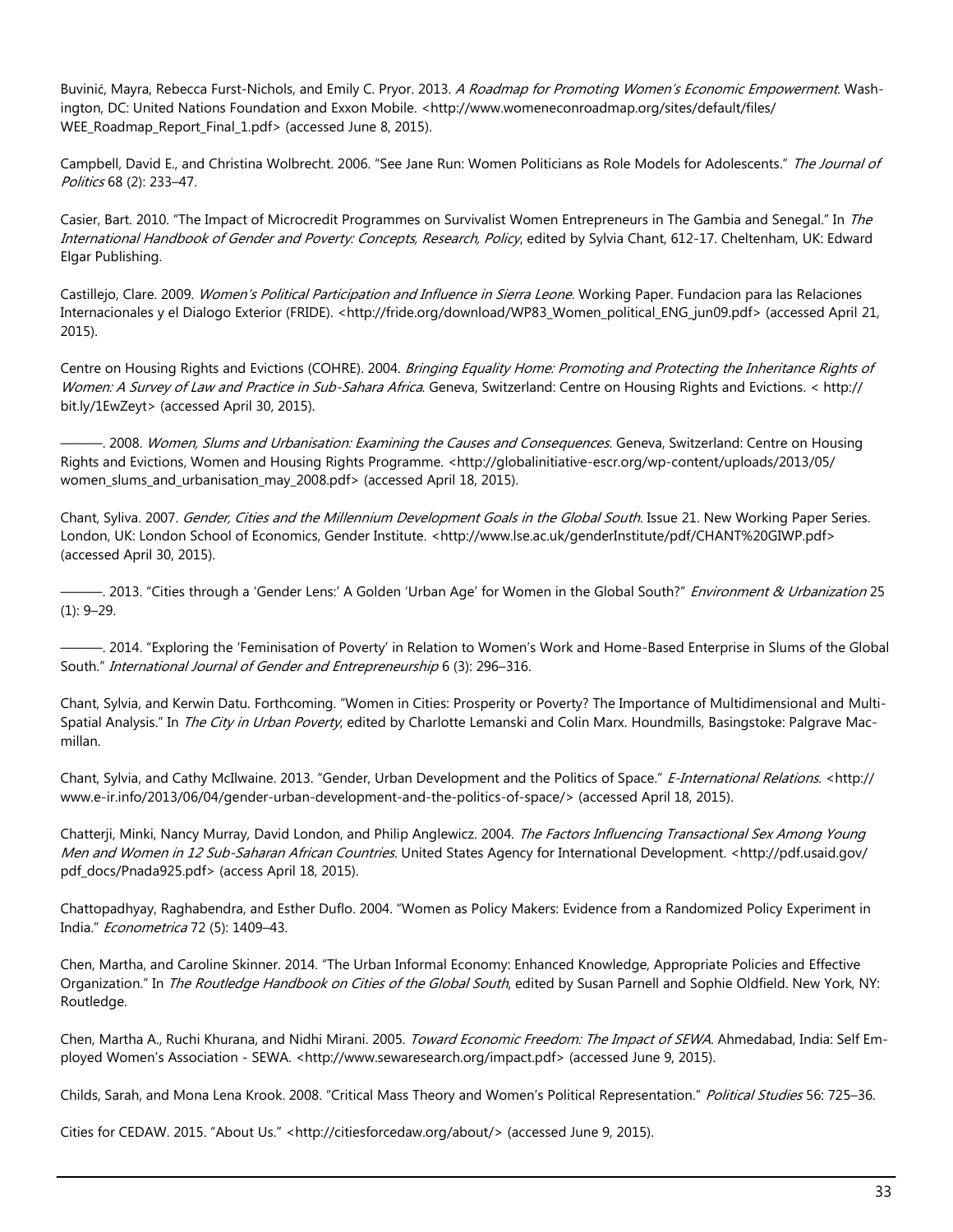Buvinić, Mayra, Rebecca Furst-Nichols, and Emily C. Pryor. 2013. *A Roadmap for Promoting Women's Economic Empowerment*. Washington, DC: United Nations Foundation and Exxon Mobile. <http://www.womeneconroadmap.org/sites/default/files/WEE_Roadmap_Report_Final_1.pdf> (accessed June 8, 2015).

Campbell, David E., and Christina Wolbrecht. 2006. "See Jane Run: Women Politicians as Role Models for Adolescents." *The Journal of Politics* 68 (2): 233–47.

Casier, Bart. 2010. "The Impact of Microcredit Programmes on Survivalist Women Entrepreneurs in The Gambia and Senegal." In *The International Handbook of Gender and Poverty: Concepts, Research, Policy*, edited by Sylvia Chant, 612-17. Cheltenham, UK: Edward Elgar Publishing.

Castillejo, Clare. 2009. *Women's Political Participation and Influence in Sierra Leone*. Working Paper. Fundacion para las Relaciones Internacionales y el Dialogo Exterior (FRIDE). <http://fride.org/download/WP83_Women_political_ENG_jun09.pdf> (accessed April 21, 2015).

Centre on Housing Rights and Evictions (COHRE). 2004. *Bringing Equality Home: Promoting and Protecting the Inheritance Rights of Women: A Survey of Law and Practice in Sub-Sahara Africa*. Geneva, Switzerland: Centre on Housing Rights and Evictions. < http://bit.ly/1EwZeyt> (accessed April 30, 2015).

———. 2008. *Women, Slums and Urbanisation: Examining the Causes and Consequences*. Geneva, Switzerland: Centre on Housing Rights and Evictions, Women and Housing Rights Programme. <http://globalinitiative-escr.org/wp-content/uploads/2013/05/women_slums_and_urbanisation_may_2008.pdf> (accessed April 18, 2015).

Chant, Syliva. 2007. *Gender, Cities and the Millennium Development Goals in the Global South*. Issue 21. New Working Paper Series. London, UK: London School of Economics, Gender Institute. <http://www.lse.ac.uk/genderInstitute/pdf/CHANT%20GIWP.pdf> (accessed April 30, 2015).

———. 2013. "Cities through a 'Gender Lens:' A Golden 'Urban Age' for Women in the Global South?" *Environment & Urbanization* 25 (1): 9–29.

———. 2014. "Exploring the 'Feminisation of Poverty' in Relation to Women's Work and Home-Based Enterprise in Slums of the Global South." *International Journal of Gender and Entrepreneurship* 6 (3): 296–316.

Chant, Sylvia, and Kerwin Datu. Forthcoming. "Women in Cities: Prosperity or Poverty? The Importance of Multidimensional and Multi-Spatial Analysis." In *The City in Urban Poverty*, edited by Charlotte Lemanski and Colin Marx. Houndmills, Basingstoke: Palgrave Macmillan.

Chant, Sylvia, and Cathy McIlwaine. 2013. "Gender, Urban Development and the Politics of Space." *E-International Relations*. <http://www.e-ir.info/2013/06/04/gender-urban-development-and-the-politics-of-space/> (accessed April 18, 2015).

Chatterji, Minki, Nancy Murray, David London, and Philip Anglewicz. 2004. *The Factors Influencing Transactional Sex Among Young Men and Women in 12 Sub-Saharan African Countries*. United States Agency for International Development. <http://pdf.usaid.gov/pdf_docs/Pnada925.pdf> (access April 18, 2015).

Chattopadhyay, Raghabendra, and Esther Duflo. 2004. "Women as Policy Makers: Evidence from a Randomized Policy Experiment in India." *Econometrica* 72 (5): 1409–43.

Chen, Martha, and Caroline Skinner. 2014. "The Urban Informal Economy: Enhanced Knowledge, Appropriate Policies and Effective Organization." In *The Routledge Handbook on Cities of the Global South*, edited by Susan Parnell and Sophie Oldfield. New York, NY: Routledge.

Chen, Martha A., Ruchi Khurana, and Nidhi Mirani. 2005. *Toward Economic Freedom: The Impact of SEWA*. Ahmedabad, India: Self Employed Women's Association - SEWA. <http://www.sewaresearch.org/impact.pdf> (accessed June 9, 2015).

Childs, Sarah, and Mona Lena Krook. 2008. "Critical Mass Theory and Women's Political Representation." *Political Studies* 56: 725–36.

Cities for CEDAW. 2015. "About Us." <http://citiesforcedaw.org/about/> (accessed June 9, 2015).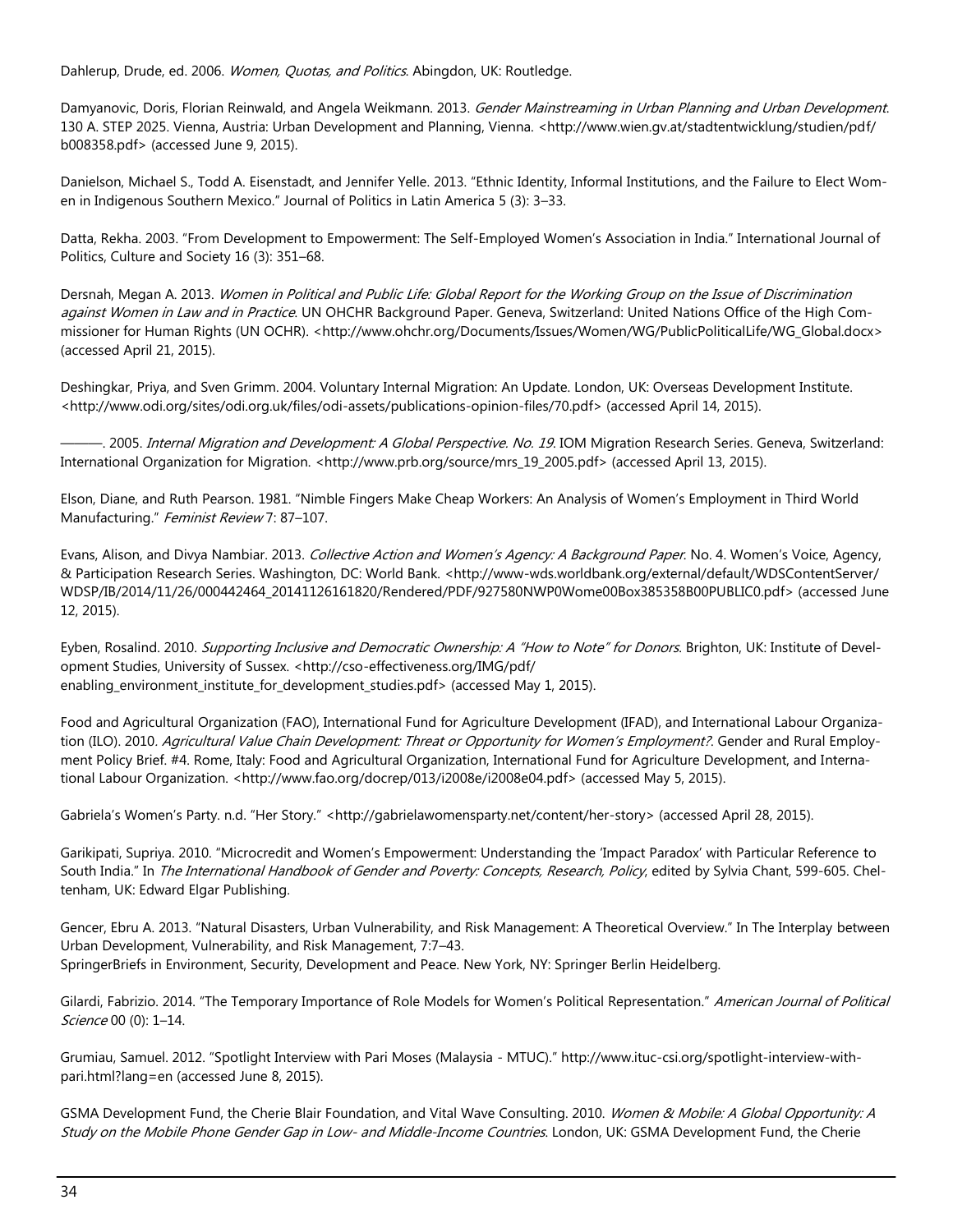Dahlerup, Drude, ed. 2006. *Women, Quotas, and Politics*. Abingdon, UK: Routledge.

Damyanovic, Doris, Florian Reinwald, and Angela Weikmann. 2013. *Gender Mainstreaming in Urban Planning and Urban Development*. 130 A. STEP 2025. Vienna, Austria: Urban Development and Planning, Vienna. <http://www.wien.gv.at/stadtentwicklung/studien/pdf/b008358.pdf> (accessed June 9, 2015).

Danielson, Michael S., Todd A. Eisenstadt, and Jennifer Yelle. 2013. "Ethnic Identity, Informal Institutions, and the Failure to Elect Women in Indigenous Southern Mexico." Journal of Politics in Latin America 5 (3): 3–33.

Datta, Rekha. 2003. "From Development to Empowerment: The Self-Employed Women's Association in India." International Journal of Politics, Culture and Society 16 (3): 351–68.

Dersnah, Megan A. 2013. *Women in Political and Public Life: Global Report for the Working Group on the Issue of Discrimination against Women in Law and in Practice*. UN OHCHR Background Paper. Geneva, Switzerland: United Nations Office of the High Commissioner for Human Rights (UN OCHR). <http://www.ohchr.org/Documents/Issues/Women/WG/PublicPoliticalLife/WG_Global.docx> (accessed April 21, 2015).

Deshingkar, Priya, and Sven Grimm. 2004. Voluntary Internal Migration: An Update. London, UK: Overseas Development Institute. <http://www.odi.org/sites/odi.org.uk/files/odi-assets/publications-opinion-files/70.pdf> (accessed April 14, 2015).

———. 2005. *Internal Migration and Development: A Global Perspective. No. 19*. IOM Migration Research Series. Geneva, Switzerland: International Organization for Migration. <http://www.prb.org/source/mrs_19_2005.pdf> (accessed April 13, 2015).

Elson, Diane, and Ruth Pearson. 1981. "Nimble Fingers Make Cheap Workers: An Analysis of Women's Employment in Third World Manufacturing." *Feminist Review* 7: 87–107.

Evans, Alison, and Divya Nambiar. 2013. *Collective Action and Women's Agency: A Background Paper*. No. 4. Women's Voice, Agency, & Participation Research Series. Washington, DC: World Bank. <http://www-wds.worldbank.org/external/default/WDSContentServer/WDSP/IB/2014/11/26/000442464_20141126161820/Rendered/PDF/927580NWP0Wome00Box385358B00PUBLIC0.pdf> (accessed June 12, 2015).

Eyben, Rosalind. 2010. *Supporting Inclusive and Democratic Ownership: A "How to Note" for Donors*. Brighton, UK: Institute of Development Studies, University of Sussex. <http://cso-effectiveness.org/IMG/pdf/enabling_environment_institute_for_development_studies.pdf> (accessed May 1, 2015).

Food and Agricultural Organization (FAO), International Fund for Agriculture Development (IFAD), and International Labour Organization (ILO). 2010. *Agricultural Value Chain Development: Threat or Opportunity for Women's Employment?*. Gender and Rural Employment Policy Brief. #4. Rome, Italy: Food and Agricultural Organization, International Fund for Agriculture Development, and International Labour Organization. <http://www.fao.org/docrep/013/i2008e/i2008e04.pdf> (accessed May 5, 2015).

Gabriela's Women's Party. n.d. "Her Story." <http://gabrielawomensparty.net/content/her-story> (accessed April 28, 2015).

Garikipati, Supriya. 2010. "Microcredit and Women's Empowerment: Understanding the 'Impact Paradox' with Particular Reference to South India." In *The International Handbook of Gender and Poverty: Concepts, Research, Policy*, edited by Sylvia Chant, 599-605. Cheltenham, UK: Edward Elgar Publishing.

Gencer, Ebru A. 2013. "Natural Disasters, Urban Vulnerability, and Risk Management: A Theoretical Overview." In The Interplay between Urban Development, Vulnerability, and Risk Management, 7:7–43.
SpringerBriefs in Environment, Security, Development and Peace. New York, NY: Springer Berlin Heidelberg.

Gilardi, Fabrizio. 2014. "The Temporary Importance of Role Models for Women's Political Representation." *American Journal of Political Science* 00 (0): 1–14.

Grumiau, Samuel. 2012. "Spotlight Interview with Pari Moses (Malaysia - MTUC)." http://www.ituc-csi.org/spotlight-interview-with-pari.html?lang=en (accessed June 8, 2015).

GSMA Development Fund, the Cherie Blair Foundation, and Vital Wave Consulting. 2010. *Women & Mobile: A Global Opportunity: A Study on the Mobile Phone Gender Gap in Low- and Middle-Income Countries*. London, UK: GSMA Development Fund, the Cherie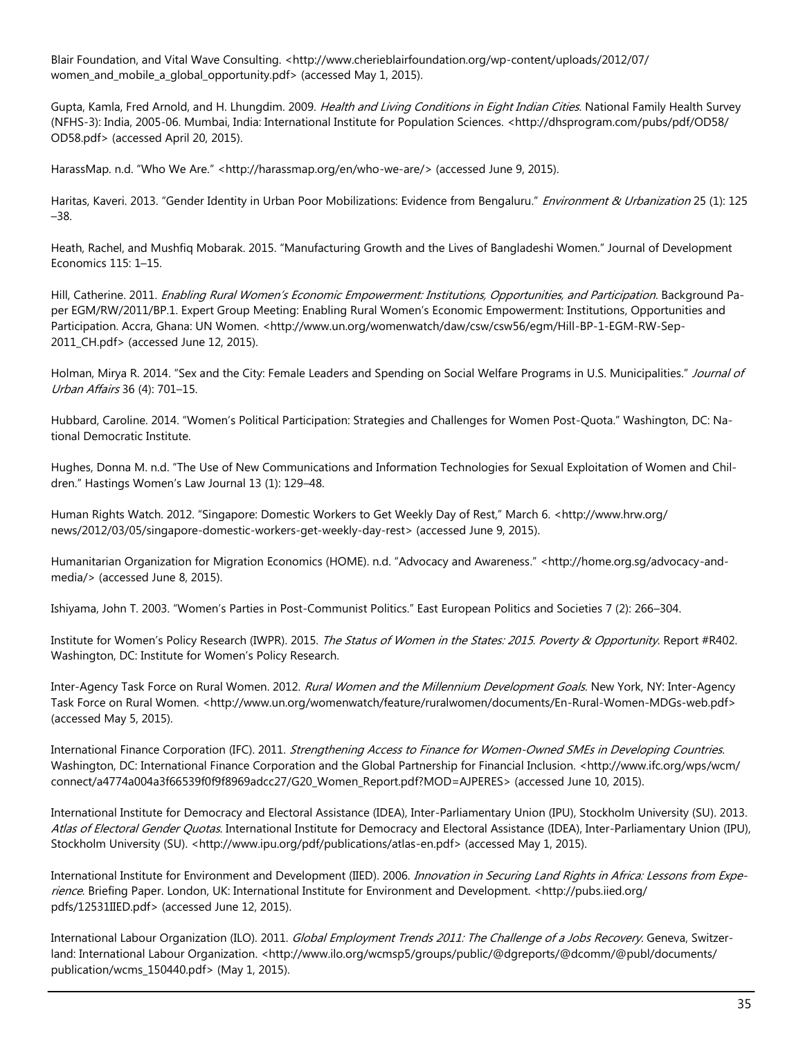Blair Foundation, and Vital Wave Consulting. <http://www.cherieblairfoundation.org/wp-content/uploads/2012/07/women_and_mobile_a_global_opportunity.pdf> (accessed May 1, 2015).

Gupta, Kamla, Fred Arnold, and H. Lhungdim. 2009. *Health and Living Conditions in Eight Indian Cities*. National Family Health Survey (NFHS-3): India, 2005-06. Mumbai, India: International Institute for Population Sciences. <http://dhsprogram.com/pubs/pdf/OD58/OD58.pdf> (accessed April 20, 2015).

HarassMap. n.d. "Who We Are." <http://harassmap.org/en/who-we-are/> (accessed June 9, 2015).

Haritas, Kaveri. 2013. "Gender Identity in Urban Poor Mobilizations: Evidence from Bengaluru." *Environment & Urbanization* 25 (1): 125–38.

Heath, Rachel, and Mushfiq Mobarak. 2015. "Manufacturing Growth and the Lives of Bangladeshi Women." Journal of Development Economics 115: 1–15.

Hill, Catherine. 2011. *Enabling Rural Women's Economic Empowerment: Institutions, Opportunities, and Participation*. Background Paper EGM/RW/2011/BP.1. Expert Group Meeting: Enabling Rural Women's Economic Empowerment: Institutions, Opportunities and Participation. Accra, Ghana: UN Women. <http://www.un.org/womenwatch/daw/csw/csw56/egm/Hill-BP-1-EGM-RW-Sep-2011_CH.pdf> (accessed June 12, 2015).

Holman, Mirya R. 2014. "Sex and the City: Female Leaders and Spending on Social Welfare Programs in U.S. Municipalities." *Journal of Urban Affairs* 36 (4): 701–15.

Hubbard, Caroline. 2014. "Women's Political Participation: Strategies and Challenges for Women Post-Quota." Washington, DC: National Democratic Institute.

Hughes, Donna M. n.d. "The Use of New Communications and Information Technologies for Sexual Exploitation of Women and Children." Hastings Women's Law Journal 13 (1): 129–48.

Human Rights Watch. 2012. "Singapore: Domestic Workers to Get Weekly Day of Rest," March 6. <http://www.hrw.org/news/2012/03/05/singapore-domestic-workers-get-weekly-day-rest> (accessed June 9, 2015).

Humanitarian Organization for Migration Economics (HOME). n.d. "Advocacy and Awareness." <http://home.org.sg/advocacy-and-media/> (accessed June 8, 2015).

Ishiyama, John T. 2003. "Women's Parties in Post-Communist Politics." East European Politics and Societies 7 (2): 266–304.

Institute for Women's Policy Research (IWPR). 2015. *The Status of Women in the States: 2015. Poverty & Opportunity*. Report #R402. Washington, DC: Institute for Women's Policy Research.

Inter-Agency Task Force on Rural Women. 2012. *Rural Women and the Millennium Development Goals*. New York, NY: Inter-Agency Task Force on Rural Women. <http://www.un.org/womenwatch/feature/ruralwomen/documents/En-Rural-Women-MDGs-web.pdf> (accessed May 5, 2015).

International Finance Corporation (IFC). 2011. *Strengthening Access to Finance for Women-Owned SMEs in Developing Countries*. Washington, DC: International Finance Corporation and the Global Partnership for Financial Inclusion. <http://www.ifc.org/wps/wcm/connect/a4774a004a3f66539f0f9f8969adcc27/G20_Women_Report.pdf?MOD=AJPERES> (accessed June 10, 2015).

International Institute for Democracy and Electoral Assistance (IDEA), Inter-Parliamentary Union (IPU), Stockholm University (SU). 2013. *Atlas of Electoral Gender Quotas*. International Institute for Democracy and Electoral Assistance (IDEA), Inter-Parliamentary Union (IPU), Stockholm University (SU). <http://www.ipu.org/pdf/publications/atlas-en.pdf> (accessed May 1, 2015).

International Institute for Environment and Development (IIED). 2006. *Innovation in Securing Land Rights in Africa: Lessons from Experience*. Briefing Paper. London, UK: International Institute for Environment and Development. <http://pubs.iied.org/pdfs/12531IIED.pdf> (accessed June 12, 2015).

International Labour Organization (ILO). 2011. *Global Employment Trends 2011: The Challenge of a Jobs Recovery*. Geneva, Switzerland: International Labour Organization. <http://www.ilo.org/wcmsp5/groups/public/@dgreports/@dcomm/@publ/documents/publication/wcms_150440.pdf> (May 1, 2015).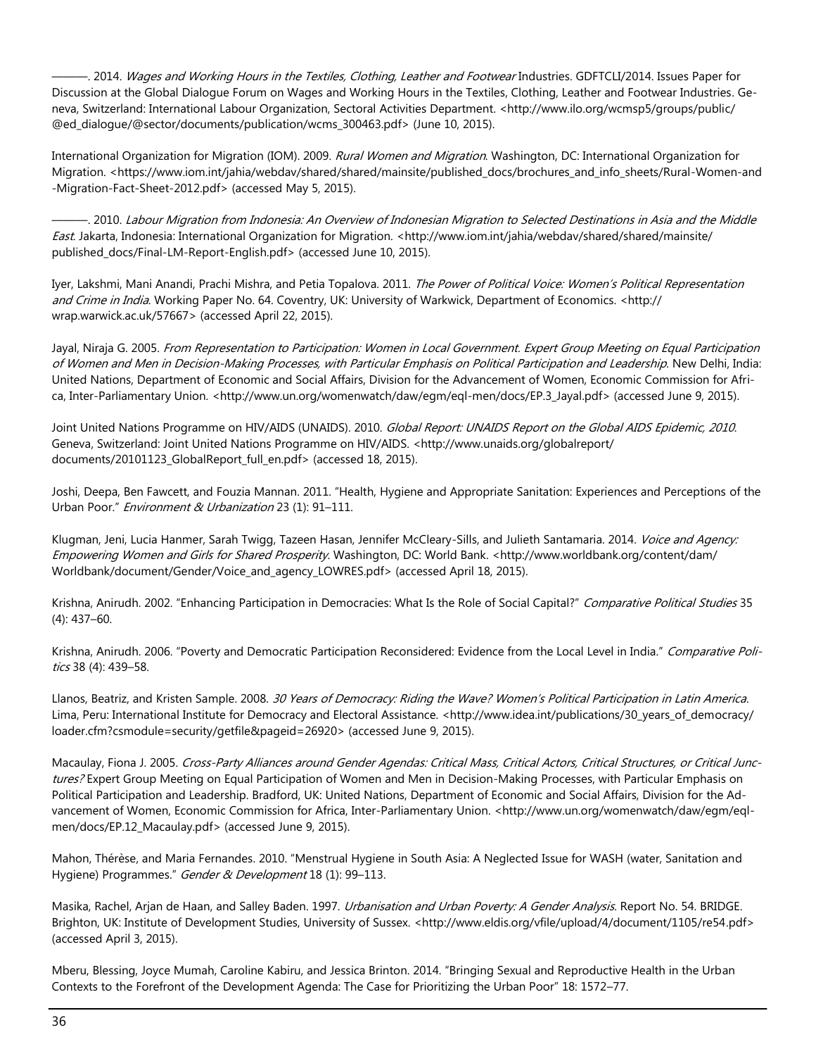———. 2014. *Wages and Working Hours in the Textiles, Clothing, Leather and Footwear* Industries. GDFTCLI/2014. Issues Paper for Discussion at the Global Dialogue Forum on Wages and Working Hours in the Textiles, Clothing, Leather and Footwear Industries. Geneva, Switzerland: International Labour Organization, Sectoral Activities Department. <http://www.ilo.org/wcmsp5/groups/public/@ed_dialogue/@sector/documents/publication/wcms_300463.pdf> (June 10, 2015).

International Organization for Migration (IOM). 2009. *Rural Women and Migration*. Washington, DC: International Organization for Migration. <https://www.iom.int/jahia/webdav/shared/shared/mainsite/published_docs/brochures_and_info_sheets/Rural-Women-and-Migration-Fact-Sheet-2012.pdf> (accessed May 5, 2015).

———. 2010. *Labour Migration from Indonesia: An Overview of Indonesian Migration to Selected Destinations in Asia and the Middle East*. Jakarta, Indonesia: International Organization for Migration. <http://www.iom.int/jahia/webdav/shared/shared/mainsite/published_docs/Final-LM-Report-English.pdf> (accessed June 10, 2015).

Iyer, Lakshmi, Mani Anandi, Prachi Mishra, and Petia Topalova. 2011. *The Power of Political Voice: Women's Political Representation and Crime in India*. Working Paper No. 64. Coventry, UK: University of Warkwick, Department of Economics. <http://wrap.warwick.ac.uk/57667> (accessed April 22, 2015).

Jayal, Niraja G. 2005. *From Representation to Participation: Women in Local Government. Expert Group Meeting on Equal Participation of Women and Men in Decision-Making Processes, with Particular Emphasis on Political Participation and Leadership*. New Delhi, India: United Nations, Department of Economic and Social Affairs, Division for the Advancement of Women, Economic Commission for Africa, Inter-Parliamentary Union. <http://www.un.org/womenwatch/daw/egm/eql-men/docs/EP.3_Jayal.pdf> (accessed June 9, 2015).

Joint United Nations Programme on HIV/AIDS (UNAIDS). 2010. *Global Report: UNAIDS Report on the Global AIDS Epidemic, 2010*. Geneva, Switzerland: Joint United Nations Programme on HIV/AIDS. <http://www.unaids.org/globalreport/documents/20101123_GlobalReport_full_en.pdf> (accessed 18, 2015).

Joshi, Deepa, Ben Fawcett, and Fouzia Mannan. 2011. "Health, Hygiene and Appropriate Sanitation: Experiences and Perceptions of the Urban Poor." *Environment & Urbanization* 23 (1): 91–111.

Klugman, Jeni, Lucia Hanmer, Sarah Twigg, Tazeen Hasan, Jennifer McCleary-Sills, and Julieth Santamaria. 2014. *Voice and Agency: Empowering Women and Girls for Shared Prosperity*. Washington, DC: World Bank. <http://www.worldbank.org/content/dam/Worldbank/document/Gender/Voice_and_agency_LOWRES.pdf> (accessed April 18, 2015).

Krishna, Anirudh. 2002. "Enhancing Participation in Democracies: What Is the Role of Social Capital?" *Comparative Political Studies* 35 (4): 437–60.

Krishna, Anirudh. 2006. "Poverty and Democratic Participation Reconsidered: Evidence from the Local Level in India." *Comparative Politics* 38 (4): 439–58.

Llanos, Beatriz, and Kristen Sample. 2008. *30 Years of Democracy: Riding the Wave? Women's Political Participation in Latin America*. Lima, Peru: International Institute for Democracy and Electoral Assistance. <http://www.idea.int/publications/30_years_of_democracy/loader.cfm?csmodule=security/getfile&pageid=26920> (accessed June 9, 2015).

Macaulay, Fiona J. 2005. *Cross-Party Alliances around Gender Agendas: Critical Mass, Critical Actors, Critical Structures, or Critical Junctures?* Expert Group Meeting on Equal Participation of Women and Men in Decision-Making Processes, with Particular Emphasis on Political Participation and Leadership. Bradford, UK: United Nations, Department of Economic and Social Affairs, Division for the Advancement of Women, Economic Commission for Africa, Inter-Parliamentary Union. <http://www.un.org/womenwatch/daw/egm/eql-men/docs/EP.12_Macaulay.pdf> (accessed June 9, 2015).

Mahon, Thérèse, and Maria Fernandes. 2010. "Menstrual Hygiene in South Asia: A Neglected Issue for WASH (water, Sanitation and Hygiene) Programmes." *Gender & Development* 18 (1): 99–113.

Masika, Rachel, Arjan de Haan, and Salley Baden. 1997. *Urbanisation and Urban Poverty: A Gender Analysis*. Report No. 54. BRIDGE. Brighton, UK: Institute of Development Studies, University of Sussex. <http://www.eldis.org/vfile/upload/4/document/1105/re54.pdf> (accessed April 3, 2015).

Mberu, Blessing, Joyce Mumah, Caroline Kabiru, and Jessica Brinton. 2014. "Bringing Sexual and Reproductive Health in the Urban Contexts to the Forefront of the Development Agenda: The Case for Prioritizing the Urban Poor" 18: 1572–77.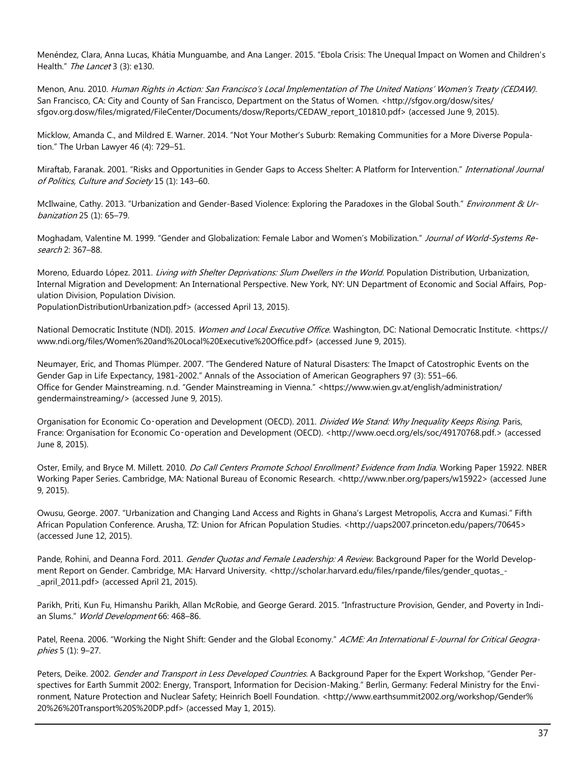Menéndez, Clara, Anna Lucas, Khátia Munguambe, and Ana Langer. 2015. "Ebola Crisis: The Unequal Impact on Women and Children's Health." *The Lancet* 3 (3): e130.

Menon, Anu. 2010. *Human Rights in Action: San Francisco's Local Implementation of The United Nations' Women's Treaty (CEDAW)*. San Francisco, CA: City and County of San Francisco, Department on the Status of Women. <http://sfgov.org/dosw/sites/sfgov.org.dosw/files/migrated/FileCenter/Documents/dosw/Reports/CEDAW_report_101810.pdf> (accessed June 9, 2015).

Micklow, Amanda C., and Mildred E. Warner. 2014. "Not Your Mother's Suburb: Remaking Communities for a More Diverse Population." The Urban Lawyer 46 (4): 729–51.

Miraftab, Faranak. 2001. "Risks and Opportunities in Gender Gaps to Access Shelter: A Platform for Intervention." *International Journal of Politics, Culture and Society* 15 (1): 143–60.

McIlwaine, Cathy. 2013. "Urbanization and Gender-Based Violence: Exploring the Paradoxes in the Global South." *Environment & Urbanization* 25 (1): 65–79.

Moghadam, Valentine M. 1999. "Gender and Globalization: Female Labor and Women's Mobilization." *Journal of World-Systems Research* 2: 367–88.

Moreno, Eduardo López. 2011. *Living with Shelter Deprivations: Slum Dwellers in the World*. Population Distribution, Urbanization, Internal Migration and Development: An International Perspective. New York, NY: UN Department of Economic and Social Affairs, Population Division, Population Division.
PopulationDistributionUrbanization.pdf> (accessed April 13, 2015).

National Democratic Institute (NDI). 2015. *Women and Local Executive Office*. Washington, DC: National Democratic Institute. <https://www.ndi.org/files/Women%20and%20Local%20Executive%20Office.pdf> (accessed June 9, 2015).

Neumayer, Eric, and Thomas Plümper. 2007. "The Gendered Nature of Natural Disasters: The Imapct of Catostrophic Events on the Gender Gap in Life Expectancy, 1981-2002." Annals of the Association of American Geographers 97 (3): 551–66.
Office for Gender Mainstreaming. n.d. "Gender Mainstreaming in Vienna." <https://www.wien.gv.at/english/administration/gendermainstreaming/> (accessed June 9, 2015).

Organisation for Economic Co-operation and Development (OECD). 2011. *Divided We Stand: Why Inequality Keeps Rising*. Paris, France: Organisation for Economic Co-operation and Development (OECD). <http://www.oecd.org/els/soc/49170768.pdf.> (accessed June 8, 2015).

Oster, Emily, and Bryce M. Millett. 2010. *Do Call Centers Promote School Enrollment? Evidence from India*. Working Paper 15922. NBER Working Paper Series. Cambridge, MA: National Bureau of Economic Research. <http://www.nber.org/papers/w15922> (accessed June 9, 2015).

Owusu, George. 2007. "Urbanization and Changing Land Access and Rights in Ghana's Largest Metropolis, Accra and Kumasi." Fifth African Population Conference. Arusha, TZ: Union for African Population Studies. <http://uaps2007.princeton.edu/papers/70645> (accessed June 12, 2015).

Pande, Rohini, and Deanna Ford. 2011. *Gender Quotas and Female Leadership: A Review*. Background Paper for the World Development Report on Gender. Cambridge, MA: Harvard University. <http://scholar.harvard.edu/files/rpande/files/gender_quotas_-_april_2011.pdf> (accessed April 21, 2015).

Parikh, Priti, Kun Fu, Himanshu Parikh, Allan McRobie, and George Gerard. 2015. "Infrastructure Provision, Gender, and Poverty in Indian Slums." *World Development* 66: 468–86.

Patel, Reena. 2006. "Working the Night Shift: Gender and the Global Economy." *ACME: An International E-Journal for Critical Geographies* 5 (1): 9–27.

Peters, Deike. 2002. *Gender and Transport in Less Developed Countries*. A Background Paper for the Expert Workshop, "Gender Perspectives for Earth Summit 2002: Energy, Transport, Information for Decision-Making." Berlin, Germany: Federal Ministry for the Environment, Nature Protection and Nuclear Safety; Heinrich Boell Foundation. <http://www.earthsummit2002.org/workshop/Gender%20%26%20Transport%20S%20DP.pdf> (accessed May 1, 2015).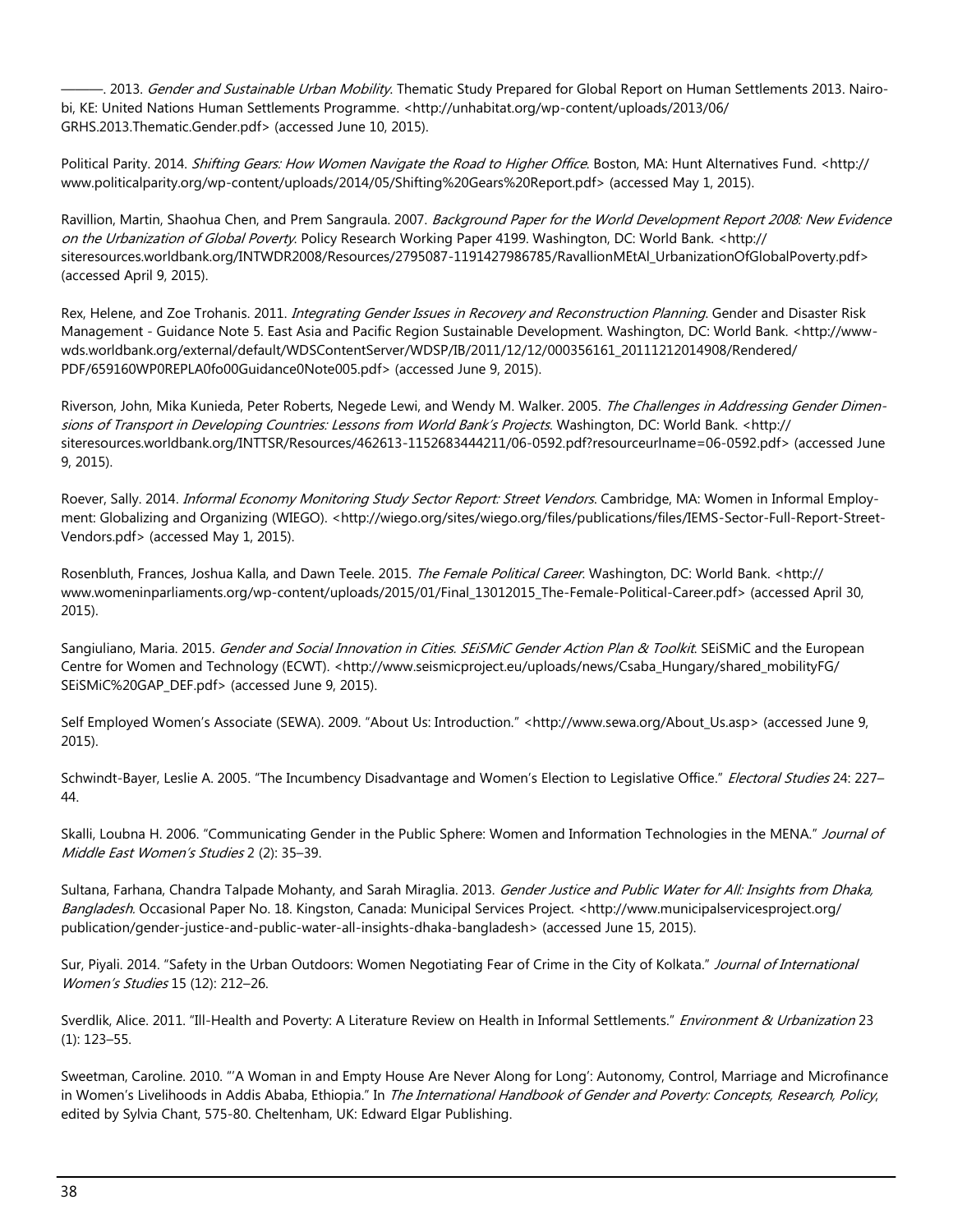———. 2013. *Gender and Sustainable Urban Mobility*. Thematic Study Prepared for Global Report on Human Settlements 2013. Nairobi, KE: United Nations Human Settlements Programme. <http://unhabitat.org/wp-content/uploads/2013/06/GRHS.2013.Thematic.Gender.pdf> (accessed June 10, 2015).

Political Parity. 2014. *Shifting Gears: How Women Navigate the Road to Higher Office*. Boston, MA: Hunt Alternatives Fund. <http://www.politicalparity.org/wp-content/uploads/2014/05/Shifting%20Gears%20Report.pdf> (accessed May 1, 2015).

Ravillion, Martin, Shaohua Chen, and Prem Sangraula. 2007. *Background Paper for the World Development Report 2008: New Evidence on the Urbanization of Global Poverty*. Policy Research Working Paper 4199. Washington, DC: World Bank. <http://siteresources.worldbank.org/INTWDR2008/Resources/2795087-1191427986785/RavallionMEtAl_UrbanizationOfGlobalPoverty.pdf> (accessed April 9, 2015).

Rex, Helene, and Zoe Trohanis. 2011. *Integrating Gender Issues in Recovery and Reconstruction Planning*. Gender and Disaster Risk Management - Guidance Note 5. East Asia and Pacific Region Sustainable Development. Washington, DC: World Bank. <http://www-wds.worldbank.org/external/default/WDSContentServer/WDSP/IB/2011/12/12/000356161_20111212014908/Rendered/PDF/659160WP0REPLA0fo00Guidance0Note005.pdf> (accessed June 9, 2015).

Riverson, John, Mika Kunieda, Peter Roberts, Negede Lewi, and Wendy M. Walker. 2005. *The Challenges in Addressing Gender Dimensions of Transport in Developing Countries: Lessons from World Bank's Projects*. Washington, DC: World Bank. <http://siteresources.worldbank.org/INTTSR/Resources/462613-1152683444211/06-0592.pdf?resourceurlname=06-0592.pdf> (accessed June 9, 2015).

Roever, Sally. 2014. *Informal Economy Monitoring Study Sector Report: Street Vendors*. Cambridge, MA: Women in Informal Employment: Globalizing and Organizing (WIEGO). <http://wiego.org/sites/wiego.org/files/publications/files/IEMS-Sector-Full-Report-Street-Vendors.pdf> (accessed May 1, 2015).

Rosenbluth, Frances, Joshua Kalla, and Dawn Teele. 2015. *The Female Political Career*. Washington, DC: World Bank. <http://www.womeninparliaments.org/wp-content/uploads/2015/01/Final_13012015_The-Female-Political-Career.pdf> (accessed April 30, 2015).

Sangiuliano, Maria. 2015. *Gender and Social Innovation in Cities. SEiSMiC Gender Action Plan & Toolkit*. SEiSMiC and the European Centre for Women and Technology (ECWT). <http://www.seismicproject.eu/uploads/news/Csaba_Hungary/shared_mobilityFG/SEiSMiC%20GAP_DEF.pdf> (accessed June 9, 2015).

Self Employed Women's Associate (SEWA). 2009. "About Us: Introduction." <http://www.sewa.org/About_Us.asp> (accessed June 9, 2015).

Schwindt-Bayer, Leslie A. 2005. "The Incumbency Disadvantage and Women's Election to Legislative Office." *Electoral Studies* 24: 227–44.

Skalli, Loubna H. 2006. "Communicating Gender in the Public Sphere: Women and Information Technologies in the MENA." *Journal of Middle East Women's Studies* 2 (2): 35–39.

Sultana, Farhana, Chandra Talpade Mohanty, and Sarah Miraglia. 2013. *Gender Justice and Public Water for All: Insights from Dhaka, Bangladesh*. Occasional Paper No. 18. Kingston, Canada: Municipal Services Project. <http://www.municipalservicesproject.org/publication/gender-justice-and-public-water-all-insights-dhaka-bangladesh> (accessed June 15, 2015).

Sur, Piyali. 2014. "Safety in the Urban Outdoors: Women Negotiating Fear of Crime in the City of Kolkata." *Journal of International Women's Studies* 15 (12): 212–26.

Sverdlik, Alice. 2011. "Ill-Health and Poverty: A Literature Review on Health in Informal Settlements." *Environment & Urbanization* 23 (1): 123–55.

Sweetman, Caroline. 2010. "'A Woman in and Empty House Are Never Along for Long': Autonomy, Control, Marriage and Microfinance in Women's Livelihoods in Addis Ababa, Ethiopia." In *The International Handbook of Gender and Poverty: Concepts, Research, Policy*, edited by Sylvia Chant, 575-80. Cheltenham, UK: Edward Elgar Publishing.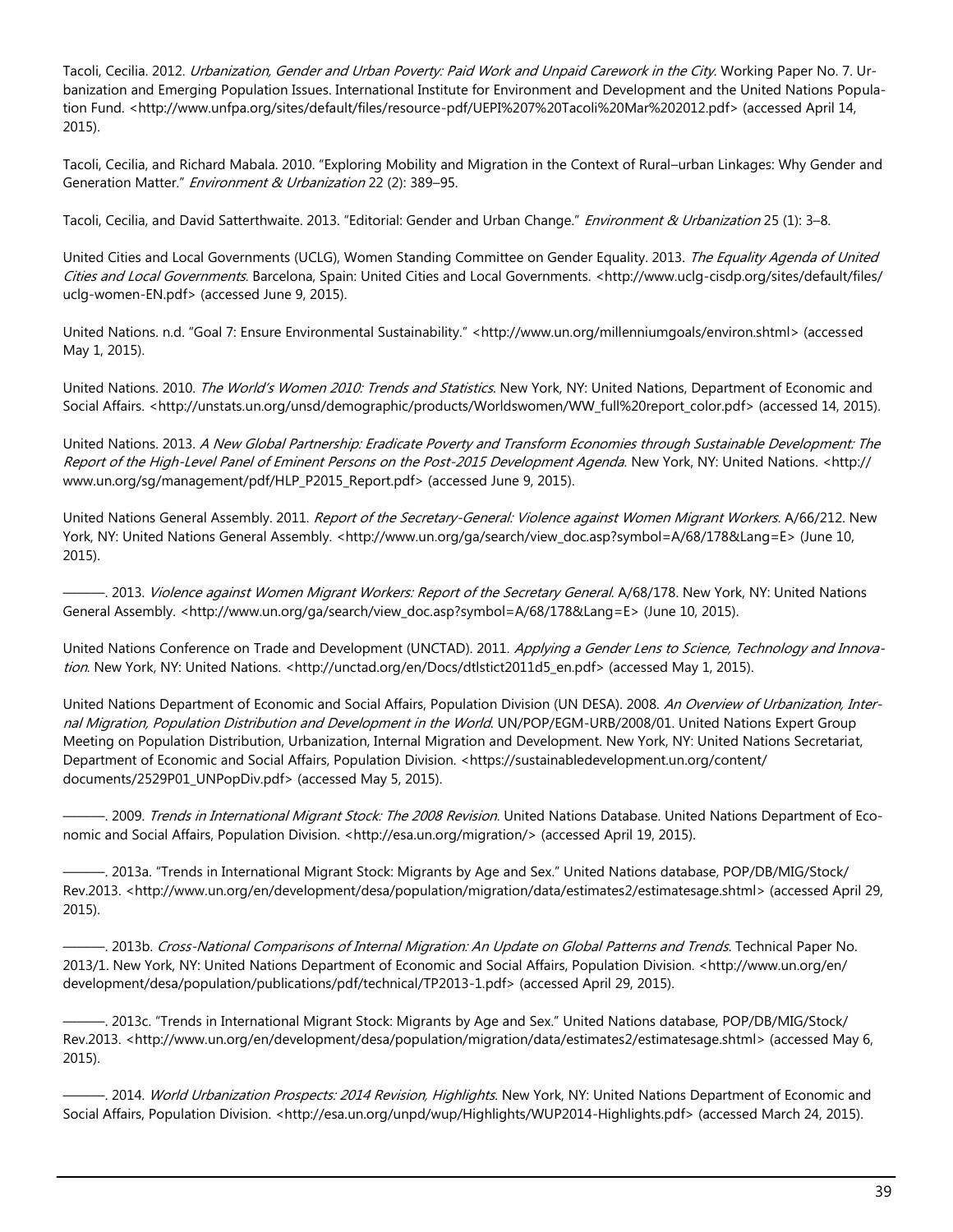Tacoli, Cecilia. 2012. *Urbanization, Gender and Urban Poverty: Paid Work and Unpaid Carework in the City*. Working Paper No. 7. Urbanization and Emerging Population Issues. International Institute for Environment and Development and the United Nations Population Fund. <http://www.unfpa.org/sites/default/files/resource-pdf/UEPI%207%20Tacoli%20Mar%202012.pdf> (accessed April 14, 2015).

Tacoli, Cecilia, and Richard Mabala. 2010. "Exploring Mobility and Migration in the Context of Rural–urban Linkages: Why Gender and Generation Matter." *Environment & Urbanization* 22 (2): 389–95.

Tacoli, Cecilia, and David Satterthwaite. 2013. "Editorial: Gender and Urban Change." *Environment & Urbanization* 25 (1): 3–8.

United Cities and Local Governments (UCLG), Women Standing Committee on Gender Equality. 2013. *The Equality Agenda of United Cities and Local Governments*. Barcelona, Spain: United Cities and Local Governments. <http://www.uclg-cisdp.org/sites/default/files/uclg-women-EN.pdf> (accessed June 9, 2015).

United Nations. n.d. "Goal 7: Ensure Environmental Sustainability." <http://www.un.org/millenniumgoals/environ.shtml> (accessed May 1, 2015).

United Nations. 2010. *The World's Women 2010: Trends and Statistics*. New York, NY: United Nations, Department of Economic and Social Affairs. <http://unstats.un.org/unsd/demographic/products/Worldswomen/WW_full%20report_color.pdf> (accessed 14, 2015).

United Nations. 2013. *A New Global Partnership: Eradicate Poverty and Transform Economies through Sustainable Development: The Report of the High-Level Panel of Eminent Persons on the Post-2015 Development Agenda*. New York, NY: United Nations. <http://www.un.org/sg/management/pdf/HLP_P2015_Report.pdf> (accessed June 9, 2015).

United Nations General Assembly. 2011. *Report of the Secretary-General: Violence against Women Migrant Workers*. A/66/212. New York, NY: United Nations General Assembly. <http://www.un.org/ga/search/view_doc.asp?symbol=A/68/178&Lang=E> (June 10, 2015).

———. 2013. *Violence against Women Migrant Workers: Report of the Secretary General*. A/68/178. New York, NY: United Nations General Assembly. <http://www.un.org/ga/search/view_doc.asp?symbol=A/68/178&Lang=E> (June 10, 2015).

United Nations Conference on Trade and Development (UNCTAD). 2011. *Applying a Gender Lens to Science, Technology and Innovation*. New York, NY: United Nations. <http://unctad.org/en/Docs/dtlstict2011d5_en.pdf> (accessed May 1, 2015).

United Nations Department of Economic and Social Affairs, Population Division (UN DESA). 2008. *An Overview of Urbanization, Internal Migration, Population Distribution and Development in the World*. UN/POP/EGM-URB/2008/01. United Nations Expert Group Meeting on Population Distribution, Urbanization, Internal Migration and Development. New York, NY: United Nations Secretariat, Department of Economic and Social Affairs, Population Division. <https://sustainabledevelopment.un.org/content/documents/2529P01_UNPopDiv.pdf> (accessed May 5, 2015).

———. 2009. *Trends in International Migrant Stock: The 2008 Revision*. United Nations Database. United Nations Department of Economic and Social Affairs, Population Division. <http://esa.un.org/migration/> (accessed April 19, 2015).

———. 2013a. "Trends in International Migrant Stock: Migrants by Age and Sex." United Nations database, POP/DB/MIG/Stock/Rev.2013. <http://www.un.org/en/development/desa/population/migration/data/estimates2/estimatesage.shtml> (accessed April 29, 2015).

———. 2013b. *Cross-National Comparisons of Internal Migration: An Update on Global Patterns and Trends*. Technical Paper No. 2013/1. New York, NY: United Nations Department of Economic and Social Affairs, Population Division. <http://www.un.org/en/development/desa/population/publications/pdf/technical/TP2013-1.pdf> (accessed April 29, 2015).

———. 2013c. "Trends in International Migrant Stock: Migrants by Age and Sex." United Nations database, POP/DB/MIG/Stock/Rev.2013. <http://www.un.org/en/development/desa/population/migration/data/estimates2/estimatesage.shtml> (accessed May 6, 2015).

———. 2014. *World Urbanization Prospects: 2014 Revision, Highlights*. New York, NY: United Nations Department of Economic and Social Affairs, Population Division. <http://esa.un.org/unpd/wup/Highlights/WUP2014-Highlights.pdf> (accessed March 24, 2015).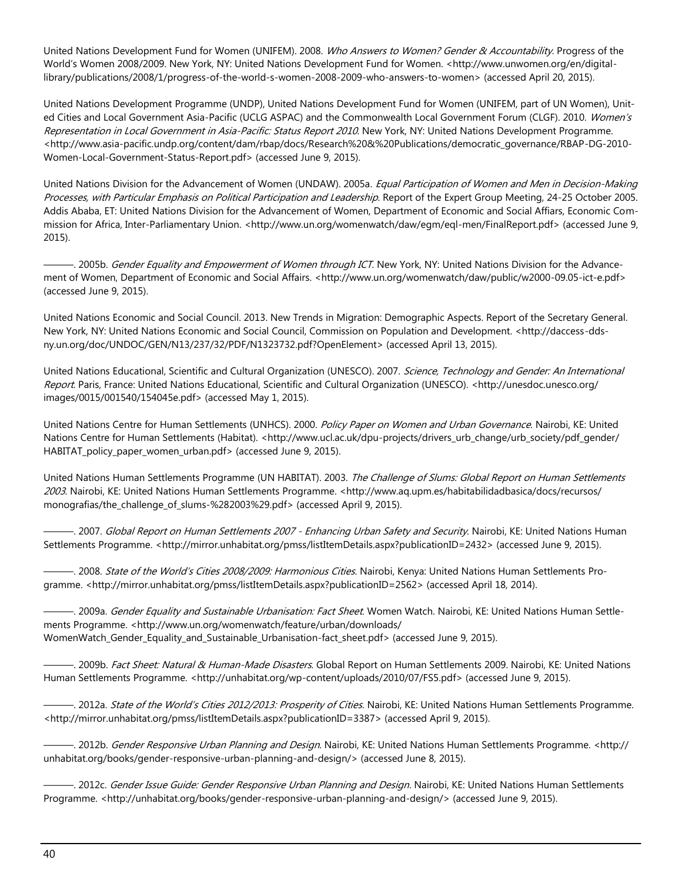United Nations Development Fund for Women (UNIFEM). 2008. *Who Answers to Women? Gender & Accountability.* Progress of the World's Women 2008/2009. New York, NY: United Nations Development Fund for Women. <http://www.unwomen.org/en/digital-library/publications/2008/1/progress-of-the-world-s-women-2008-2009-who-answers-to-women> (accessed April 20, 2015).

United Nations Development Programme (UNDP), United Nations Development Fund for Women (UNIFEM, part of UN Women), United Cities and Local Government Asia-Pacific (UCLG ASPAC) and the Commonwealth Local Government Forum (CLGF). 2010. *Women's Representation in Local Government in Asia-Pacific: Status Report 2010.* New York, NY: United Nations Development Programme. <http://www.asia-pacific.undp.org/content/dam/rbap/docs/Research%20&%20Publications/democratic_governance/RBAP-DG-2010-Women-Local-Government-Status-Report.pdf> (accessed June 9, 2015).

United Nations Division for the Advancement of Women (UNDAW). 2005a. *Equal Participation of Women and Men in Decision-Making Processes, with Particular Emphasis on Political Participation and Leadership.* Report of the Expert Group Meeting, 24-25 October 2005. Addis Ababa, ET: United Nations Division for the Advancement of Women, Department of Economic and Social Affiars, Economic Commission for Africa, Inter-Parliamentary Union. <http://www.un.org/womenwatch/daw/egm/eql-men/FinalReport.pdf> (accessed June 9, 2015).

———. 2005b. *Gender Equality and Empowerment of Women through ICT.* New York, NY: United Nations Division for the Advancement of Women, Department of Economic and Social Affairs. <http://www.un.org/womenwatch/daw/public/w2000-09.05-ict-e.pdf> (accessed June 9, 2015).

United Nations Economic and Social Council. 2013. New Trends in Migration: Demographic Aspects. Report of the Secretary General. New York, NY: United Nations Economic and Social Council, Commission on Population and Development. <http://daccess-dds-ny.un.org/doc/UNDOC/GEN/N13/237/32/PDF/N1323732.pdf?OpenElement> (accessed April 13, 2015).

United Nations Educational, Scientific and Cultural Organization (UNESCO). 2007. *Science, Technology and Gender: An International Report.* Paris, France: United Nations Educational, Scientific and Cultural Organization (UNESCO). <http://unesdoc.unesco.org/images/0015/001540/154045e.pdf> (accessed May 1, 2015).

United Nations Centre for Human Settlements (UNHCS). 2000. *Policy Paper on Women and Urban Governance.* Nairobi, KE: United Nations Centre for Human Settlements (Habitat). <http://www.ucl.ac.uk/dpu-projects/drivers_urb_change/urb_society/pdf_gender/HABITAT_policy_paper_women_urban.pdf> (accessed June 9, 2015).

United Nations Human Settlements Programme (UN HABITAT). 2003. *The Challenge of Slums: Global Report on Human Settlements 2003.* Nairobi, KE: United Nations Human Settlements Programme. <http://www.aq.upm.es/habitabilidadbasica/docs/recursos/monografias/the_challenge_of_slums-%282003%29.pdf> (accessed April 9, 2015).

———. 2007. *Global Report on Human Settlements 2007 - Enhancing Urban Safety and Security.* Nairobi, KE: United Nations Human Settlements Programme. <http://mirror.unhabitat.org/pmss/listItemDetails.aspx?publicationID=2432> (accessed June 9, 2015).

———. 2008. *State of the World's Cities 2008/2009: Harmonious Cities.* Nairobi, Kenya: United Nations Human Settlements Programme. <http://mirror.unhabitat.org/pmss/listItemDetails.aspx?publicationID=2562> (accessed April 18, 2014).

———. 2009a. *Gender Equality and Sustainable Urbanisation: Fact Sheet.* Women Watch. Nairobi, KE: United Nations Human Settlements Programme. <http://www.un.org/womenwatch/feature/urban/downloads/WomenWatch_Gender_Equality_and_Sustainable_Urbanisation-fact_sheet.pdf> (accessed June 9, 2015).

———. 2009b. *Fact Sheet: Natural & Human-Made Disasters.* Global Report on Human Settlements 2009. Nairobi, KE: United Nations Human Settlements Programme. <http://unhabitat.org/wp-content/uploads/2010/07/FS5.pdf> (accessed June 9, 2015).

———. 2012a. *State of the World's Cities 2012/2013: Prosperity of Cities.* Nairobi, KE: United Nations Human Settlements Programme. <http://mirror.unhabitat.org/pmss/listItemDetails.aspx?publicationID=3387> (accessed April 9, 2015).

———. 2012b. *Gender Responsive Urban Planning and Design.* Nairobi, KE: United Nations Human Settlements Programme. <http://unhabitat.org/books/gender-responsive-urban-planning-and-design/> (accessed June 8, 2015).

———. 2012c. *Gender Issue Guide: Gender Responsive Urban Planning and Design.* Nairobi, KE: United Nations Human Settlements Programme. <http://unhabitat.org/books/gender-responsive-urban-planning-and-design/> (accessed June 9, 2015).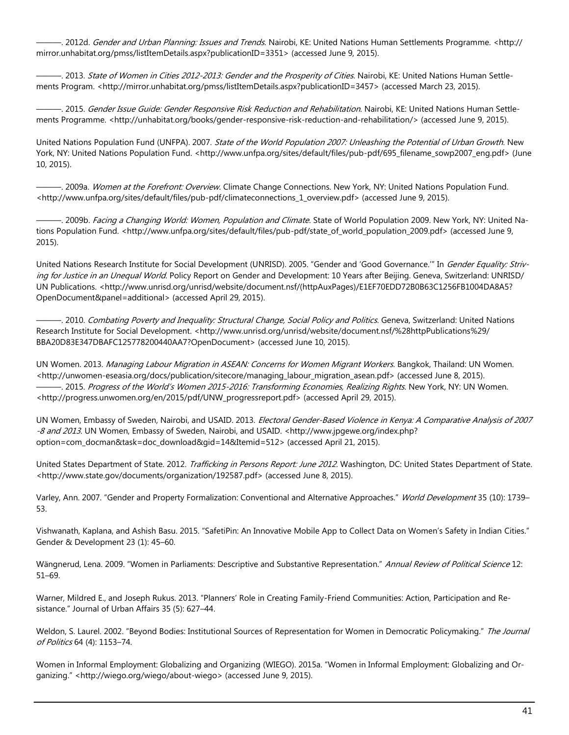———. 2012d. *Gender and Urban Planning: Issues and Trends*. Nairobi, KE: United Nations Human Settlements Programme. <http://mirror.unhabitat.org/pmss/listItemDetails.aspx?publicationID=3351> (accessed June 9, 2015).

———. 2013. *State of Women in Cities 2012-2013: Gender and the Prosperity of Cities*. Nairobi, KE: United Nations Human Settlements Program. <http://mirror.unhabitat.org/pmss/listItemDetails.aspx?publicationID=3457> (accessed March 23, 2015).

———. 2015. *Gender Issue Guide: Gender Responsive Risk Reduction and Rehabilitation*. Nairobi, KE: United Nations Human Settlements Programme. <http://unhabitat.org/books/gender-responsive-risk-reduction-and-rehabilitation/> (accessed June 9, 2015).

United Nations Population Fund (UNFPA). 2007. *State of the World Population 2007: Unleashing the Potential of Urban Growth*. New York, NY: United Nations Population Fund. <http://www.unfpa.org/sites/default/files/pub-pdf/695_filename_sowp2007_eng.pdf> (June 10, 2015).

———. 2009a. *Women at the Forefront: Overview*. Climate Change Connections. New York, NY: United Nations Population Fund. <http://www.unfpa.org/sites/default/files/pub-pdf/climateconnections_1_overview.pdf> (accessed June 9, 2015).

———. 2009b. *Facing a Changing World: Women, Population and Climate*. State of World Population 2009. New York, NY: United Nations Population Fund. <http://www.unfpa.org/sites/default/files/pub-pdf/state_of_world_population_2009.pdf> (accessed June 9, 2015).

United Nations Research Institute for Social Development (UNRISD). 2005. "Gender and 'Good Governance.'" In *Gender Equality: Striving for Justice in an Unequal World*. Policy Report on Gender and Development: 10 Years after Beijing. Geneva, Switzerland: UNRISD/UN Publications. <http://www.unrisd.org/unrisd/website/document.nsf/(httpAuxPages)/E1EF70EDD72B0B63C1256FB1004DA8A5?OpenDocument&panel=additional> (accessed April 29, 2015).

———. 2010. *Combating Poverty and Inequality: Structural Change, Social Policy and Politics*. Geneva, Switzerland: United Nations Research Institute for Social Development. <http://www.unrisd.org/unrisd/website/document.nsf/%28httpPublications%29/BBA20D83E347DBAFC125778200440AA7?OpenDocument> (accessed June 10, 2015).

UN Women. 2013. *Managing Labour Migration in ASEAN: Concerns for Women Migrant Workers*. Bangkok, Thailand: UN Women. <http://unwomen-eseasia.org/docs/publication/sitecore/managing_labour_migration_asean.pdf> (accessed June 8, 2015).

———. 2015. *Progress of the World's Women 2015-2016: Transforming Economies, Realizing Rights*. New York, NY: UN Women. <http://progress.unwomen.org/en/2015/pdf/UNW_progressreport.pdf> (accessed April 29, 2015).

UN Women, Embassy of Sweden, Nairobi, and USAID. 2013. *Electoral Gender-Based Violence in Kenya: A Comparative Analysis of 2007-8 and 2013*. UN Women, Embassy of Sweden, Nairobi, and USAID. <http://www.jpgewe.org/index.php?option=com_docman&task=doc_download&gid=14&Itemid=512> (accessed April 21, 2015).

United States Department of State. 2012. *Trafficking in Persons Report: June 2012*. Washington, DC: United States Department of State. <http://www.state.gov/documents/organization/192587.pdf> (accessed June 8, 2015).

Varley, Ann. 2007. "Gender and Property Formalization: Conventional and Alternative Approaches." *World Development* 35 (10): 1739–53.

Vishwanath, Kaplana, and Ashish Basu. 2015. "SafetiPin: An Innovative Mobile App to Collect Data on Women's Safety in Indian Cities." Gender & Development 23 (1): 45–60.

Wängnerud, Lena. 2009. "Women in Parliaments: Descriptive and Substantive Representation." *Annual Review of Political Science* 12: 51–69.

Warner, Mildred E., and Joseph Rukus. 2013. "Planners' Role in Creating Family-Friend Communities: Action, Participation and Resistance." Journal of Urban Affairs 35 (5): 627–44.

Weldon, S. Laurel. 2002. "Beyond Bodies: Institutional Sources of Representation for Women in Democratic Policymaking." *The Journal of Politics* 64 (4): 1153–74.

Women in Informal Employment: Globalizing and Organizing (WIEGO). 2015a. "Women in Informal Employment: Globalizing and Organizing." <http://wiego.org/wiego/about-wiego> (accessed June 9, 2015).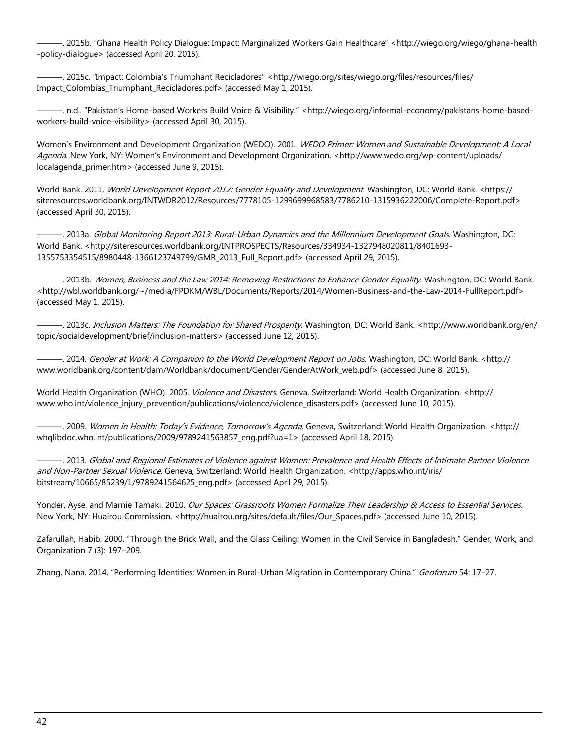———. 2015b. "Ghana Health Policy Dialogue: Impact: Marginalized Workers Gain Healthcare" <http://wiego.org/wiego/ghana-health-policy-dialogue> (accessed April 20, 2015).

———. 2015c. "Impact: Colombia's Triumphant Recicladores" <http://wiego.org/sites/wiego.org/files/resources/files/Impact_Colombias_Triumphant_Recicladores.pdf> (accessed May 1, 2015).

———. n.d.. "Pakistan's Home-based Workers Build Voice & Visibility." <http://wiego.org/informal-economy/pakistans-home-based-workers-build-voice-visibility> (accessed April 30, 2015).

Women's Environment and Development Organization (WEDO). 2001. *WEDO Primer: Women and Sustainable Development: A Local Agenda*. New York, NY: Women's Environment and Development Organization. <http://www.wedo.org/wp-content/uploads/localagenda_primer.htm> (accessed June 9, 2015).

World Bank. 2011. *World Development Report 2012: Gender Equality and Development*. Washington, DC: World Bank. <https://siteresources.worldbank.org/INTWDR2012/Resources/7778105-1299699968583/7786210-1315936222006/Complete-Report.pdf> (accessed April 30, 2015).

———. 2013a. *Global Monitoring Report 2013: Rural-Urban Dynamics and the Millennium Development Goals*. Washington, DC: World Bank. <http://siteresources.worldbank.org/INTPROSPECTS/Resources/334934-1327948020811/8401693-1355753354515/8980448-1366123749799/GMR_2013_Full_Report.pdf> (accessed April 29, 2015).

———. 2013b. *Women, Business and the Law 2014: Removing Restrictions to Enhance Gender Equality*. Washington, DC: World Bank. <http://wbl.worldbank.org/~/media/FPDKM/WBL/Documents/Reports/2014/Women-Business-and-the-Law-2014-FullReport.pdf> (accessed May 1, 2015).

———. 2013c. *Inclusion Matters: The Foundation for Shared Prosperity*. Washington, DC: World Bank. <http://www.worldbank.org/en/topic/socialdevelopment/brief/inclusion-matters> (accessed June 12, 2015).

———. 2014. *Gender at Work: A Companion to the World Development Report on Jobs*. Washington, DC: World Bank. <http://www.worldbank.org/content/dam/Worldbank/document/Gender/GenderAtWork_web.pdf> (accessed June 8, 2015).

World Health Organization (WHO). 2005. *Violence and Disasters*. Geneva, Switzerland: World Health Organization. <http://www.who.int/violence_injury_prevention/publications/violence/violence_disasters.pdf> (accessed June 10, 2015).

———. 2009. *Women in Health: Today's Evidence, Tomorrow's Agenda*. Geneva, Switzerland: World Health Organization. <http://whqlibdoc.who.int/publications/2009/9789241563857_eng.pdf?ua=1> (accessed April 18, 2015).

———. 2013. *Global and Regional Estimates of Violence against Women: Prevalence and Health Effects of Intimate Partner Violence and Non-Partner Sexual Violence*. Geneva, Switzerland: World Health Organization. <http://apps.who.int/iris/bitstream/10665/85239/1/9789241564625_eng.pdf> (accessed April 29, 2015).

Yonder, Ayse, and Marnie Tamaki. 2010. *Our Spaces: Grassroots Women Formalize Their Leadership & Access to Essential Services*. New York, NY: Huairou Commission. <http://huairou.org/sites/default/files/Our_Spaces.pdf> (accessed June 10, 2015).

Zafarullah, Habib. 2000. "Through the Brick Wall, and the Glass Ceiling: Women in the Civil Service in Bangladesh." Gender, Work, and Organization 7 (3): 197–209.

Zhang, Nana. 2014. "Performing Identities: Women in Rural-Urban Migration in Contemporary China." *Geoforum* 54: 17–27.